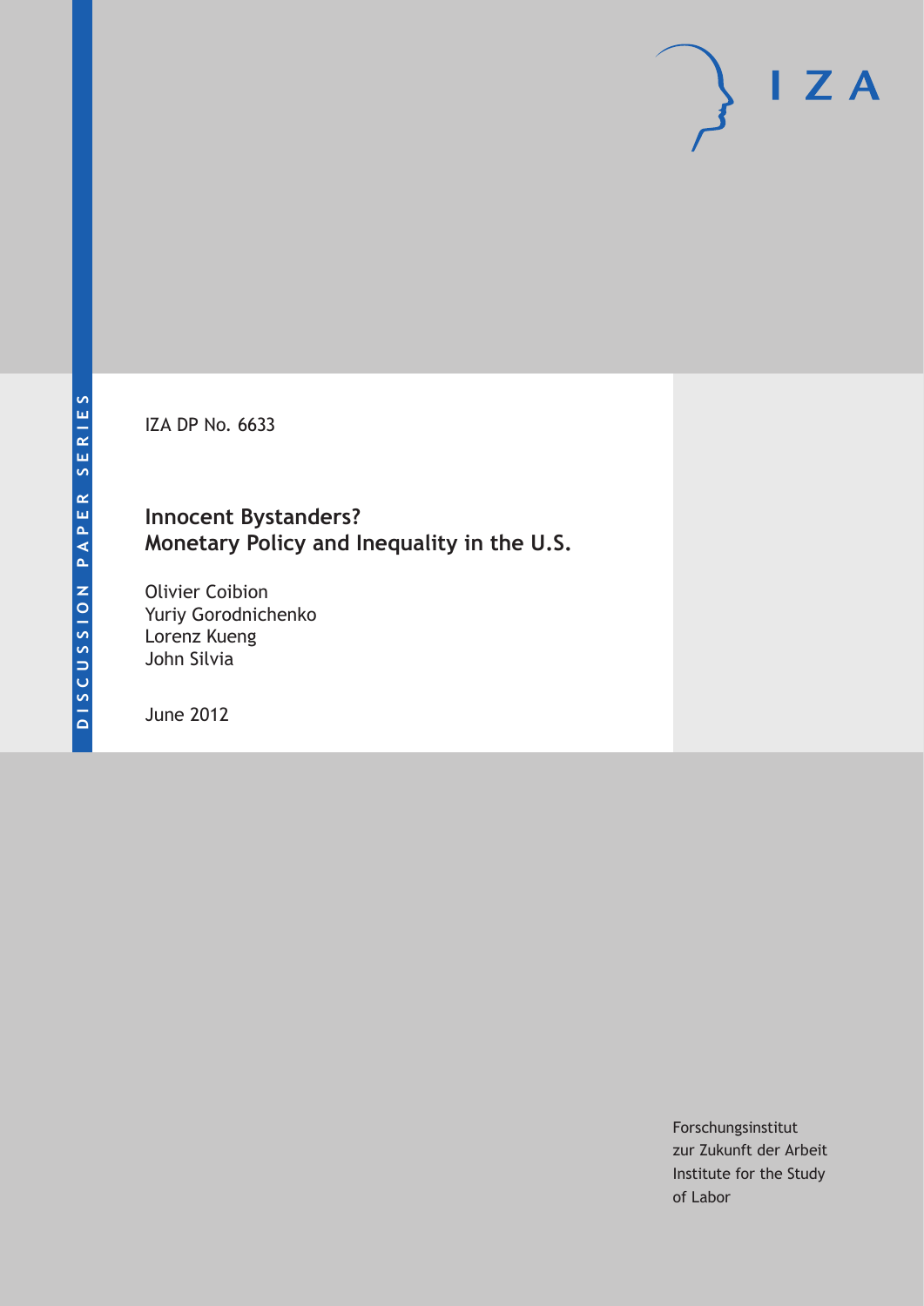DISCUSSION PAPER SERIES

IZA DP No. 6633

# Innocent Bystanders? Monetary Policy and Inequality in the U.S.

Olivier Coibion
Yuriy Gorodnichenko
Lorenz Kueng
John Silvia

June 2012

Forschungsinstitut
zur Zukunft der Arbeit
Institute for the Study
of Labor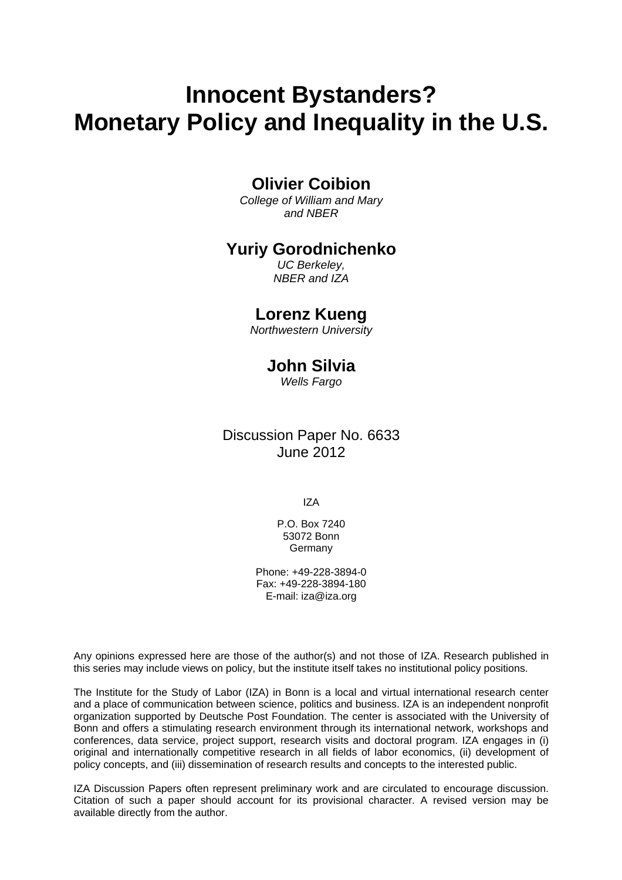# Innocent Bystanders?
# Monetary Policy and Inequality in the U.S.

**Olivier Coibion**

*College of William and Mary and NBER*

**Yuriy Gorodnichenko**

*UC Berkeley, NBER and IZA*

**Lorenz Kueng**

*Northwestern University*

**John Silvia**

*Wells Fargo*

Discussion Paper No. 6633
June 2012

IZA

P.O. Box 7240
53072 Bonn
Germany

Phone: +49-228-3894-0
Fax: +49-228-3894-180
E-mail: iza@iza.org

Any opinions expressed here are those of the author(s) and not those of IZA. Research published in this series may include views on policy, but the institute itself takes no institutional policy positions.

The Institute for the Study of Labor (IZA) in Bonn is a local and virtual international research center and a place of communication between science, politics and business. IZA is an independent nonprofit organization supported by Deutsche Post Foundation. The center is associated with the University of Bonn and offers a stimulating research environment through its international network, workshops and conferences, data service, project support, research visits and doctoral program. IZA engages in (i) original and internationally competitive research in all fields of labor economics, (ii) development of policy concepts, and (iii) dissemination of research results and concepts to the interested public.

IZA Discussion Papers often represent preliminary work and are circulated to encourage discussion. Citation of such a paper should account for its provisional character. A revised version may be available directly from the author.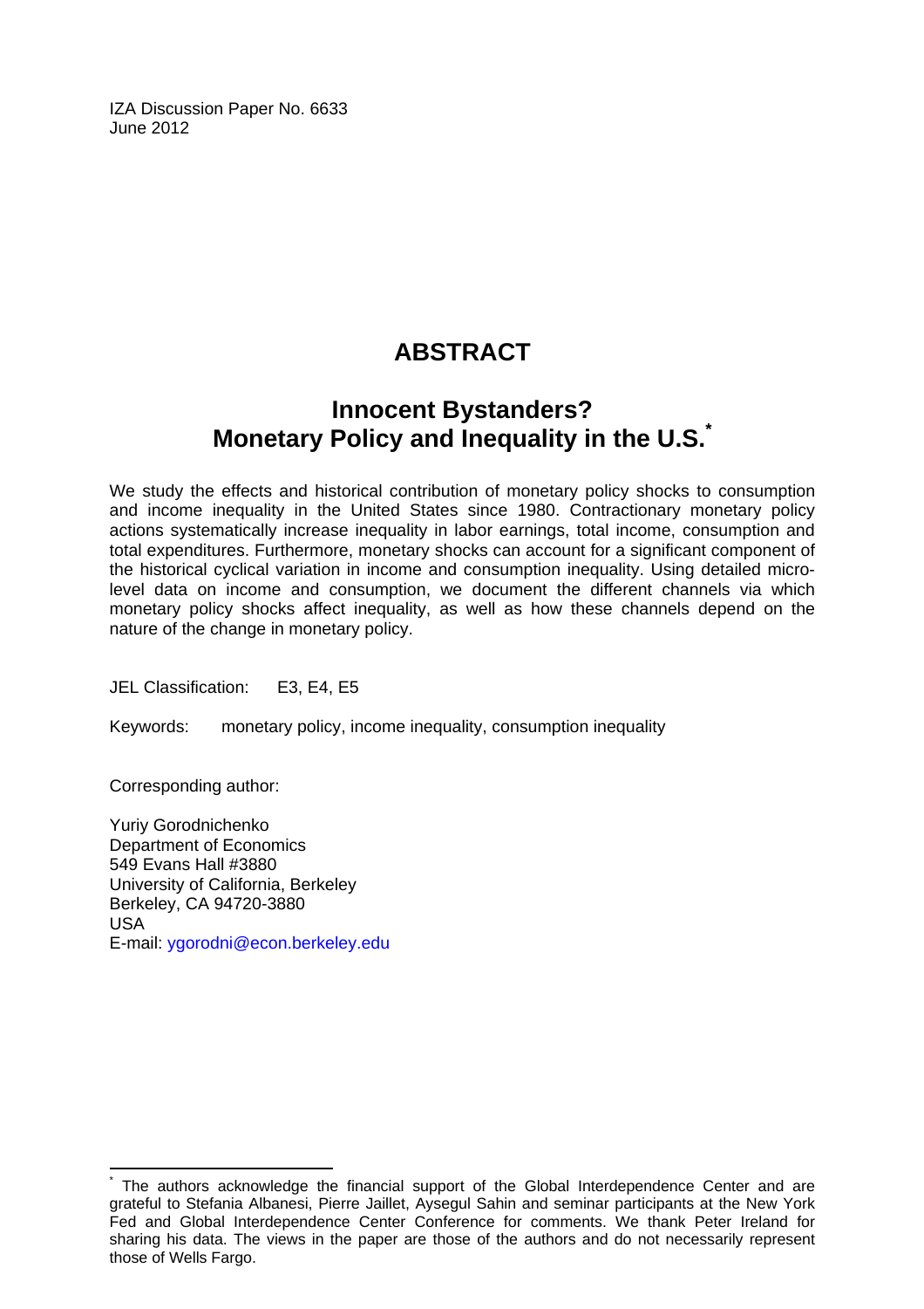IZA Discussion Paper No. 6633
June 2012

# ABSTRACT

## Innocent Bystanders? Monetary Policy and Inequality in the U.S.[*]

We study the effects and historical contribution of monetary policy shocks to consumption and income inequality in the United States since 1980. Contractionary monetary policy actions systematically increase inequality in labor earnings, total income, consumption and total expenditures. Furthermore, monetary shocks can account for a significant component of the historical cyclical variation in income and consumption inequality. Using detailed micro-level data on income and consumption, we document the different channels via which monetary policy shocks affect inequality, as well as how these channels depend on the nature of the change in monetary policy.

JEL Classification: E3, E4, E5

Keywords: monetary policy, income inequality, consumption inequality

Corresponding author:

Yuriy Gorodnichenko
Department of Economics
549 Evans Hall #3880
University of California, Berkeley
Berkeley, CA 94720-3880
USA
E-mail: ygorodni@econ.berkeley.edu

[*] The authors acknowledge the financial support of the Global Interdependence Center and are grateful to Stefania Albanesi, Pierre Jaillet, Aysegul Sahin and seminar participants at the New York Fed and Global Interdependence Center Conference for comments. We thank Peter Ireland for sharing his data. The views in the paper are those of the authors and do not necessarily represent those of Wells Fargo.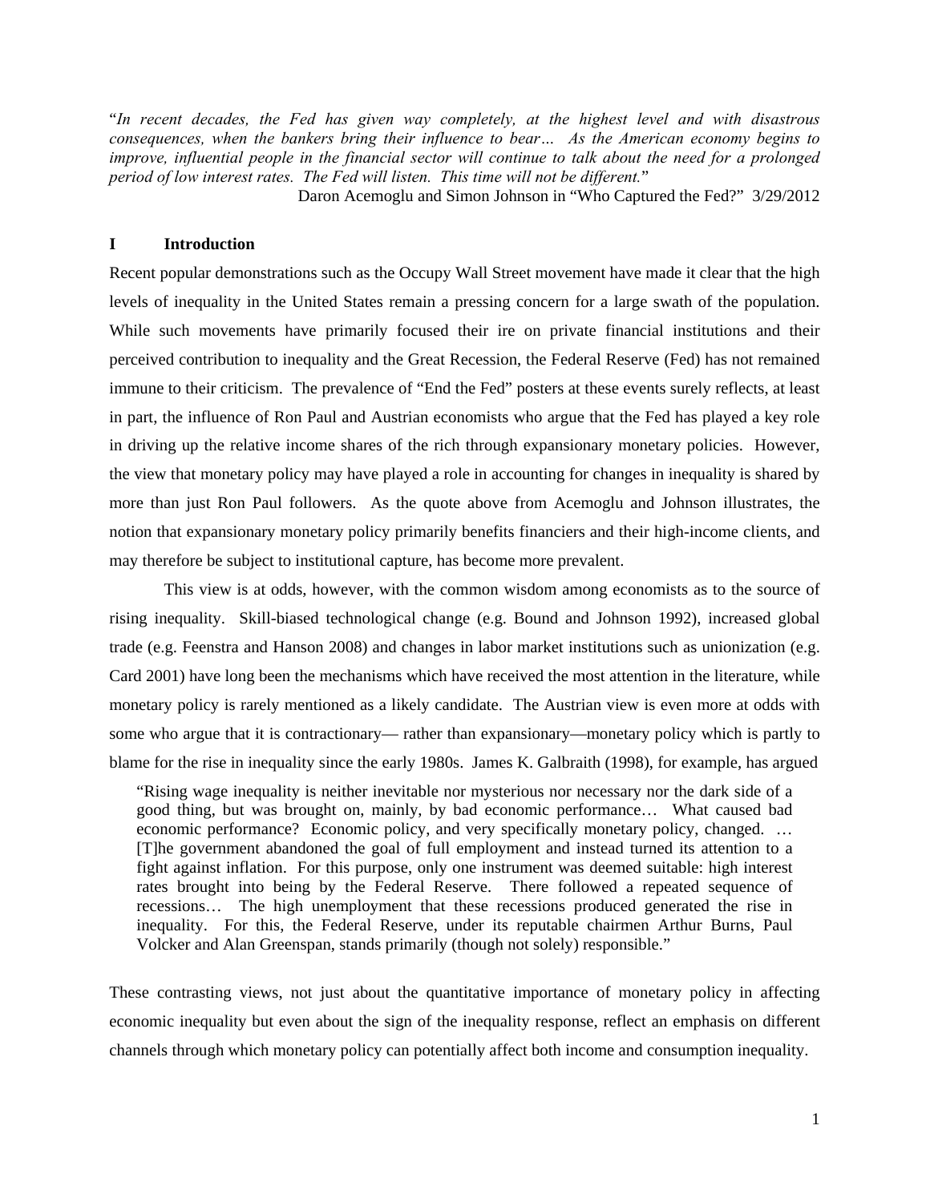"*In recent decades, the Fed has given way completely, at the highest level and with disastrous consequences, when the bankers bring their influence to bear… As the American economy begins to improve, influential people in the financial sector will continue to talk about the need for a prolonged period of low interest rates. The Fed will listen. This time will not be different.*"

Daron Acemoglu and Simon Johnson in "Who Captured the Fed?" 3/29/2012

## I Introduction

Recent popular demonstrations such as the Occupy Wall Street movement have made it clear that the high levels of inequality in the United States remain a pressing concern for a large swath of the population. While such movements have primarily focused their ire on private financial institutions and their perceived contribution to inequality and the Great Recession, the Federal Reserve (Fed) has not remained immune to their criticism. The prevalence of "End the Fed" posters at these events surely reflects, at least in part, the influence of Ron Paul and Austrian economists who argue that the Fed has played a key role in driving up the relative income shares of the rich through expansionary monetary policies. However, the view that monetary policy may have played a role in accounting for changes in inequality is shared by more than just Ron Paul followers. As the quote above from Acemoglu and Johnson illustrates, the notion that expansionary monetary policy primarily benefits financiers and their high-income clients, and may therefore be subject to institutional capture, has become more prevalent.

This view is at odds, however, with the common wisdom among economists as to the source of rising inequality. Skill-biased technological change (e.g. Bound and Johnson 1992), increased global trade (e.g. Feenstra and Hanson 2008) and changes in labor market institutions such as unionization (e.g. Card 2001) have long been the mechanisms which have received the most attention in the literature, while monetary policy is rarely mentioned as a likely candidate. The Austrian view is even more at odds with some who argue that it is contractionary— rather than expansionary—monetary policy which is partly to blame for the rise in inequality since the early 1980s. James K. Galbraith (1998), for example, has argued

> "Rising wage inequality is neither inevitable nor mysterious nor necessary nor the dark side of a good thing, but was brought on, mainly, by bad economic performance… What caused bad economic performance? Economic policy, and very specifically monetary policy, changed. … [T]he government abandoned the goal of full employment and instead turned its attention to a fight against inflation. For this purpose, only one instrument was deemed suitable: high interest rates brought into being by the Federal Reserve. There followed a repeated sequence of recessions… The high unemployment that these recessions produced generated the rise in inequality. For this, the Federal Reserve, under its reputable chairmen Arthur Burns, Paul Volcker and Alan Greenspan, stands primarily (though not solely) responsible."

These contrasting views, not just about the quantitative importance of monetary policy in affecting economic inequality but even about the sign of the inequality response, reflect an emphasis on different channels through which monetary policy can potentially affect both income and consumption inequality.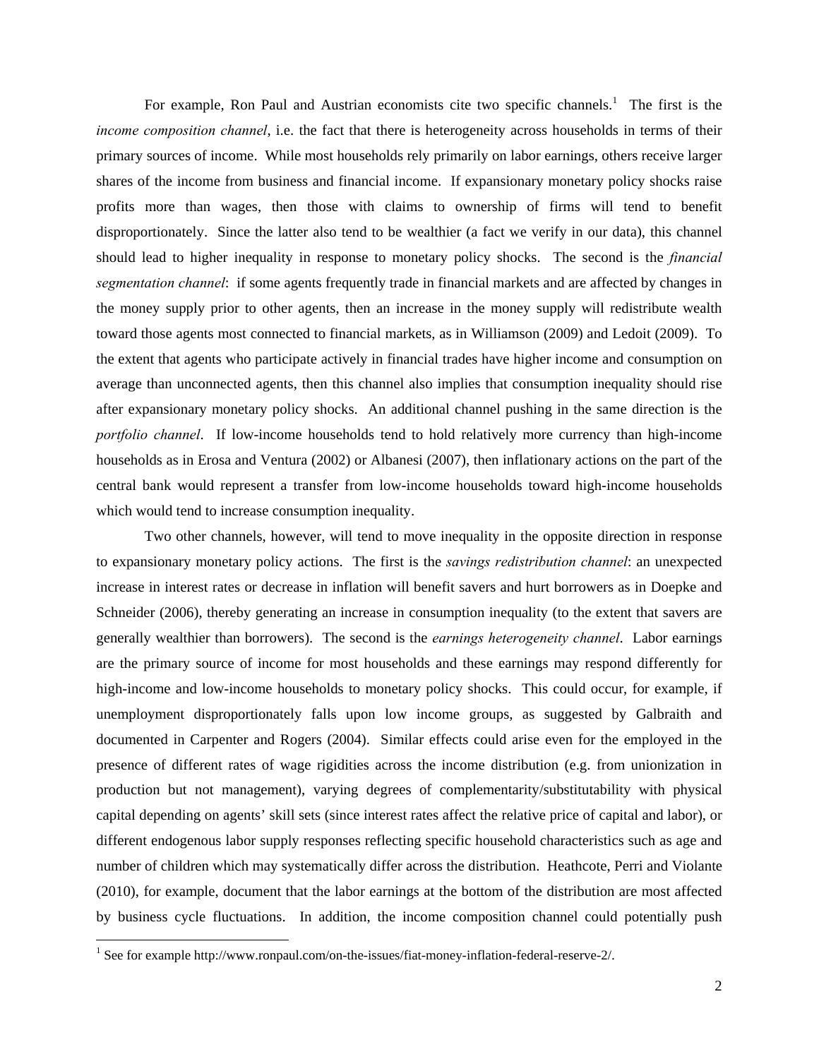For example, Ron Paul and Austrian economists cite two specific channels.[1] The first is the *income composition channel*, i.e. the fact that there is heterogeneity across households in terms of their primary sources of income. While most households rely primarily on labor earnings, others receive larger shares of the income from business and financial income. If expansionary monetary policy shocks raise profits more than wages, then those with claims to ownership of firms will tend to benefit disproportionately. Since the latter also tend to be wealthier (a fact we verify in our data), this channel should lead to higher inequality in response to monetary policy shocks. The second is the *financial segmentation channel*: if some agents frequently trade in financial markets and are affected by changes in the money supply prior to other agents, then an increase in the money supply will redistribute wealth toward those agents most connected to financial markets, as in Williamson (2009) and Ledoit (2009). To the extent that agents who participate actively in financial trades have higher income and consumption on average than unconnected agents, then this channel also implies that consumption inequality should rise after expansionary monetary policy shocks. An additional channel pushing in the same direction is the *portfolio channel*. If low-income households tend to hold relatively more currency than high-income households as in Erosa and Ventura (2002) or Albanesi (2007), then inflationary actions on the part of the central bank would represent a transfer from low-income households toward high-income households which would tend to increase consumption inequality.

Two other channels, however, will tend to move inequality in the opposite direction in response to expansionary monetary policy actions. The first is the *savings redistribution channel*: an unexpected increase in interest rates or decrease in inflation will benefit savers and hurt borrowers as in Doepke and Schneider (2006), thereby generating an increase in consumption inequality (to the extent that savers are generally wealthier than borrowers). The second is the *earnings heterogeneity channel*. Labor earnings are the primary source of income for most households and these earnings may respond differently for high-income and low-income households to monetary policy shocks. This could occur, for example, if unemployment disproportionately falls upon low income groups, as suggested by Galbraith and documented in Carpenter and Rogers (2004). Similar effects could arise even for the employed in the presence of different rates of wage rigidities across the income distribution (e.g. from unionization in production but not management), varying degrees of complementarity/substitutability with physical capital depending on agents' skill sets (since interest rates affect the relative price of capital and labor), or different endogenous labor supply responses reflecting specific household characteristics such as age and number of children which may systematically differ across the distribution. Heathcote, Perri and Violante (2010), for example, document that the labor earnings at the bottom of the distribution are most affected by business cycle fluctuations. In addition, the income composition channel could potentially push

[1] See for example http://www.ronpaul.com/on-the-issues/fiat-money-inflation-federal-reserve-2/.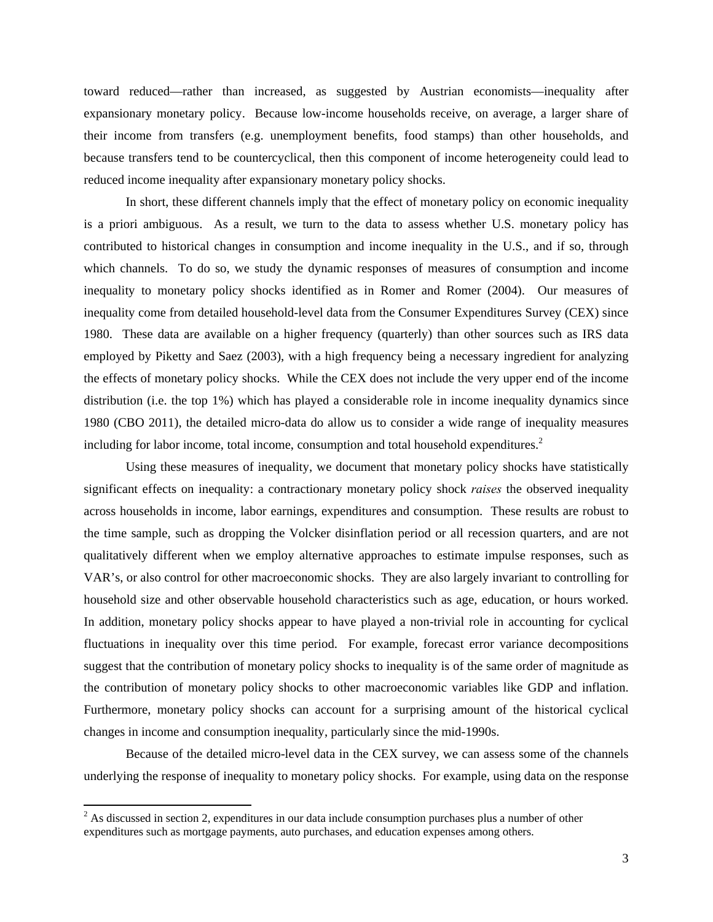toward reduced—rather than increased, as suggested by Austrian economists—inequality after expansionary monetary policy. Because low-income households receive, on average, a larger share of their income from transfers (e.g. unemployment benefits, food stamps) than other households, and because transfers tend to be countercyclical, then this component of income heterogeneity could lead to reduced income inequality after expansionary monetary policy shocks.

In short, these different channels imply that the effect of monetary policy on economic inequality is a priori ambiguous. As a result, we turn to the data to assess whether U.S. monetary policy has contributed to historical changes in consumption and income inequality in the U.S., and if so, through which channels. To do so, we study the dynamic responses of measures of consumption and income inequality to monetary policy shocks identified as in Romer and Romer (2004). Our measures of inequality come from detailed household-level data from the Consumer Expenditures Survey (CEX) since 1980. These data are available on a higher frequency (quarterly) than other sources such as IRS data employed by Piketty and Saez (2003), with a high frequency being a necessary ingredient for analyzing the effects of monetary policy shocks. While the CEX does not include the very upper end of the income distribution (i.e. the top 1%) which has played a considerable role in income inequality dynamics since 1980 (CBO 2011), the detailed micro-data do allow us to consider a wide range of inequality measures including for labor income, total income, consumption and total household expenditures.[2]

Using these measures of inequality, we document that monetary policy shocks have statistically significant effects on inequality: a contractionary monetary policy shock *raises* the observed inequality across households in income, labor earnings, expenditures and consumption. These results are robust to the time sample, such as dropping the Volcker disinflation period or all recession quarters, and are not qualitatively different when we employ alternative approaches to estimate impulse responses, such as VAR's, or also control for other macroeconomic shocks. They are also largely invariant to controlling for household size and other observable household characteristics such as age, education, or hours worked. In addition, monetary policy shocks appear to have played a non-trivial role in accounting for cyclical fluctuations in inequality over this time period. For example, forecast error variance decompositions suggest that the contribution of monetary policy shocks to inequality is of the same order of magnitude as the contribution of monetary policy shocks to other macroeconomic variables like GDP and inflation. Furthermore, monetary policy shocks can account for a surprising amount of the historical cyclical changes in income and consumption inequality, particularly since the mid-1990s.

Because of the detailed micro-level data in the CEX survey, we can assess some of the channels underlying the response of inequality to monetary policy shocks. For example, using data on the response

[2] As discussed in section 2, expenditures in our data include consumption purchases plus a number of other expenditures such as mortgage payments, auto purchases, and education expenses among others.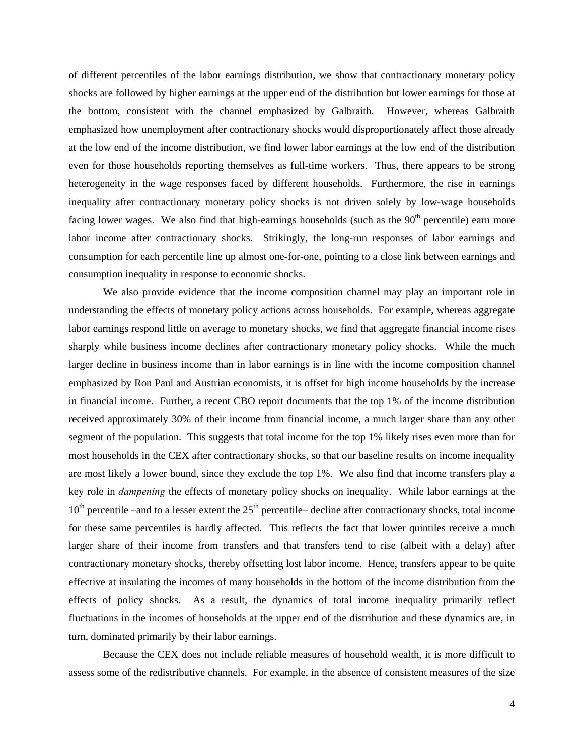of different percentiles of the labor earnings distribution, we show that contractionary monetary policy shocks are followed by higher earnings at the upper end of the distribution but lower earnings for those at the bottom, consistent with the channel emphasized by Galbraith. However, whereas Galbraith emphasized how unemployment after contractionary shocks would disproportionately affect those already at the low end of the income distribution, we find lower labor earnings at the low end of the distribution even for those households reporting themselves as full-time workers. Thus, there appears to be strong heterogeneity in the wage responses faced by different households. Furthermore, the rise in earnings inequality after contractionary monetary policy shocks is not driven solely by low-wage households facing lower wages. We also find that high-earnings households (such as the 90th percentile) earn more labor income after contractionary shocks. Strikingly, the long-run responses of labor earnings and consumption for each percentile line up almost one-for-one, pointing to a close link between earnings and consumption inequality in response to economic shocks.

We also provide evidence that the income composition channel may play an important role in understanding the effects of monetary policy actions across households. For example, whereas aggregate labor earnings respond little on average to monetary shocks, we find that aggregate financial income rises sharply while business income declines after contractionary monetary policy shocks. While the much larger decline in business income than in labor earnings is in line with the income composition channel emphasized by Ron Paul and Austrian economists, it is offset for high income households by the increase in financial income. Further, a recent CBO report documents that the top 1% of the income distribution received approximately 30% of their income from financial income, a much larger share than any other segment of the population. This suggests that total income for the top 1% likely rises even more than for most households in the CEX after contractionary shocks, so that our baseline results on income inequality are most likely a lower bound, since they exclude the top 1%. We also find that income transfers play a key role in *dampening* the effects of monetary policy shocks on inequality. While labor earnings at the 10th percentile –and to a lesser extent the 25th percentile– decline after contractionary shocks, total income for these same percentiles is hardly affected. This reflects the fact that lower quintiles receive a much larger share of their income from transfers and that transfers tend to rise (albeit with a delay) after contractionary monetary shocks, thereby offsetting lost labor income. Hence, transfers appear to be quite effective at insulating the incomes of many households in the bottom of the income distribution from the effects of policy shocks. As a result, the dynamics of total income inequality primarily reflect fluctuations in the incomes of households at the upper end of the distribution and these dynamics are, in turn, dominated primarily by their labor earnings.

Because the CEX does not include reliable measures of household wealth, it is more difficult to assess some of the redistributive channels. For example, in the absence of consistent measures of the size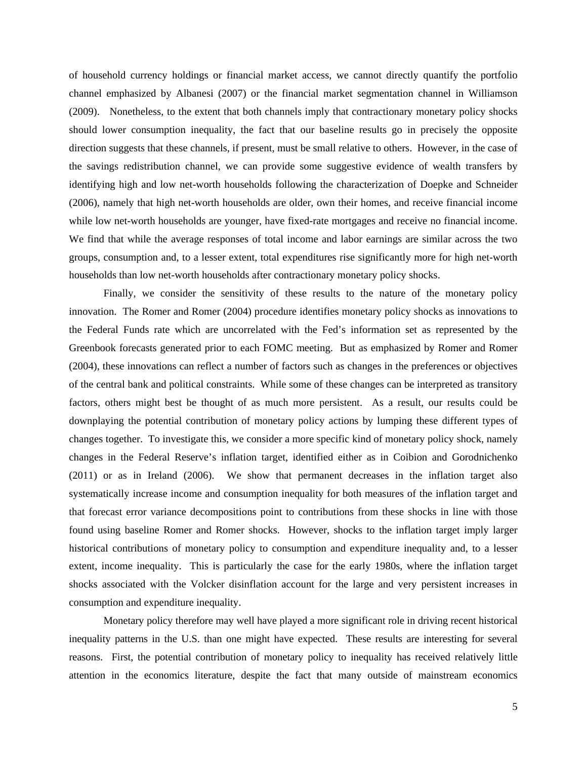of household currency holdings or financial market access, we cannot directly quantify the portfolio channel emphasized by Albanesi (2007) or the financial market segmentation channel in Williamson (2009). Nonetheless, to the extent that both channels imply that contractionary monetary policy shocks should lower consumption inequality, the fact that our baseline results go in precisely the opposite direction suggests that these channels, if present, must be small relative to others. However, in the case of the savings redistribution channel, we can provide some suggestive evidence of wealth transfers by identifying high and low net-worth households following the characterization of Doepke and Schneider (2006), namely that high net-worth households are older, own their homes, and receive financial income while low net-worth households are younger, have fixed-rate mortgages and receive no financial income. We find that while the average responses of total income and labor earnings are similar across the two groups, consumption and, to a lesser extent, total expenditures rise significantly more for high net-worth households than low net-worth households after contractionary monetary policy shocks.

Finally, we consider the sensitivity of these results to the nature of the monetary policy innovation. The Romer and Romer (2004) procedure identifies monetary policy shocks as innovations to the Federal Funds rate which are uncorrelated with the Fed's information set as represented by the Greenbook forecasts generated prior to each FOMC meeting. But as emphasized by Romer and Romer (2004), these innovations can reflect a number of factors such as changes in the preferences or objectives of the central bank and political constraints. While some of these changes can be interpreted as transitory factors, others might best be thought of as much more persistent. As a result, our results could be downplaying the potential contribution of monetary policy actions by lumping these different types of changes together. To investigate this, we consider a more specific kind of monetary policy shock, namely changes in the Federal Reserve's inflation target, identified either as in Coibion and Gorodnichenko (2011) or as in Ireland (2006). We show that permanent decreases in the inflation target also systematically increase income and consumption inequality for both measures of the inflation target and that forecast error variance decompositions point to contributions from these shocks in line with those found using baseline Romer and Romer shocks. However, shocks to the inflation target imply larger historical contributions of monetary policy to consumption and expenditure inequality and, to a lesser extent, income inequality. This is particularly the case for the early 1980s, where the inflation target shocks associated with the Volcker disinflation account for the large and very persistent increases in consumption and expenditure inequality.

Monetary policy therefore may well have played a more significant role in driving recent historical inequality patterns in the U.S. than one might have expected. These results are interesting for several reasons. First, the potential contribution of monetary policy to inequality has received relatively little attention in the economics literature, despite the fact that many outside of mainstream economics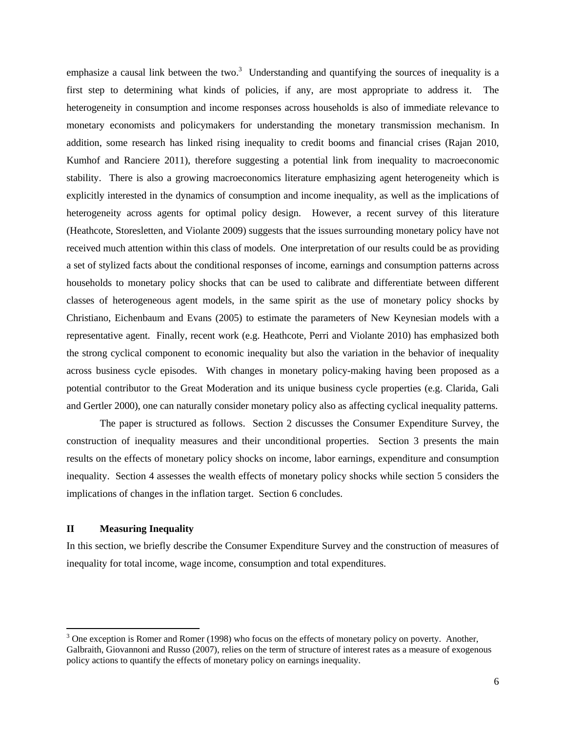emphasize a causal link between the two.[3] Understanding and quantifying the sources of inequality is a first step to determining what kinds of policies, if any, are most appropriate to address it. The heterogeneity in consumption and income responses across households is also of immediate relevance to monetary economists and policymakers for understanding the monetary transmission mechanism. In addition, some research has linked rising inequality to credit booms and financial crises (Rajan 2010, Kumhof and Ranciere 2011), therefore suggesting a potential link from inequality to macroeconomic stability. There is also a growing macroeconomics literature emphasizing agent heterogeneity which is explicitly interested in the dynamics of consumption and income inequality, as well as the implications of heterogeneity across agents for optimal policy design. However, a recent survey of this literature (Heathcote, Storesletten, and Violante 2009) suggests that the issues surrounding monetary policy have not received much attention within this class of models. One interpretation of our results could be as providing a set of stylized facts about the conditional responses of income, earnings and consumption patterns across households to monetary policy shocks that can be used to calibrate and differentiate between different classes of heterogeneous agent models, in the same spirit as the use of monetary policy shocks by Christiano, Eichenbaum and Evans (2005) to estimate the parameters of New Keynesian models with a representative agent. Finally, recent work (e.g. Heathcote, Perri and Violante 2010) has emphasized both the strong cyclical component to economic inequality but also the variation in the behavior of inequality across business cycle episodes. With changes in monetary policy-making having been proposed as a potential contributor to the Great Moderation and its unique business cycle properties (e.g. Clarida, Gali and Gertler 2000), one can naturally consider monetary policy also as affecting cyclical inequality patterns.

The paper is structured as follows. Section 2 discusses the Consumer Expenditure Survey, the construction of inequality measures and their unconditional properties. Section 3 presents the main results on the effects of monetary policy shocks on income, labor earnings, expenditure and consumption inequality. Section 4 assesses the wealth effects of monetary policy shocks while section 5 considers the implications of changes in the inflation target. Section 6 concludes.

## II Measuring Inequality

In this section, we briefly describe the Consumer Expenditure Survey and the construction of measures of inequality for total income, wage income, consumption and total expenditures.

[3] One exception is Romer and Romer (1998) who focus on the effects of monetary policy on poverty. Another, Galbraith, Giovannoni and Russo (2007), relies on the term of structure of interest rates as a measure of exogenous policy actions to quantify the effects of monetary policy on earnings inequality.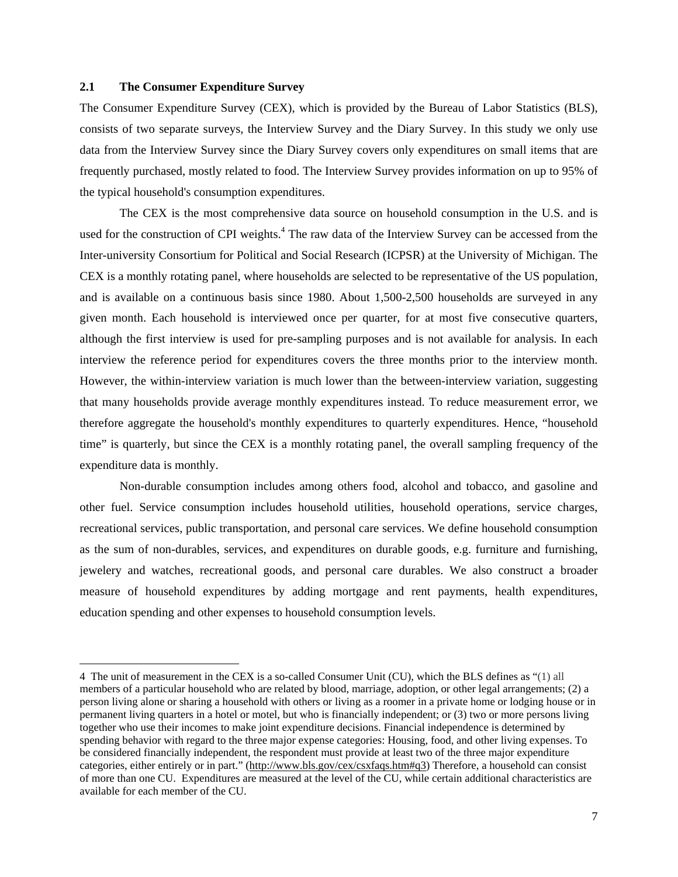### 2.1 The Consumer Expenditure Survey

The Consumer Expenditure Survey (CEX), which is provided by the Bureau of Labor Statistics (BLS), consists of two separate surveys, the Interview Survey and the Diary Survey. In this study we only use data from the Interview Survey since the Diary Survey covers only expenditures on small items that are frequently purchased, mostly related to food. The Interview Survey provides information on up to 95% of the typical household's consumption expenditures.

The CEX is the most comprehensive data source on household consumption in the U.S. and is used for the construction of CPI weights.[4] The raw data of the Interview Survey can be accessed from the Inter-university Consortium for Political and Social Research (ICPSR) at the University of Michigan. The CEX is a monthly rotating panel, where households are selected to be representative of the US population, and is available on a continuous basis since 1980. About 1,500-2,500 households are surveyed in any given month. Each household is interviewed once per quarter, for at most five consecutive quarters, although the first interview is used for pre-sampling purposes and is not available for analysis. In each interview the reference period for expenditures covers the three months prior to the interview month. However, the within-interview variation is much lower than the between-interview variation, suggesting that many households provide average monthly expenditures instead. To reduce measurement error, we therefore aggregate the household's monthly expenditures to quarterly expenditures. Hence, "household time" is quarterly, but since the CEX is a monthly rotating panel, the overall sampling frequency of the expenditure data is monthly.

Non-durable consumption includes among others food, alcohol and tobacco, and gasoline and other fuel. Service consumption includes household utilities, household operations, service charges, recreational services, public transportation, and personal care services. We define household consumption as the sum of non-durables, services, and expenditures on durable goods, e.g. furniture and furnishing, jewelery and watches, recreational goods, and personal care durables. We also construct a broader measure of household expenditures by adding mortgage and rent payments, health expenditures, education spending and other expenses to household consumption levels.

---

4 The unit of measurement in the CEX is a so-called Consumer Unit (CU), which the BLS defines as "(1) all members of a particular household who are related by blood, marriage, adoption, or other legal arrangements; (2) a person living alone or sharing a household with others or living as a roomer in a private home or lodging house or in permanent living quarters in a hotel or motel, but who is financially independent; or (3) two or more persons living together who use their incomes to make joint expenditure decisions. Financial independence is determined by spending behavior with regard to the three major expense categories: Housing, food, and other living expenses. To be considered financially independent, the respondent must provide at least two of the three major expenditure categories, either entirely or in part." (http://www.bls.gov/cex/csxfaqs.htm#q3) Therefore, a household can consist of more than one CU. Expenditures are measured at the level of the CU, while certain additional characteristics are available for each member of the CU.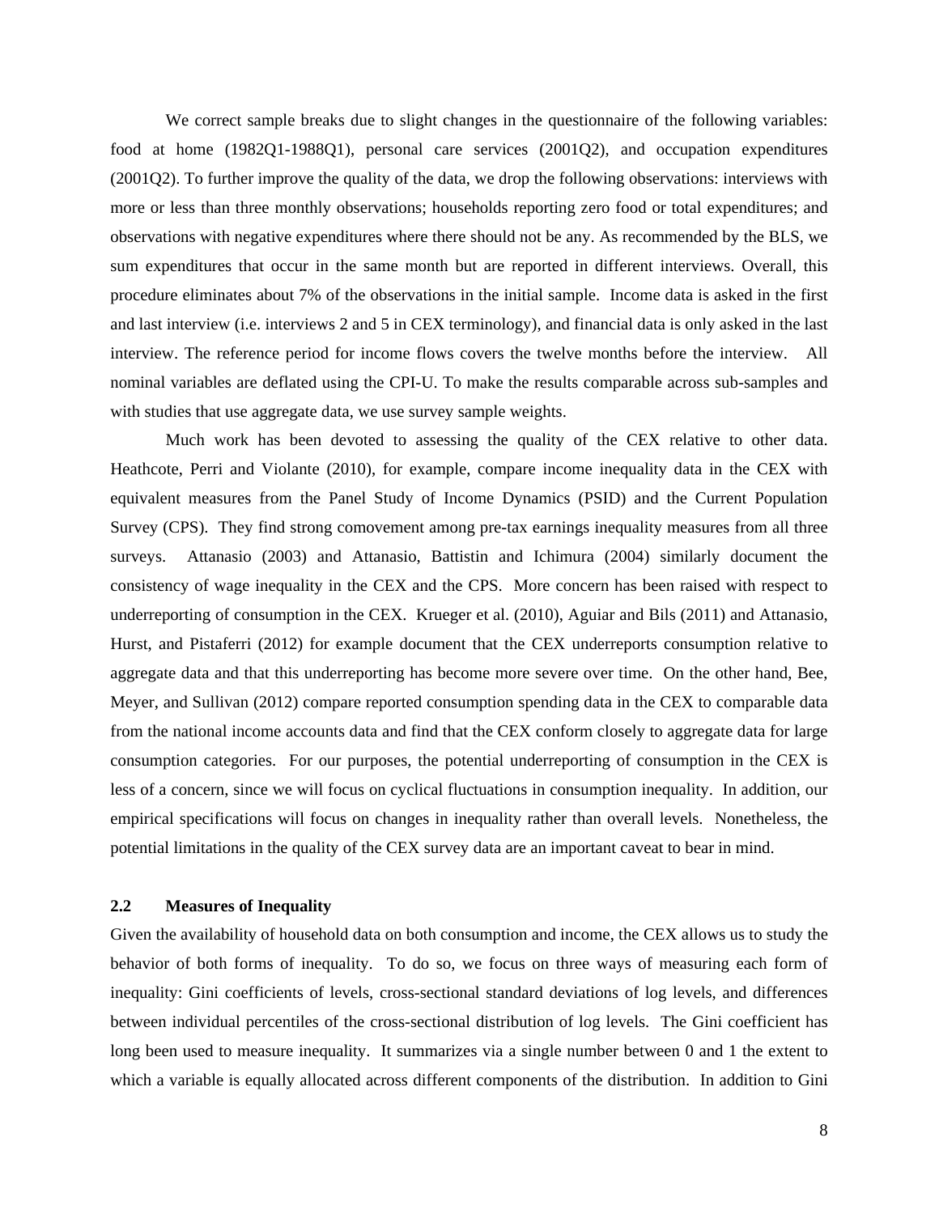We correct sample breaks due to slight changes in the questionnaire of the following variables: food at home (1982Q1-1988Q1), personal care services (2001Q2), and occupation expenditures (2001Q2). To further improve the quality of the data, we drop the following observations: interviews with more or less than three monthly observations; households reporting zero food or total expenditures; and observations with negative expenditures where there should not be any. As recommended by the BLS, we sum expenditures that occur in the same month but are reported in different interviews. Overall, this procedure eliminates about 7% of the observations in the initial sample. Income data is asked in the first and last interview (i.e. interviews 2 and 5 in CEX terminology), and financial data is only asked in the last interview. The reference period for income flows covers the twelve months before the interview. All nominal variables are deflated using the CPI-U. To make the results comparable across sub-samples and with studies that use aggregate data, we use survey sample weights.

Much work has been devoted to assessing the quality of the CEX relative to other data. Heathcote, Perri and Violante (2010), for example, compare income inequality data in the CEX with equivalent measures from the Panel Study of Income Dynamics (PSID) and the Current Population Survey (CPS). They find strong comovement among pre-tax earnings inequality measures from all three surveys. Attanasio (2003) and Attanasio, Battistin and Ichimura (2004) similarly document the consistency of wage inequality in the CEX and the CPS. More concern has been raised with respect to underreporting of consumption in the CEX. Krueger et al. (2010), Aguiar and Bils (2011) and Attanasio, Hurst, and Pistaferri (2012) for example document that the CEX underreports consumption relative to aggregate data and that this underreporting has become more severe over time. On the other hand, Bee, Meyer, and Sullivan (2012) compare reported consumption spending data in the CEX to comparable data from the national income accounts data and find that the CEX conform closely to aggregate data for large consumption categories. For our purposes, the potential underreporting of consumption in the CEX is less of a concern, since we will focus on cyclical fluctuations in consumption inequality. In addition, our empirical specifications will focus on changes in inequality rather than overall levels. Nonetheless, the potential limitations in the quality of the CEX survey data are an important caveat to bear in mind.

## 2.2 Measures of Inequality

Given the availability of household data on both consumption and income, the CEX allows us to study the behavior of both forms of inequality. To do so, we focus on three ways of measuring each form of inequality: Gini coefficients of levels, cross-sectional standard deviations of log levels, and differences between individual percentiles of the cross-sectional distribution of log levels. The Gini coefficient has long been used to measure inequality. It summarizes via a single number between 0 and 1 the extent to which a variable is equally allocated across different components of the distribution. In addition to Gini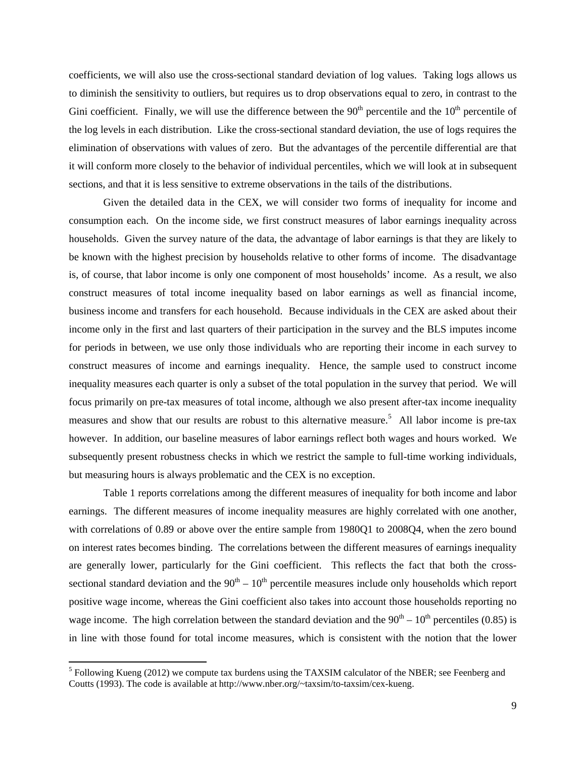coefficients, we will also use the cross-sectional standard deviation of log values. Taking logs allows us to diminish the sensitivity to outliers, but requires us to drop observations equal to zero, in contrast to the Gini coefficient. Finally, we will use the difference between the 90th percentile and the 10th percentile of the log levels in each distribution. Like the cross-sectional standard deviation, the use of logs requires the elimination of observations with values of zero. But the advantages of the percentile differential are that it will conform more closely to the behavior of individual percentiles, which we will look at in subsequent sections, and that it is less sensitive to extreme observations in the tails of the distributions.

Given the detailed data in the CEX, we will consider two forms of inequality for income and consumption each. On the income side, we first construct measures of labor earnings inequality across households. Given the survey nature of the data, the advantage of labor earnings is that they are likely to be known with the highest precision by households relative to other forms of income. The disadvantage is, of course, that labor income is only one component of most households' income. As a result, we also construct measures of total income inequality based on labor earnings as well as financial income, business income and transfers for each household. Because individuals in the CEX are asked about their income only in the first and last quarters of their participation in the survey and the BLS imputes income for periods in between, we use only those individuals who are reporting their income in each survey to construct measures of income and earnings inequality. Hence, the sample used to construct income inequality measures each quarter is only a subset of the total population in the survey that period. We will focus primarily on pre-tax measures of total income, although we also present after-tax income inequality measures and show that our results are robust to this alternative measure.[5] All labor income is pre-tax however. In addition, our baseline measures of labor earnings reflect both wages and hours worked. We subsequently present robustness checks in which we restrict the sample to full-time working individuals, but measuring hours is always problematic and the CEX is no exception.

Table 1 reports correlations among the different measures of inequality for both income and labor earnings. The different measures of income inequality measures are highly correlated with one another, with correlations of 0.89 or above over the entire sample from 1980Q1 to 2008Q4, when the zero bound on interest rates becomes binding. The correlations between the different measures of earnings inequality are generally lower, particularly for the Gini coefficient. This reflects the fact that both the cross-sectional standard deviation and the 90th – 10th percentile measures include only households which report positive wage income, whereas the Gini coefficient also takes into account those households reporting no wage income. The high correlation between the standard deviation and the 90th – 10th percentiles (0.85) is in line with those found for total income measures, which is consistent with the notion that the lower

[5] Following Kueng (2012) we compute tax burdens using the TAXSIM calculator of the NBER; see Feenberg and Coutts (1993). The code is available at http://www.nber.org/~taxsim/to-taxsim/cex-kueng.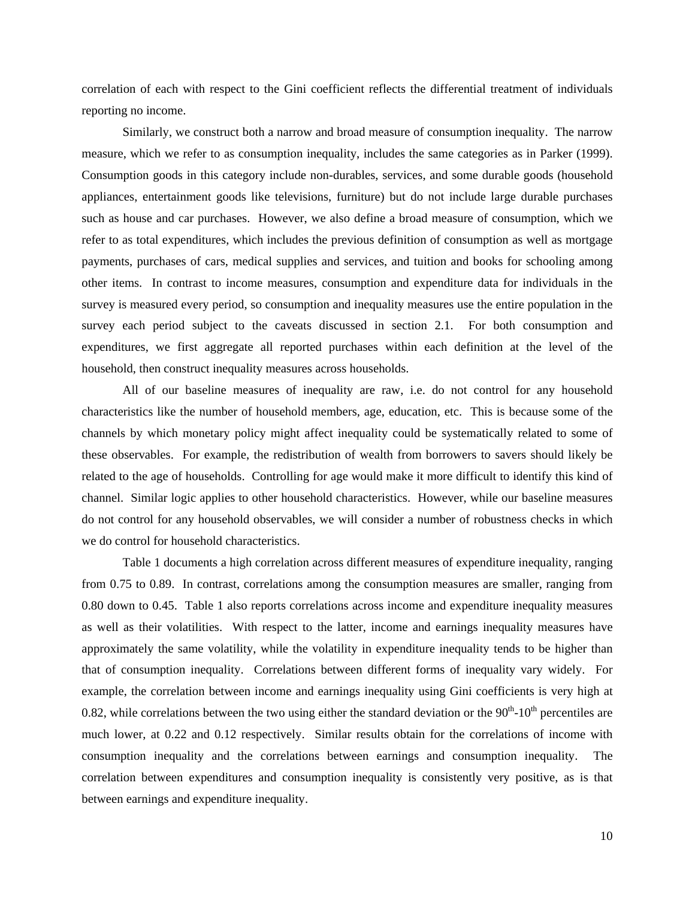correlation of each with respect to the Gini coefficient reflects the differential treatment of individuals reporting no income.

Similarly, we construct both a narrow and broad measure of consumption inequality. The narrow measure, which we refer to as consumption inequality, includes the same categories as in Parker (1999). Consumption goods in this category include non-durables, services, and some durable goods (household appliances, entertainment goods like televisions, furniture) but do not include large durable purchases such as house and car purchases. However, we also define a broad measure of consumption, which we refer to as total expenditures, which includes the previous definition of consumption as well as mortgage payments, purchases of cars, medical supplies and services, and tuition and books for schooling among other items. In contrast to income measures, consumption and expenditure data for individuals in the survey is measured every period, so consumption and inequality measures use the entire population in the survey each period subject to the caveats discussed in section 2.1. For both consumption and expenditures, we first aggregate all reported purchases within each definition at the level of the household, then construct inequality measures across households.

All of our baseline measures of inequality are raw, i.e. do not control for any household characteristics like the number of household members, age, education, etc. This is because some of the channels by which monetary policy might affect inequality could be systematically related to some of these observables. For example, the redistribution of wealth from borrowers to savers should likely be related to the age of households. Controlling for age would make it more difficult to identify this kind of channel. Similar logic applies to other household characteristics. However, while our baseline measures do not control for any household observables, we will consider a number of robustness checks in which we do control for household characteristics.

Table 1 documents a high correlation across different measures of expenditure inequality, ranging from 0.75 to 0.89. In contrast, correlations among the consumption measures are smaller, ranging from 0.80 down to 0.45. Table 1 also reports correlations across income and expenditure inequality measures as well as their volatilities. With respect to the latter, income and earnings inequality measures have approximately the same volatility, while the volatility in expenditure inequality tends to be higher than that of consumption inequality. Correlations between different forms of inequality vary widely. For example, the correlation between income and earnings inequality using Gini coefficients is very high at 0.82, while correlations between the two using either the standard deviation or the 90th-10th percentiles are much lower, at 0.22 and 0.12 respectively. Similar results obtain for the correlations of income with consumption inequality and the correlations between earnings and consumption inequality. The correlation between expenditures and consumption inequality is consistently very positive, as is that between earnings and expenditure inequality.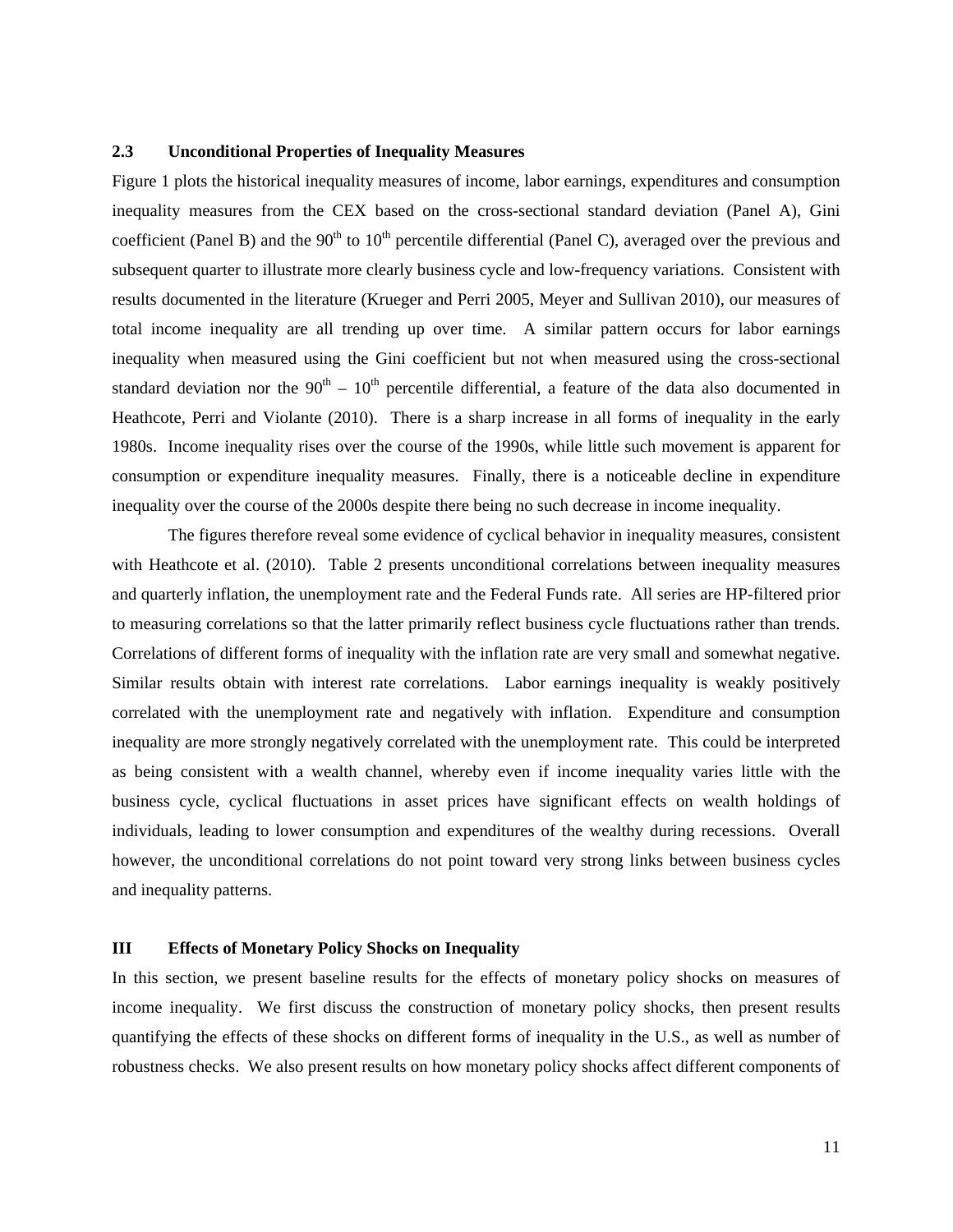### 2.3 Unconditional Properties of Inequality Measures

Figure 1 plots the historical inequality measures of income, labor earnings, expenditures and consumption inequality measures from the CEX based on the cross-sectional standard deviation (Panel A), Gini coefficient (Panel B) and the 90th to 10th percentile differential (Panel C), averaged over the previous and subsequent quarter to illustrate more clearly business cycle and low-frequency variations. Consistent with results documented in the literature (Krueger and Perri 2005, Meyer and Sullivan 2010), our measures of total income inequality are all trending up over time. A similar pattern occurs for labor earnings inequality when measured using the Gini coefficient but not when measured using the cross-sectional standard deviation nor the 90th – 10th percentile differential, a feature of the data also documented in Heathcote, Perri and Violante (2010). There is a sharp increase in all forms of inequality in the early 1980s. Income inequality rises over the course of the 1990s, while little such movement is apparent for consumption or expenditure inequality measures. Finally, there is a noticeable decline in expenditure inequality over the course of the 2000s despite there being no such decrease in income inequality.

The figures therefore reveal some evidence of cyclical behavior in inequality measures, consistent with Heathcote et al. (2010). Table 2 presents unconditional correlations between inequality measures and quarterly inflation, the unemployment rate and the Federal Funds rate. All series are HP-filtered prior to measuring correlations so that the latter primarily reflect business cycle fluctuations rather than trends. Correlations of different forms of inequality with the inflation rate are very small and somewhat negative. Similar results obtain with interest rate correlations. Labor earnings inequality is weakly positively correlated with the unemployment rate and negatively with inflation. Expenditure and consumption inequality are more strongly negatively correlated with the unemployment rate. This could be interpreted as being consistent with a wealth channel, whereby even if income inequality varies little with the business cycle, cyclical fluctuations in asset prices have significant effects on wealth holdings of individuals, leading to lower consumption and expenditures of the wealthy during recessions. Overall however, the unconditional correlations do not point toward very strong links between business cycles and inequality patterns.

## III Effects of Monetary Policy Shocks on Inequality

In this section, we present baseline results for the effects of monetary policy shocks on measures of income inequality. We first discuss the construction of monetary policy shocks, then present results quantifying the effects of these shocks on different forms of inequality in the U.S., as well as number of robustness checks. We also present results on how monetary policy shocks affect different components of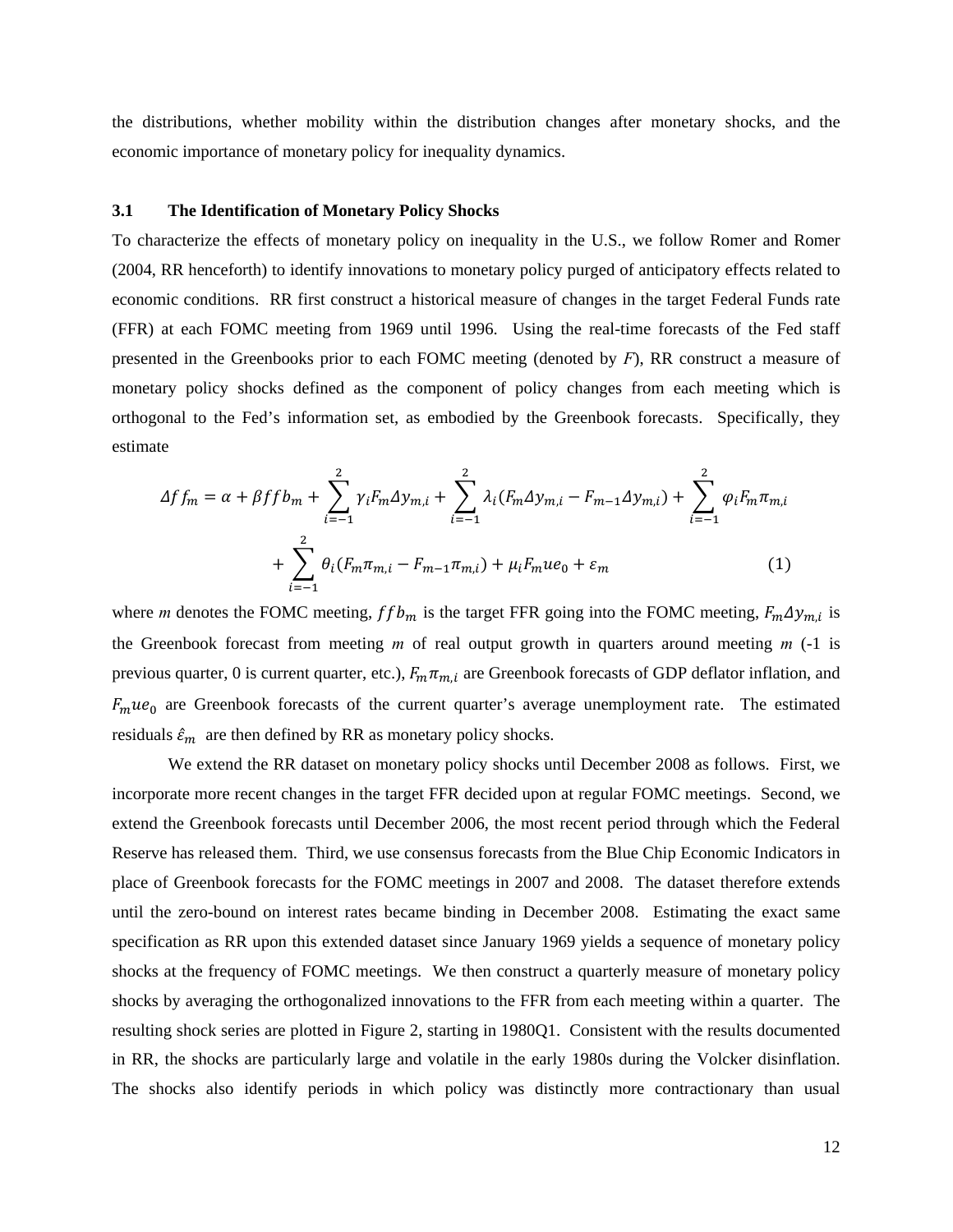the distributions, whether mobility within the distribution changes after monetary shocks, and the economic importance of monetary policy for inequality dynamics.

### 3.1 The Identification of Monetary Policy Shocks

To characterize the effects of monetary policy on inequality in the U.S., we follow Romer and Romer (2004, RR henceforth) to identify innovations to monetary policy purged of anticipatory effects related to economic conditions. RR first construct a historical measure of changes in the target Federal Funds rate (FFR) at each FOMC meeting from 1969 until 1996. Using the real-time forecasts of the Fed staff presented in the Greenbooks prior to each FOMC meeting (denoted by *F*), RR construct a measure of monetary policy shocks defined as the component of policy changes from each meeting which is orthogonal to the Fed's information set, as embodied by the Greenbook forecasts. Specifically, they estimate

$$\Delta ff_m = \alpha + \beta ffb_m + \sum_{i=-1}^{2} \gamma_i F_m \Delta y_{m,i} + \sum_{i=-1}^{2} \lambda_i (F_m \Delta y_{m,i} - F_{m-1} \Delta y_{m,i}) + \sum_{i=-1}^{2} \varphi_i F_m \pi_{m,i}$$
$$+ \sum_{i=-1}^{2} \theta_i (F_m \pi_{m,i} - F_{m-1} \pi_{m,i}) + \mu_i F_m ue_0 + \varepsilon_m \qquad (1)$$

where *m* denotes the FOMC meeting, $ffb_m$ is the target FFR going into the FOMC meeting, $F_m \Delta y_{m,i}$ is the Greenbook forecast from meeting *m* of real output growth in quarters around meeting *m* (-1 is previous quarter, 0 is current quarter, etc.), $F_m \pi_{m,i}$ are Greenbook forecasts of GDP deflator inflation, and $F_m ue_0$ are Greenbook forecasts of the current quarter's average unemployment rate. The estimated residuals $\hat{\varepsilon}_m$ are then defined by RR as monetary policy shocks.

We extend the RR dataset on monetary policy shocks until December 2008 as follows. First, we incorporate more recent changes in the target FFR decided upon at regular FOMC meetings. Second, we extend the Greenbook forecasts until December 2006, the most recent period through which the Federal Reserve has released them. Third, we use consensus forecasts from the Blue Chip Economic Indicators in place of Greenbook forecasts for the FOMC meetings in 2007 and 2008. The dataset therefore extends until the zero-bound on interest rates became binding in December 2008. Estimating the exact same specification as RR upon this extended dataset since January 1969 yields a sequence of monetary policy shocks at the frequency of FOMC meetings. We then construct a quarterly measure of monetary policy shocks by averaging the orthogonalized innovations to the FFR from each meeting within a quarter. The resulting shock series are plotted in Figure 2, starting in 1980Q1. Consistent with the results documented in RR, the shocks are particularly large and volatile in the early 1980s during the Volcker disinflation. The shocks also identify periods in which policy was distinctly more contractionary than usual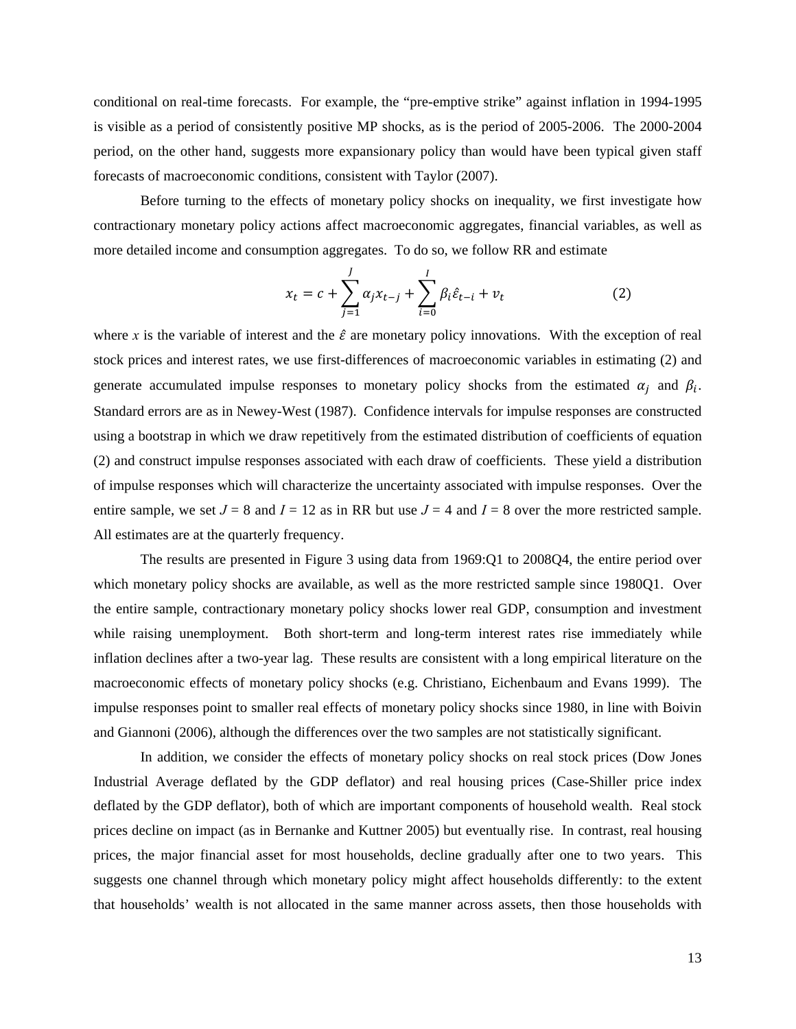conditional on real-time forecasts. For example, the "pre-emptive strike" against inflation in 1994-1995 is visible as a period of consistently positive MP shocks, as is the period of 2005-2006. The 2000-2004 period, on the other hand, suggests more expansionary policy than would have been typical given staff forecasts of macroeconomic conditions, consistent with Taylor (2007).

Before turning to the effects of monetary policy shocks on inequality, we first investigate how contractionary monetary policy actions affect macroeconomic aggregates, financial variables, as well as more detailed income and consumption aggregates. To do so, we follow RR and estimate

$$x_t = c + \sum_{j=1}^{J} \alpha_j x_{t-j} + \sum_{i=0}^{I} \beta_i \hat{\varepsilon}_{t-i} + v_t \qquad (2)$$

where $x$ is the variable of interest and the $\hat{\varepsilon}$ are monetary policy innovations. With the exception of real stock prices and interest rates, we use first-differences of macroeconomic variables in estimating (2) and generate accumulated impulse responses to monetary policy shocks from the estimated $\alpha_j$ and $\beta_i$. Standard errors are as in Newey-West (1987). Confidence intervals for impulse responses are constructed using a bootstrap in which we draw repetitively from the estimated distribution of coefficients of equation (2) and construct impulse responses associated with each draw of coefficients. These yield a distribution of impulse responses which will characterize the uncertainty associated with impulse responses. Over the entire sample, we set $J = 8$ and $I = 12$ as in RR but use $J = 4$ and $I = 8$ over the more restricted sample. All estimates are at the quarterly frequency.

The results are presented in Figure 3 using data from 1969:Q1 to 2008Q4, the entire period over which monetary policy shocks are available, as well as the more restricted sample since 1980Q1. Over the entire sample, contractionary monetary policy shocks lower real GDP, consumption and investment while raising unemployment. Both short-term and long-term interest rates rise immediately while inflation declines after a two-year lag. These results are consistent with a long empirical literature on the macroeconomic effects of monetary policy shocks (e.g. Christiano, Eichenbaum and Evans 1999). The impulse responses point to smaller real effects of monetary policy shocks since 1980, in line with Boivin and Giannoni (2006), although the differences over the two samples are not statistically significant.

In addition, we consider the effects of monetary policy shocks on real stock prices (Dow Jones Industrial Average deflated by the GDP deflator) and real housing prices (Case-Shiller price index deflated by the GDP deflator), both of which are important components of household wealth. Real stock prices decline on impact (as in Bernanke and Kuttner 2005) but eventually rise. In contrast, real housing prices, the major financial asset for most households, decline gradually after one to two years. This suggests one channel through which monetary policy might affect households differently: to the extent that households' wealth is not allocated in the same manner across assets, then those households with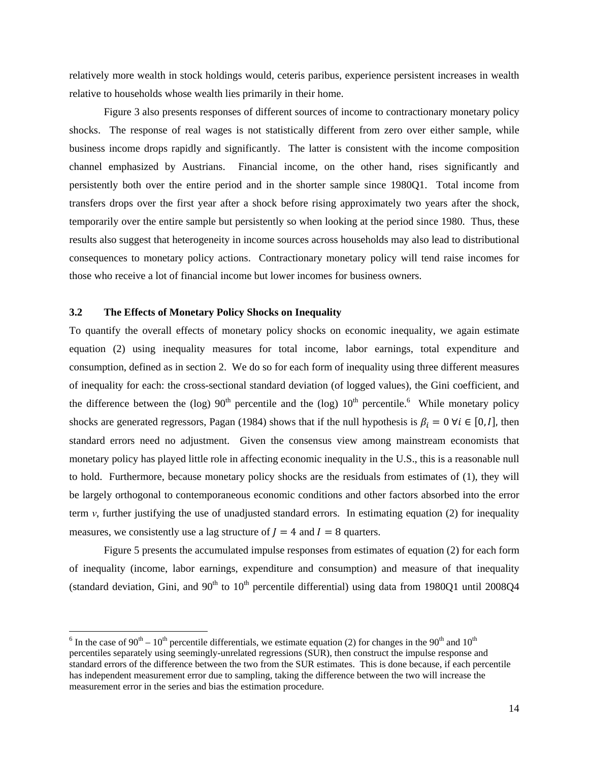relatively more wealth in stock holdings would, ceteris paribus, experience persistent increases in wealth relative to households whose wealth lies primarily in their home.

Figure 3 also presents responses of different sources of income to contractionary monetary policy shocks. The response of real wages is not statistically different from zero over either sample, while business income drops rapidly and significantly. The latter is consistent with the income composition channel emphasized by Austrians. Financial income, on the other hand, rises significantly and persistently both over the entire period and in the shorter sample since 1980Q1. Total income from transfers drops over the first year after a shock before rising approximately two years after the shock, temporarily over the entire sample but persistently so when looking at the period since 1980. Thus, these results also suggest that heterogeneity in income sources across households may also lead to distributional consequences to monetary policy actions. Contractionary monetary policy will tend raise incomes for those who receive a lot of financial income but lower incomes for business owners.

### 3.2 The Effects of Monetary Policy Shocks on Inequality

To quantify the overall effects of monetary policy shocks on economic inequality, we again estimate equation (2) using inequality measures for total income, labor earnings, total expenditure and consumption, defined as in section 2. We do so for each form of inequality using three different measures of inequality for each: the cross-sectional standard deviation (of logged values), the Gini coefficient, and the difference between the (log) 90th percentile and the (log) 10th percentile.[6] While monetary policy shocks are generated regressors, Pagan (1984) shows that if the null hypothesis is $\beta_i = 0 \ \forall i \in [0, I]$, then standard errors need no adjustment. Given the consensus view among mainstream economists that monetary policy has played little role in affecting economic inequality in the U.S., this is a reasonable null to hold. Furthermore, because monetary policy shocks are the residuals from estimates of (1), they will be largely orthogonal to contemporaneous economic conditions and other factors absorbed into the error term $v$, further justifying the use of unadjusted standard errors. In estimating equation (2) for inequality measures, we consistently use a lag structure of $J = 4$ and $I = 8$ quarters.

Figure 5 presents the accumulated impulse responses from estimates of equation (2) for each form of inequality (income, labor earnings, expenditure and consumption) and measure of that inequality (standard deviation, Gini, and 90th to 10th percentile differential) using data from 1980Q1 until 2008Q4

---

[6] In the case of 90th – 10th percentile differentials, we estimate equation (2) for changes in the 90th and 10th percentiles separately using seemingly-unrelated regressions (SUR), then construct the impulse response and standard errors of the difference between the two from the SUR estimates. This is done because, if each percentile has independent measurement error due to sampling, taking the difference between the two will increase the measurement error in the series and bias the estimation procedure.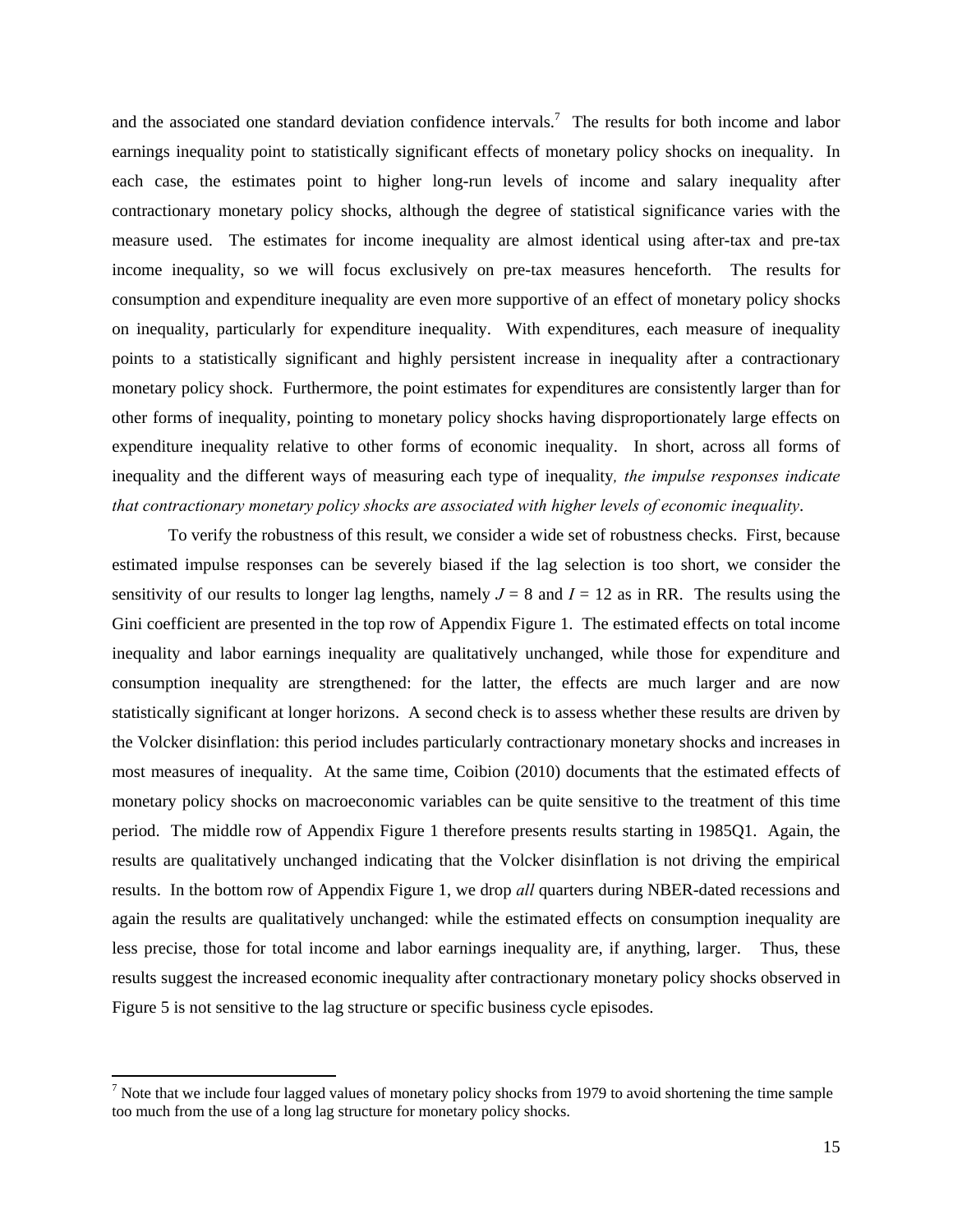and the associated one standard deviation confidence intervals.[7] The results for both income and labor earnings inequality point to statistically significant effects of monetary policy shocks on inequality. In each case, the estimates point to higher long-run levels of income and salary inequality after contractionary monetary policy shocks, although the degree of statistical significance varies with the measure used. The estimates for income inequality are almost identical using after-tax and pre-tax income inequality, so we will focus exclusively on pre-tax measures henceforth. The results for consumption and expenditure inequality are even more supportive of an effect of monetary policy shocks on inequality, particularly for expenditure inequality. With expenditures, each measure of inequality points to a statistically significant and highly persistent increase in inequality after a contractionary monetary policy shock. Furthermore, the point estimates for expenditures are consistently larger than for other forms of inequality, pointing to monetary policy shocks having disproportionately large effects on expenditure inequality relative to other forms of economic inequality. In short, across all forms of inequality and the different ways of measuring each type of inequality*, the impulse responses indicate that contractionary monetary policy shocks are associated with higher levels of economic inequality*.

To verify the robustness of this result, we consider a wide set of robustness checks. First, because estimated impulse responses can be severely biased if the lag selection is too short, we consider the sensitivity of our results to longer lag lengths, namely $J = 8$ and $I = 12$ as in RR. The results using the Gini coefficient are presented in the top row of Appendix Figure 1. The estimated effects on total income inequality and labor earnings inequality are qualitatively unchanged, while those for expenditure and consumption inequality are strengthened: for the latter, the effects are much larger and are now statistically significant at longer horizons. A second check is to assess whether these results are driven by the Volcker disinflation: this period includes particularly contractionary monetary shocks and increases in most measures of inequality. At the same time, Coibion (2010) documents that the estimated effects of monetary policy shocks on macroeconomic variables can be quite sensitive to the treatment of this time period. The middle row of Appendix Figure 1 therefore presents results starting in 1985Q1. Again, the results are qualitatively unchanged indicating that the Volcker disinflation is not driving the empirical results. In the bottom row of Appendix Figure 1, we drop *all* quarters during NBER-dated recessions and again the results are qualitatively unchanged: while the estimated effects on consumption inequality are less precise, those for total income and labor earnings inequality are, if anything, larger. Thus, these results suggest the increased economic inequality after contractionary monetary policy shocks observed in Figure 5 is not sensitive to the lag structure or specific business cycle episodes.

[7] Note that we include four lagged values of monetary policy shocks from 1979 to avoid shortening the time sample too much from the use of a long lag structure for monetary policy shocks.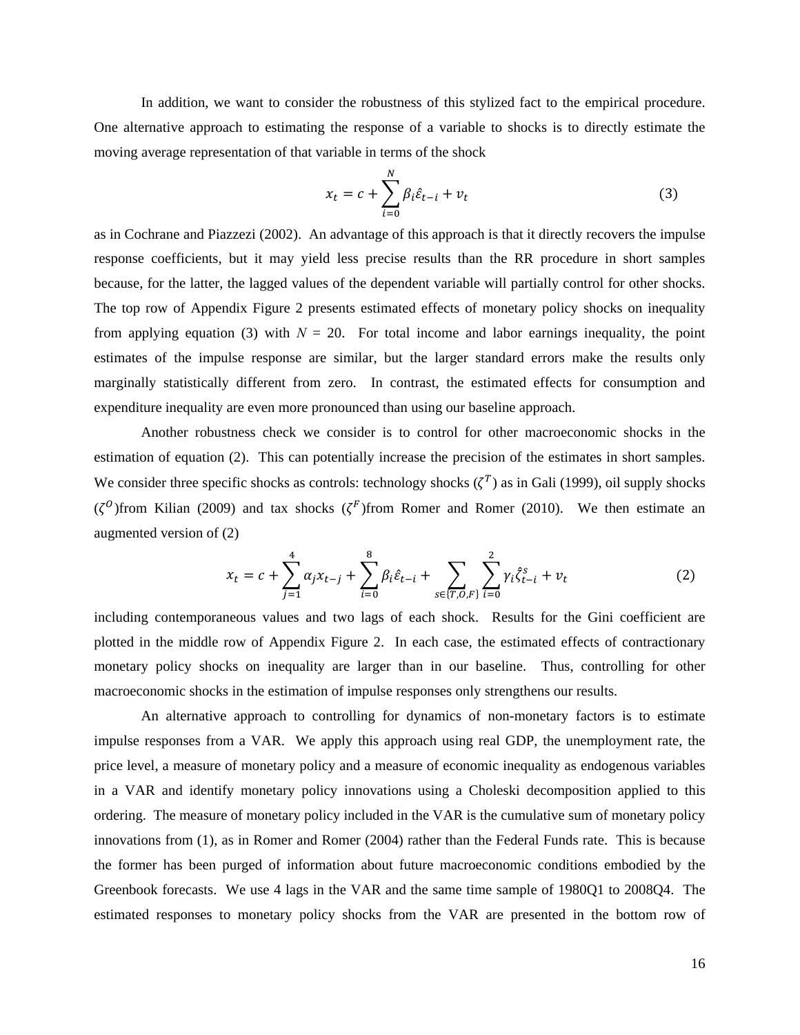In addition, we want to consider the robustness of this stylized fact to the empirical procedure. One alternative approach to estimating the response of a variable to shocks is to directly estimate the moving average representation of that variable in terms of the shock

$$x_t = c + \sum_{i=0}^{N} \beta_i \hat{\varepsilon}_{t-i} + v_t \tag{3}$$

as in Cochrane and Piazzezi (2002). An advantage of this approach is that it directly recovers the impulse response coefficients, but it may yield less precise results than the RR procedure in short samples because, for the latter, the lagged values of the dependent variable will partially control for other shocks. The top row of Appendix Figure 2 presents estimated effects of monetary policy shocks on inequality from applying equation (3) with $N$ = 20. For total income and labor earnings inequality, the point estimates of the impulse response are similar, but the larger standard errors make the results only marginally statistically different from zero. In contrast, the estimated effects for consumption and expenditure inequality are even more pronounced than using our baseline approach.

Another robustness check we consider is to control for other macroeconomic shocks in the estimation of equation (2). This can potentially increase the precision of the estimates in short samples. We consider three specific shocks as controls: technology shocks ($\zeta^T$) as in Gali (1999), oil supply shocks ($\zeta^O$)from Kilian (2009) and tax shocks ($\zeta^F$)from Romer and Romer (2010). We then estimate an augmented version of (2)

$$x_t = c + \sum_{j=1}^{4} \alpha_j x_{t-j} + \sum_{i=0}^{8} \beta_i \hat{\varepsilon}_{t-i} + \sum_{s \in \{T,O,F\}} \sum_{i=0}^{2} \gamma_i \hat{\zeta}_{t-i}^{s} + v_t \tag{2}$$

including contemporaneous values and two lags of each shock. Results for the Gini coefficient are plotted in the middle row of Appendix Figure 2. In each case, the estimated effects of contractionary monetary policy shocks on inequality are larger than in our baseline. Thus, controlling for other macroeconomic shocks in the estimation of impulse responses only strengthens our results.

An alternative approach to controlling for dynamics of non-monetary factors is to estimate impulse responses from a VAR. We apply this approach using real GDP, the unemployment rate, the price level, a measure of monetary policy and a measure of economic inequality as endogenous variables in a VAR and identify monetary policy innovations using a Choleski decomposition applied to this ordering. The measure of monetary policy included in the VAR is the cumulative sum of monetary policy innovations from (1), as in Romer and Romer (2004) rather than the Federal Funds rate. This is because the former has been purged of information about future macroeconomic conditions embodied by the Greenbook forecasts. We use 4 lags in the VAR and the same time sample of 1980Q1 to 2008Q4. The estimated responses to monetary policy shocks from the VAR are presented in the bottom row of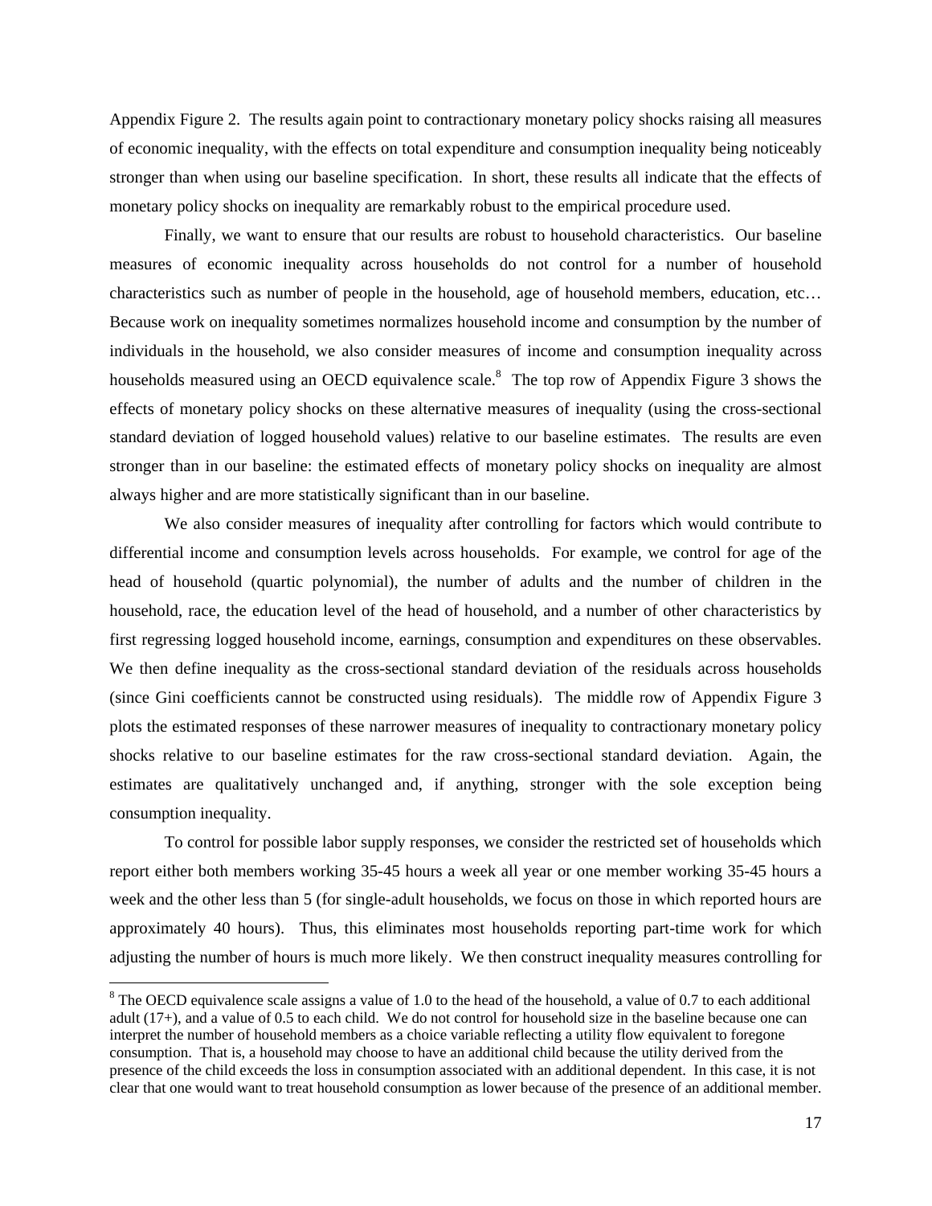Appendix Figure 2. The results again point to contractionary monetary policy shocks raising all measures of economic inequality, with the effects on total expenditure and consumption inequality being noticeably stronger than when using our baseline specification. In short, these results all indicate that the effects of monetary policy shocks on inequality are remarkably robust to the empirical procedure used.

Finally, we want to ensure that our results are robust to household characteristics. Our baseline measures of economic inequality across households do not control for a number of household characteristics such as number of people in the household, age of household members, education, etc… Because work on inequality sometimes normalizes household income and consumption by the number of individuals in the household, we also consider measures of income and consumption inequality across households measured using an OECD equivalence scale.[8] The top row of Appendix Figure 3 shows the effects of monetary policy shocks on these alternative measures of inequality (using the cross-sectional standard deviation of logged household values) relative to our baseline estimates. The results are even stronger than in our baseline: the estimated effects of monetary policy shocks on inequality are almost always higher and are more statistically significant than in our baseline.

We also consider measures of inequality after controlling for factors which would contribute to differential income and consumption levels across households. For example, we control for age of the head of household (quartic polynomial), the number of adults and the number of children in the household, race, the education level of the head of household, and a number of other characteristics by first regressing logged household income, earnings, consumption and expenditures on these observables. We then define inequality as the cross-sectional standard deviation of the residuals across households (since Gini coefficients cannot be constructed using residuals). The middle row of Appendix Figure 3 plots the estimated responses of these narrower measures of inequality to contractionary monetary policy shocks relative to our baseline estimates for the raw cross-sectional standard deviation. Again, the estimates are qualitatively unchanged and, if anything, stronger with the sole exception being consumption inequality.

To control for possible labor supply responses, we consider the restricted set of households which report either both members working 35-45 hours a week all year or one member working 35-45 hours a week and the other less than 5 (for single-adult households, we focus on those in which reported hours are approximately 40 hours). Thus, this eliminates most households reporting part-time work for which adjusting the number of hours is much more likely. We then construct inequality measures controlling for

[8] The OECD equivalence scale assigns a value of 1.0 to the head of the household, a value of 0.7 to each additional adult (17+), and a value of 0.5 to each child. We do not control for household size in the baseline because one can interpret the number of household members as a choice variable reflecting a utility flow equivalent to foregone consumption. That is, a household may choose to have an additional child because the utility derived from the presence of the child exceeds the loss in consumption associated with an additional dependent. In this case, it is not clear that one would want to treat household consumption as lower because of the presence of an additional member.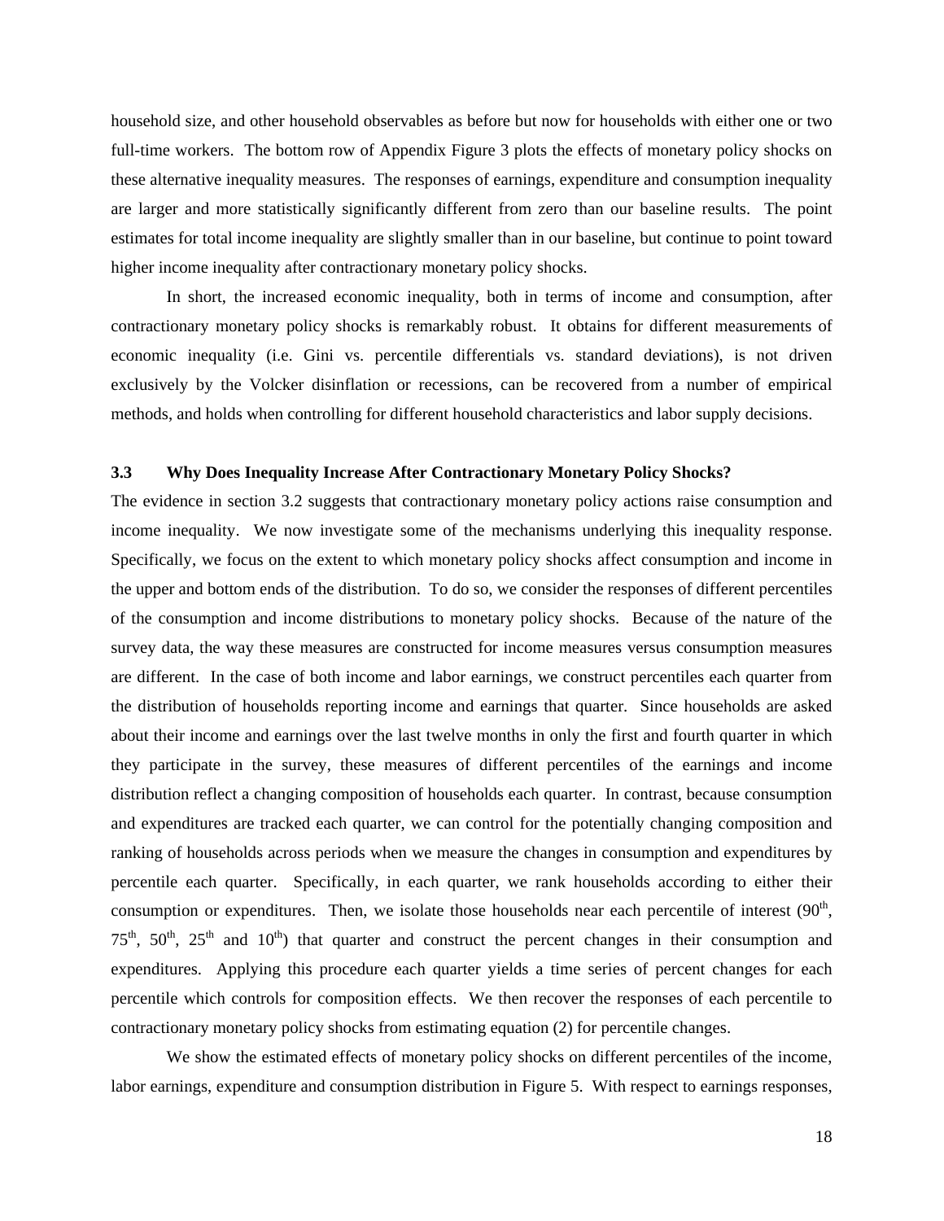household size, and other household observables as before but now for households with either one or two full-time workers. The bottom row of Appendix Figure 3 plots the effects of monetary policy shocks on these alternative inequality measures. The responses of earnings, expenditure and consumption inequality are larger and more statistically significantly different from zero than our baseline results. The point estimates for total income inequality are slightly smaller than in our baseline, but continue to point toward higher income inequality after contractionary monetary policy shocks.

In short, the increased economic inequality, both in terms of income and consumption, after contractionary monetary policy shocks is remarkably robust. It obtains for different measurements of economic inequality (i.e. Gini vs. percentile differentials vs. standard deviations), is not driven exclusively by the Volcker disinflation or recessions, can be recovered from a number of empirical methods, and holds when controlling for different household characteristics and labor supply decisions.

### 3.3 Why Does Inequality Increase After Contractionary Monetary Policy Shocks?

The evidence in section 3.2 suggests that contractionary monetary policy actions raise consumption and income inequality. We now investigate some of the mechanisms underlying this inequality response. Specifically, we focus on the extent to which monetary policy shocks affect consumption and income in the upper and bottom ends of the distribution. To do so, we consider the responses of different percentiles of the consumption and income distributions to monetary policy shocks. Because of the nature of the survey data, the way these measures are constructed for income measures versus consumption measures are different. In the case of both income and labor earnings, we construct percentiles each quarter from the distribution of households reporting income and earnings that quarter. Since households are asked about their income and earnings over the last twelve months in only the first and fourth quarter in which they participate in the survey, these measures of different percentiles of the earnings and income distribution reflect a changing composition of households each quarter. In contrast, because consumption and expenditures are tracked each quarter, we can control for the potentially changing composition and ranking of households across periods when we measure the changes in consumption and expenditures by percentile each quarter. Specifically, in each quarter, we rank households according to either their consumption or expenditures. Then, we isolate those households near each percentile of interest (90th, 75th, 50th, 25th and 10th) that quarter and construct the percent changes in their consumption and expenditures. Applying this procedure each quarter yields a time series of percent changes for each percentile which controls for composition effects. We then recover the responses of each percentile to contractionary monetary policy shocks from estimating equation (2) for percentile changes.

We show the estimated effects of monetary policy shocks on different percentiles of the income, labor earnings, expenditure and consumption distribution in Figure 5. With respect to earnings responses,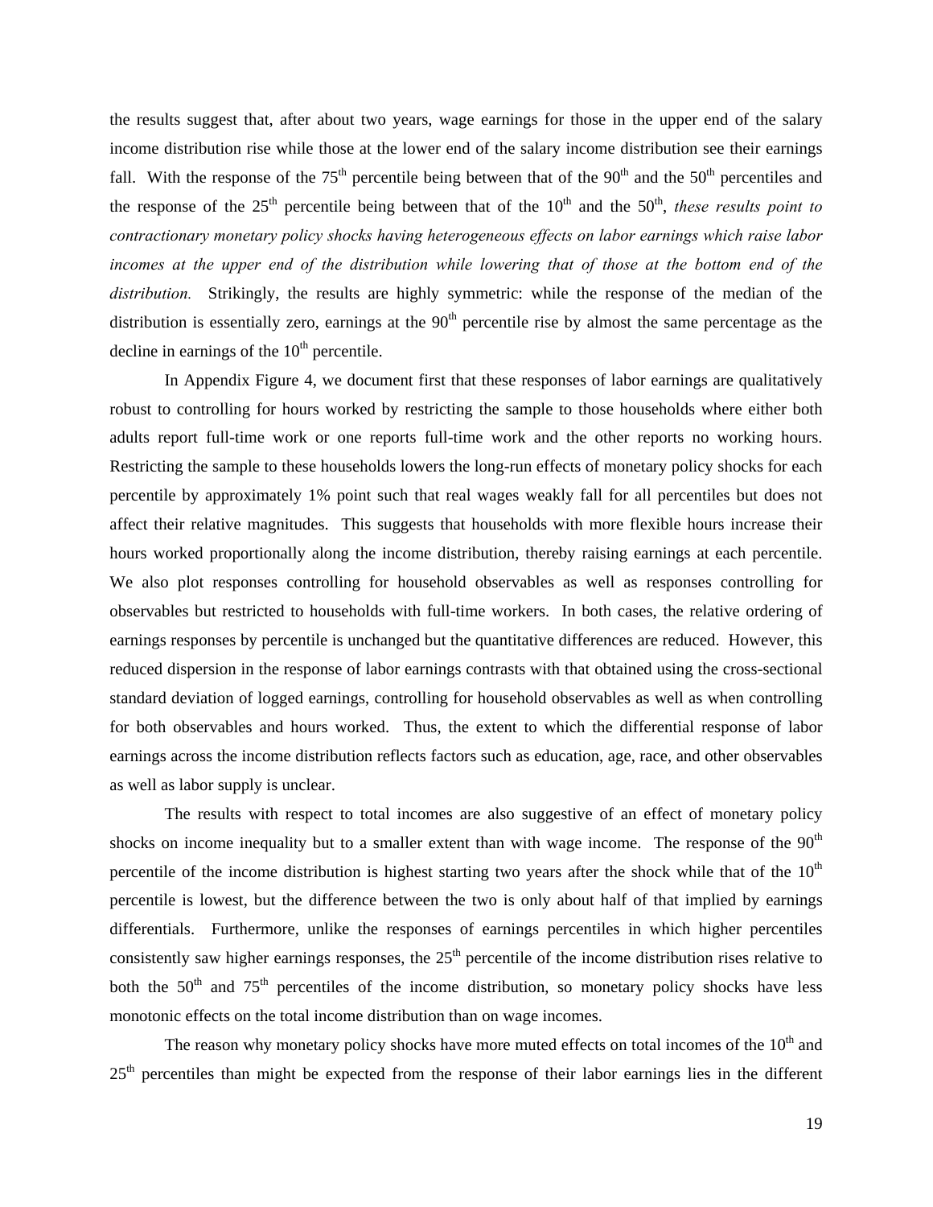the results suggest that, after about two years, wage earnings for those in the upper end of the salary income distribution rise while those at the lower end of the salary income distribution see their earnings fall. With the response of the $75^{th}$ percentile being between that of the $90^{th}$ and the $50^{th}$ percentiles and the response of the $25^{th}$ percentile being between that of the $10^{th}$ and the $50^{th}$, *these results point to contractionary monetary policy shocks having heterogeneous effects on labor earnings which raise labor incomes at the upper end of the distribution while lowering that of those at the bottom end of the distribution.* Strikingly, the results are highly symmetric: while the response of the median of the distribution is essentially zero, earnings at the $90^{th}$ percentile rise by almost the same percentage as the decline in earnings of the $10^{th}$ percentile.

In Appendix Figure 4, we document first that these responses of labor earnings are qualitatively robust to controlling for hours worked by restricting the sample to those households where either both adults report full-time work or one reports full-time work and the other reports no working hours. Restricting the sample to these households lowers the long-run effects of monetary policy shocks for each percentile by approximately 1% point such that real wages weakly fall for all percentiles but does not affect their relative magnitudes. This suggests that households with more flexible hours increase their hours worked proportionally along the income distribution, thereby raising earnings at each percentile. We also plot responses controlling for household observables as well as responses controlling for observables but restricted to households with full-time workers. In both cases, the relative ordering of earnings responses by percentile is unchanged but the quantitative differences are reduced. However, this reduced dispersion in the response of labor earnings contrasts with that obtained using the cross-sectional standard deviation of logged earnings, controlling for household observables as well as when controlling for both observables and hours worked. Thus, the extent to which the differential response of labor earnings across the income distribution reflects factors such as education, age, race, and other observables as well as labor supply is unclear.

The results with respect to total incomes are also suggestive of an effect of monetary policy shocks on income inequality but to a smaller extent than with wage income. The response of the $90^{th}$ percentile of the income distribution is highest starting two years after the shock while that of the $10^{th}$ percentile is lowest, but the difference between the two is only about half of that implied by earnings differentials. Furthermore, unlike the responses of earnings percentiles in which higher percentiles consistently saw higher earnings responses, the $25^{th}$ percentile of the income distribution rises relative to both the $50^{th}$ and $75^{th}$ percentiles of the income distribution, so monetary policy shocks have less monotonic effects on the total income distribution than on wage incomes.

The reason why monetary policy shocks have more muted effects on total incomes of the $10^{th}$ and $25^{th}$ percentiles than might be expected from the response of their labor earnings lies in the different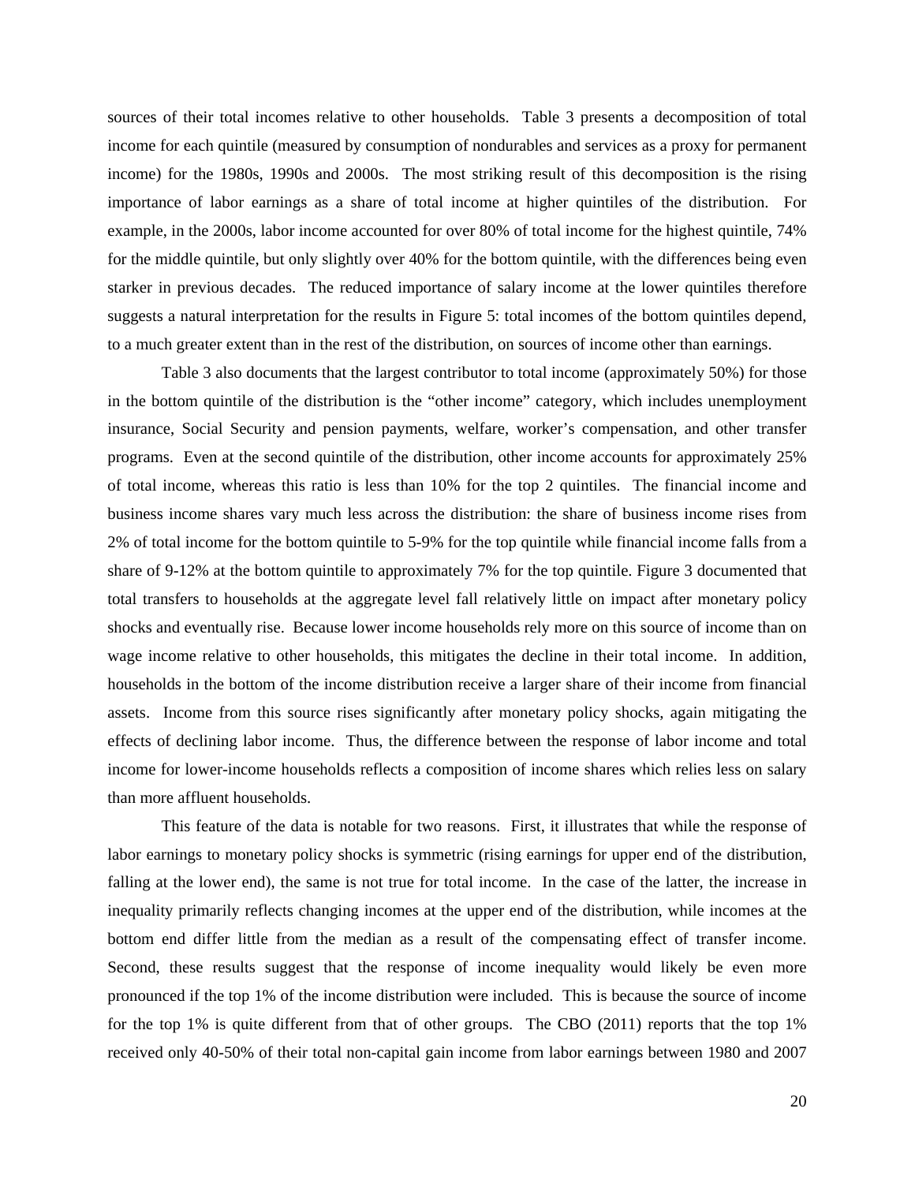sources of their total incomes relative to other households. Table 3 presents a decomposition of total income for each quintile (measured by consumption of nondurables and services as a proxy for permanent income) for the 1980s, 1990s and 2000s. The most striking result of this decomposition is the rising importance of labor earnings as a share of total income at higher quintiles of the distribution. For example, in the 2000s, labor income accounted for over 80% of total income for the highest quintile, 74% for the middle quintile, but only slightly over 40% for the bottom quintile, with the differences being even starker in previous decades. The reduced importance of salary income at the lower quintiles therefore suggests a natural interpretation for the results in Figure 5: total incomes of the bottom quintiles depend, to a much greater extent than in the rest of the distribution, on sources of income other than earnings.

Table 3 also documents that the largest contributor to total income (approximately 50%) for those in the bottom quintile of the distribution is the "other income" category, which includes unemployment insurance, Social Security and pension payments, welfare, worker's compensation, and other transfer programs. Even at the second quintile of the distribution, other income accounts for approximately 25% of total income, whereas this ratio is less than 10% for the top 2 quintiles. The financial income and business income shares vary much less across the distribution: the share of business income rises from 2% of total income for the bottom quintile to 5-9% for the top quintile while financial income falls from a share of 9-12% at the bottom quintile to approximately 7% for the top quintile. Figure 3 documented that total transfers to households at the aggregate level fall relatively little on impact after monetary policy shocks and eventually rise. Because lower income households rely more on this source of income than on wage income relative to other households, this mitigates the decline in their total income. In addition, households in the bottom of the income distribution receive a larger share of their income from financial assets. Income from this source rises significantly after monetary policy shocks, again mitigating the effects of declining labor income. Thus, the difference between the response of labor income and total income for lower-income households reflects a composition of income shares which relies less on salary than more affluent households.

This feature of the data is notable for two reasons. First, it illustrates that while the response of labor earnings to monetary policy shocks is symmetric (rising earnings for upper end of the distribution, falling at the lower end), the same is not true for total income. In the case of the latter, the increase in inequality primarily reflects changing incomes at the upper end of the distribution, while incomes at the bottom end differ little from the median as a result of the compensating effect of transfer income. Second, these results suggest that the response of income inequality would likely be even more pronounced if the top 1% of the income distribution were included. This is because the source of income for the top 1% is quite different from that of other groups. The CBO (2011) reports that the top 1% received only 40-50% of their total non-capital gain income from labor earnings between 1980 and 2007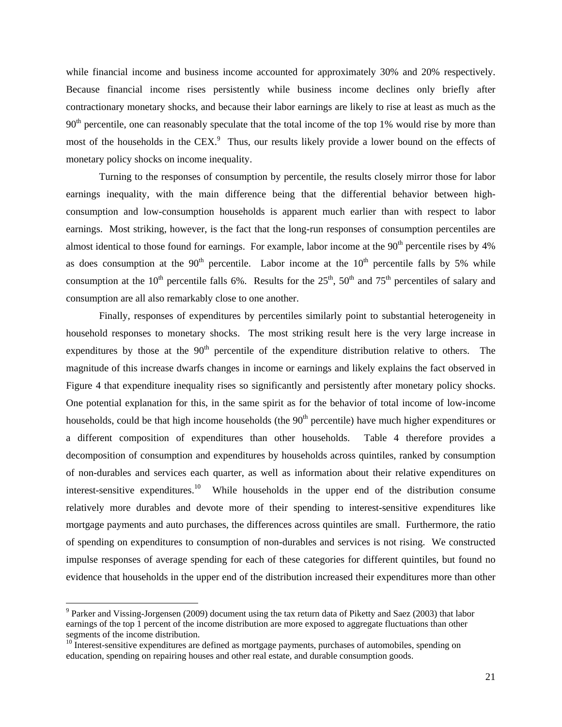while financial income and business income accounted for approximately 30% and 20% respectively. Because financial income rises persistently while business income declines only briefly after contractionary monetary shocks, and because their labor earnings are likely to rise at least as much as the 90th percentile, one can reasonably speculate that the total income of the top 1% would rise by more than most of the households in the CEX.[9] Thus, our results likely provide a lower bound on the effects of monetary policy shocks on income inequality.

Turning to the responses of consumption by percentile, the results closely mirror those for labor earnings inequality, with the main difference being that the differential behavior between high-consumption and low-consumption households is apparent much earlier than with respect to labor earnings. Most striking, however, is the fact that the long-run responses of consumption percentiles are almost identical to those found for earnings. For example, labor income at the 90th percentile rises by 4% as does consumption at the 90th percentile. Labor income at the 10th percentile falls by 5% while consumption at the 10th percentile falls 6%. Results for the 25th, 50th and 75th percentiles of salary and consumption are all also remarkably close to one another.

Finally, responses of expenditures by percentiles similarly point to substantial heterogeneity in household responses to monetary shocks. The most striking result here is the very large increase in expenditures by those at the 90th percentile of the expenditure distribution relative to others. The magnitude of this increase dwarfs changes in income or earnings and likely explains the fact observed in Figure 4 that expenditure inequality rises so significantly and persistently after monetary policy shocks. One potential explanation for this, in the same spirit as for the behavior of total income of low-income households, could be that high income households (the 90th percentile) have much higher expenditures or a different composition of expenditures than other households. Table 4 therefore provides a decomposition of consumption and expenditures by households across quintiles, ranked by consumption of non-durables and services each quarter, as well as information about their relative expenditures on interest-sensitive expenditures.[10] While households in the upper end of the distribution consume relatively more durables and devote more of their spending to interest-sensitive expenditures like mortgage payments and auto purchases, the differences across quintiles are small. Furthermore, the ratio of spending on expenditures to consumption of non-durables and services is not rising. We constructed impulse responses of average spending for each of these categories for different quintiles, but found no evidence that households in the upper end of the distribution increased their expenditures more than other

---

[9] Parker and Vissing-Jorgensen (2009) document using the tax return data of Piketty and Saez (2003) that labor earnings of the top 1 percent of the income distribution are more exposed to aggregate fluctuations than other segments of the income distribution.

[10] Interest-sensitive expenditures are defined as mortgage payments, purchases of automobiles, spending on education, spending on repairing houses and other real estate, and durable consumption goods.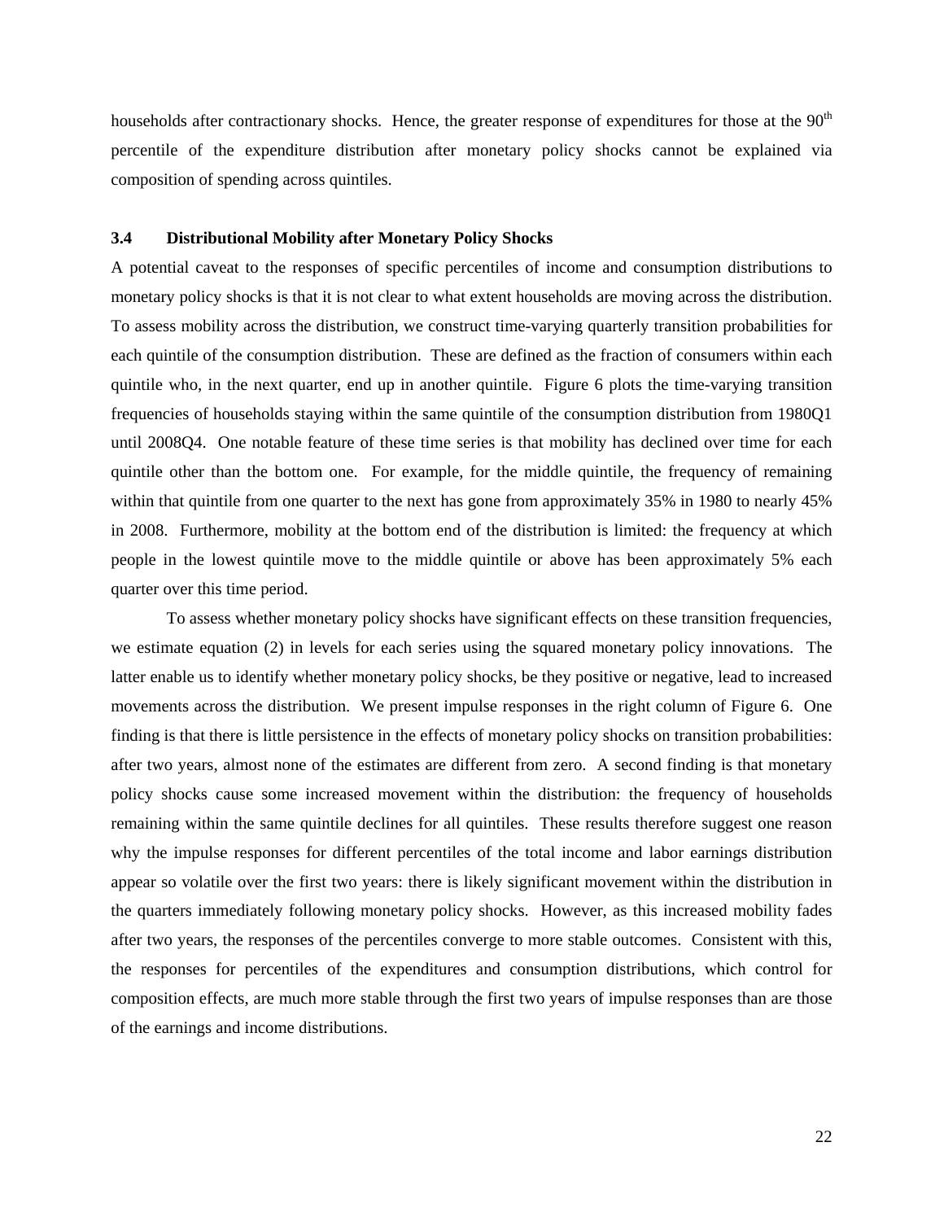households after contractionary shocks. Hence, the greater response of expenditures for those at the 90th percentile of the expenditure distribution after monetary policy shocks cannot be explained via composition of spending across quintiles.

### 3.4 Distributional Mobility after Monetary Policy Shocks

A potential caveat to the responses of specific percentiles of income and consumption distributions to monetary policy shocks is that it is not clear to what extent households are moving across the distribution. To assess mobility across the distribution, we construct time-varying quarterly transition probabilities for each quintile of the consumption distribution. These are defined as the fraction of consumers within each quintile who, in the next quarter, end up in another quintile. Figure 6 plots the time-varying transition frequencies of households staying within the same quintile of the consumption distribution from 1980Q1 until 2008Q4. One notable feature of these time series is that mobility has declined over time for each quintile other than the bottom one. For example, for the middle quintile, the frequency of remaining within that quintile from one quarter to the next has gone from approximately 35% in 1980 to nearly 45% in 2008. Furthermore, mobility at the bottom end of the distribution is limited: the frequency at which people in the lowest quintile move to the middle quintile or above has been approximately 5% each quarter over this time period.

To assess whether monetary policy shocks have significant effects on these transition frequencies, we estimate equation (2) in levels for each series using the squared monetary policy innovations. The latter enable us to identify whether monetary policy shocks, be they positive or negative, lead to increased movements across the distribution. We present impulse responses in the right column of Figure 6. One finding is that there is little persistence in the effects of monetary policy shocks on transition probabilities: after two years, almost none of the estimates are different from zero. A second finding is that monetary policy shocks cause some increased movement within the distribution: the frequency of households remaining within the same quintile declines for all quintiles. These results therefore suggest one reason why the impulse responses for different percentiles of the total income and labor earnings distribution appear so volatile over the first two years: there is likely significant movement within the distribution in the quarters immediately following monetary policy shocks. However, as this increased mobility fades after two years, the responses of the percentiles converge to more stable outcomes. Consistent with this, the responses for percentiles of the expenditures and consumption distributions, which control for composition effects, are much more stable through the first two years of impulse responses than are those of the earnings and income distributions.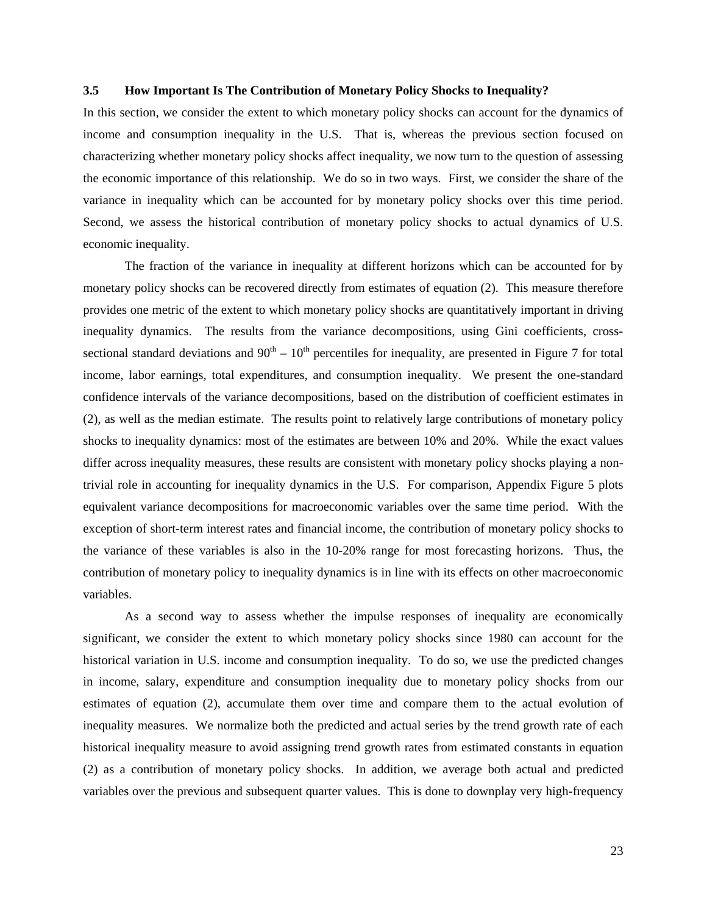### 3.5 How Important Is The Contribution of Monetary Policy Shocks to Inequality?

In this section, we consider the extent to which monetary policy shocks can account for the dynamics of income and consumption inequality in the U.S. That is, whereas the previous section focused on characterizing whether monetary policy shocks affect inequality, we now turn to the question of assessing the economic importance of this relationship. We do so in two ways. First, we consider the share of the variance in inequality which can be accounted for by monetary policy shocks over this time period. Second, we assess the historical contribution of monetary policy shocks to actual dynamics of U.S. economic inequality.

The fraction of the variance in inequality at different horizons which can be accounted for by monetary policy shocks can be recovered directly from estimates of equation (2). This measure therefore provides one metric of the extent to which monetary policy shocks are quantitatively important in driving inequality dynamics. The results from the variance decompositions, using Gini coefficients, cross-sectional standard deviations and $90^{th}$ – $10^{th}$ percentiles for inequality, are presented in Figure 7 for total income, labor earnings, total expenditures, and consumption inequality. We present the one-standard confidence intervals of the variance decompositions, based on the distribution of coefficient estimates in (2), as well as the median estimate. The results point to relatively large contributions of monetary policy shocks to inequality dynamics: most of the estimates are between 10% and 20%. While the exact values differ across inequality measures, these results are consistent with monetary policy shocks playing a non-trivial role in accounting for inequality dynamics in the U.S. For comparison, Appendix Figure 5 plots equivalent variance decompositions for macroeconomic variables over the same time period. With the exception of short-term interest rates and financial income, the contribution of monetary policy shocks to the variance of these variables is also in the 10-20% range for most forecasting horizons. Thus, the contribution of monetary policy to inequality dynamics is in line with its effects on other macroeconomic variables.

As a second way to assess whether the impulse responses of inequality are economically significant, we consider the extent to which monetary policy shocks since 1980 can account for the historical variation in U.S. income and consumption inequality. To do so, we use the predicted changes in income, salary, expenditure and consumption inequality due to monetary policy shocks from our estimates of equation (2), accumulate them over time and compare them to the actual evolution of inequality measures. We normalize both the predicted and actual series by the trend growth rate of each historical inequality measure to avoid assigning trend growth rates from estimated constants in equation (2) as a contribution of monetary policy shocks. In addition, we average both actual and predicted variables over the previous and subsequent quarter values. This is done to downplay very high-frequency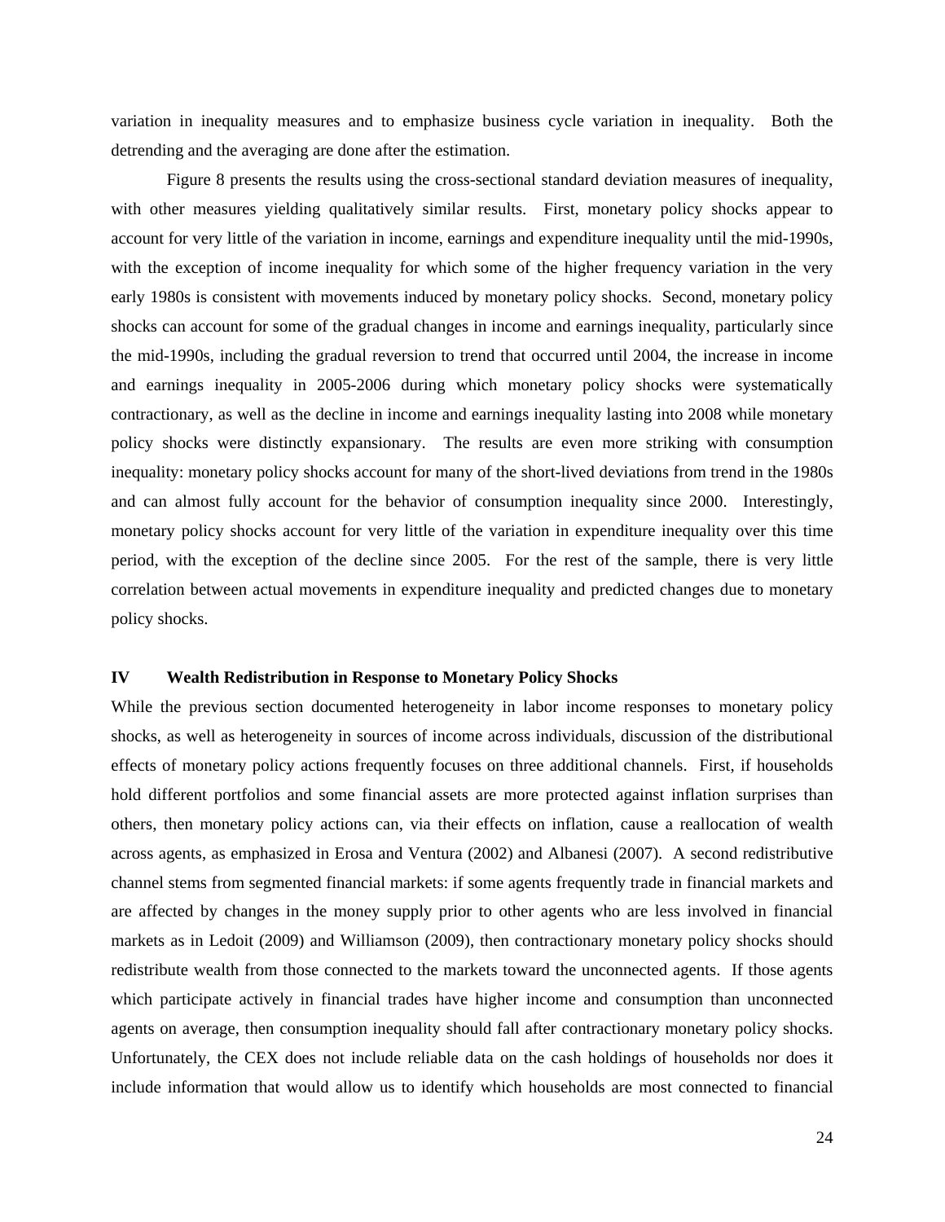variation in inequality measures and to emphasize business cycle variation in inequality. Both the detrending and the averaging are done after the estimation.

Figure 8 presents the results using the cross-sectional standard deviation measures of inequality, with other measures yielding qualitatively similar results. First, monetary policy shocks appear to account for very little of the variation in income, earnings and expenditure inequality until the mid-1990s, with the exception of income inequality for which some of the higher frequency variation in the very early 1980s is consistent with movements induced by monetary policy shocks. Second, monetary policy shocks can account for some of the gradual changes in income and earnings inequality, particularly since the mid-1990s, including the gradual reversion to trend that occurred until 2004, the increase in income and earnings inequality in 2005-2006 during which monetary policy shocks were systematically contractionary, as well as the decline in income and earnings inequality lasting into 2008 while monetary policy shocks were distinctly expansionary. The results are even more striking with consumption inequality: monetary policy shocks account for many of the short-lived deviations from trend in the 1980s and can almost fully account for the behavior of consumption inequality since 2000. Interestingly, monetary policy shocks account for very little of the variation in expenditure inequality over this time period, with the exception of the decline since 2005. For the rest of the sample, there is very little correlation between actual movements in expenditure inequality and predicted changes due to monetary policy shocks.

## IV Wealth Redistribution in Response to Monetary Policy Shocks

While the previous section documented heterogeneity in labor income responses to monetary policy shocks, as well as heterogeneity in sources of income across individuals, discussion of the distributional effects of monetary policy actions frequently focuses on three additional channels. First, if households hold different portfolios and some financial assets are more protected against inflation surprises than others, then monetary policy actions can, via their effects on inflation, cause a reallocation of wealth across agents, as emphasized in Erosa and Ventura (2002) and Albanesi (2007). A second redistributive channel stems from segmented financial markets: if some agents frequently trade in financial markets and are affected by changes in the money supply prior to other agents who are less involved in financial markets as in Ledoit (2009) and Williamson (2009), then contractionary monetary policy shocks should redistribute wealth from those connected to the markets toward the unconnected agents. If those agents which participate actively in financial trades have higher income and consumption than unconnected agents on average, then consumption inequality should fall after contractionary monetary policy shocks. Unfortunately, the CEX does not include reliable data on the cash holdings of households nor does it include information that would allow us to identify which households are most connected to financial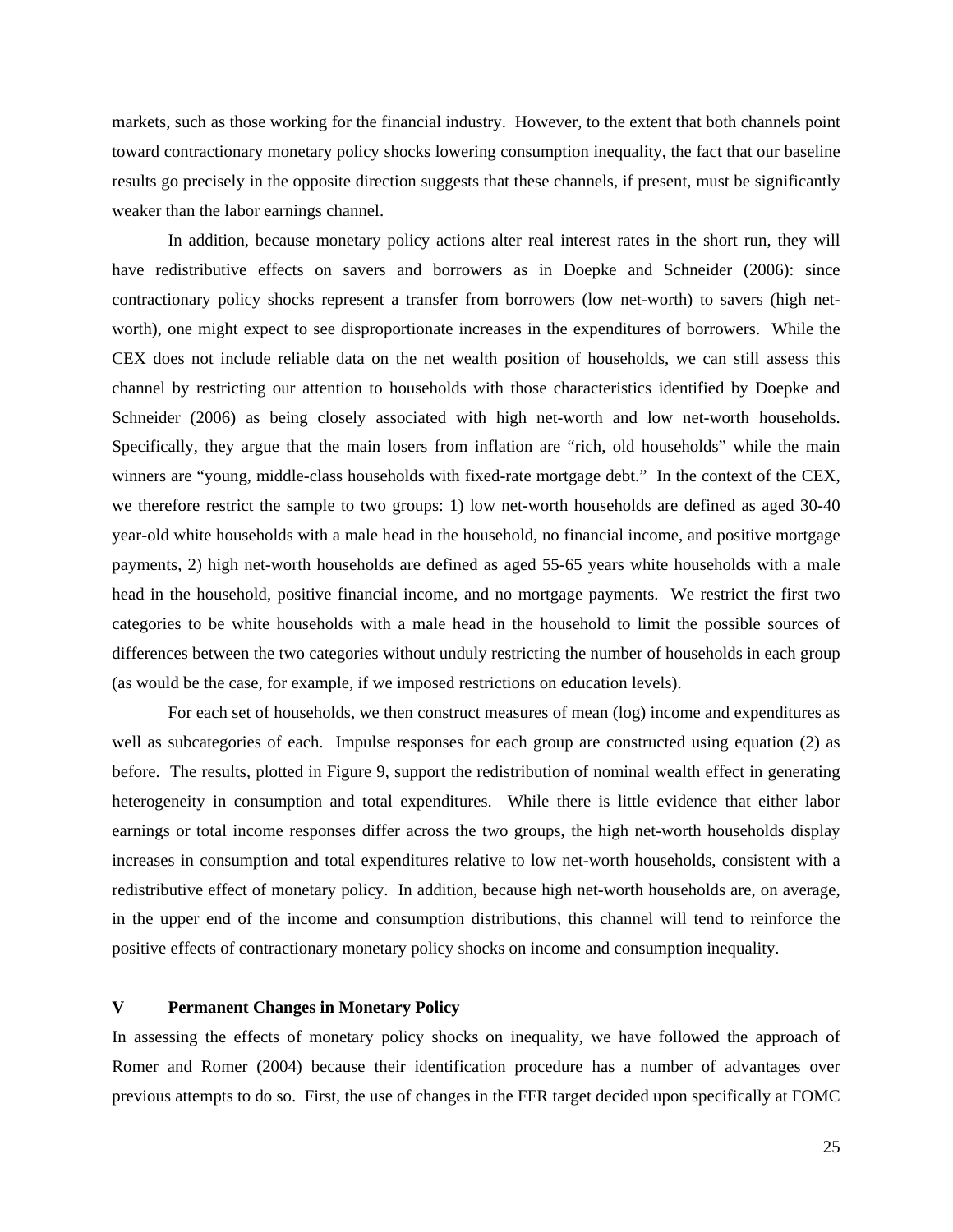markets, such as those working for the financial industry. However, to the extent that both channels point toward contractionary monetary policy shocks lowering consumption inequality, the fact that our baseline results go precisely in the opposite direction suggests that these channels, if present, must be significantly weaker than the labor earnings channel.

In addition, because monetary policy actions alter real interest rates in the short run, they will have redistributive effects on savers and borrowers as in Doepke and Schneider (2006): since contractionary policy shocks represent a transfer from borrowers (low net-worth) to savers (high net-worth), one might expect to see disproportionate increases in the expenditures of borrowers. While the CEX does not include reliable data on the net wealth position of households, we can still assess this channel by restricting our attention to households with those characteristics identified by Doepke and Schneider (2006) as being closely associated with high net-worth and low net-worth households. Specifically, they argue that the main losers from inflation are "rich, old households" while the main winners are "young, middle-class households with fixed-rate mortgage debt." In the context of the CEX, we therefore restrict the sample to two groups: 1) low net-worth households are defined as aged 30-40 year-old white households with a male head in the household, no financial income, and positive mortgage payments, 2) high net-worth households are defined as aged 55-65 years white households with a male head in the household, positive financial income, and no mortgage payments. We restrict the first two categories to be white households with a male head in the household to limit the possible sources of differences between the two categories without unduly restricting the number of households in each group (as would be the case, for example, if we imposed restrictions on education levels).

For each set of households, we then construct measures of mean (log) income and expenditures as well as subcategories of each. Impulse responses for each group are constructed using equation (2) as before. The results, plotted in Figure 9, support the redistribution of nominal wealth effect in generating heterogeneity in consumption and total expenditures. While there is little evidence that either labor earnings or total income responses differ across the two groups, the high net-worth households display increases in consumption and total expenditures relative to low net-worth households, consistent with a redistributive effect of monetary policy. In addition, because high net-worth households are, on average, in the upper end of the income and consumption distributions, this channel will tend to reinforce the positive effects of contractionary monetary policy shocks on income and consumption inequality.

## V Permanent Changes in Monetary Policy

In assessing the effects of monetary policy shocks on inequality, we have followed the approach of Romer and Romer (2004) because their identification procedure has a number of advantages over previous attempts to do so. First, the use of changes in the FFR target decided upon specifically at FOMC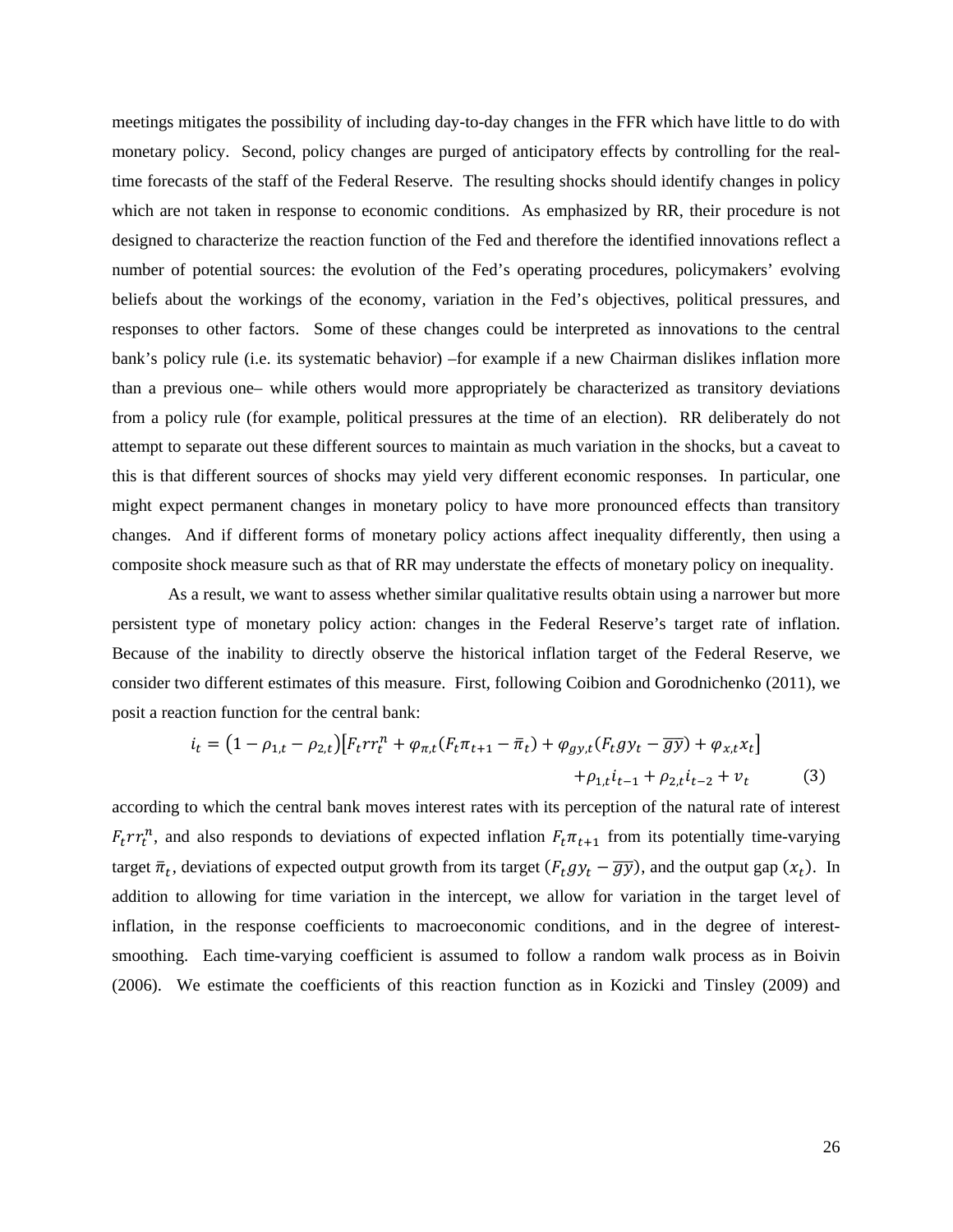meetings mitigates the possibility of including day-to-day changes in the FFR which have little to do with monetary policy. Second, policy changes are purged of anticipatory effects by controlling for the real-time forecasts of the staff of the Federal Reserve. The resulting shocks should identify changes in policy which are not taken in response to economic conditions. As emphasized by RR, their procedure is not designed to characterize the reaction function of the Fed and therefore the identified innovations reflect a number of potential sources: the evolution of the Fed's operating procedures, policymakers' evolving beliefs about the workings of the economy, variation in the Fed's objectives, political pressures, and responses to other factors. Some of these changes could be interpreted as innovations to the central bank's policy rule (i.e. its systematic behavior) –for example if a new Chairman dislikes inflation more than a previous one– while others would more appropriately be characterized as transitory deviations from a policy rule (for example, political pressures at the time of an election). RR deliberately do not attempt to separate out these different sources to maintain as much variation in the shocks, but a caveat to this is that different sources of shocks may yield very different economic responses. In particular, one might expect permanent changes in monetary policy to have more pronounced effects than transitory changes. And if different forms of monetary policy actions affect inequality differently, then using a composite shock measure such as that of RR may understate the effects of monetary policy on inequality.

As a result, we want to assess whether similar qualitative results obtain using a narrower but more persistent type of monetary policy action: changes in the Federal Reserve's target rate of inflation. Because of the inability to directly observe the historical inflation target of the Federal Reserve, we consider two different estimates of this measure. First, following Coibion and Gorodnichenko (2011), we posit a reaction function for the central bank:

$$i_t = \left(1 - \rho_{1,t} - \rho_{2,t}\right)\left[F_t rr_t^n + \varphi_{\pi,t}(F_t \pi_{t+1} - \bar{\pi}_t) + \varphi_{gy,t}(F_t gy_t - \overline{gy}) + \varphi_{x,t} x_t\right] + \rho_{1,t} i_{t-1} + \rho_{2,t} i_{t-2} + v_t \qquad (3)$$

according to which the central bank moves interest rates with its perception of the natural rate of interest $F_t rr_t^n$, and also responds to deviations of expected inflation $F_t \pi_{t+1}$ from its potentially time-varying target $\bar{\pi}_t$, deviations of expected output growth from its target $(F_t gy_t - \overline{gy})$, and the output gap $(x_t)$. In addition to allowing for time variation in the intercept, we allow for variation in the target level of inflation, in the response coefficients to macroeconomic conditions, and in the degree of interest-smoothing. Each time-varying coefficient is assumed to follow a random walk process as in Boivin (2006). We estimate the coefficients of this reaction function as in Kozicki and Tinsley (2009) and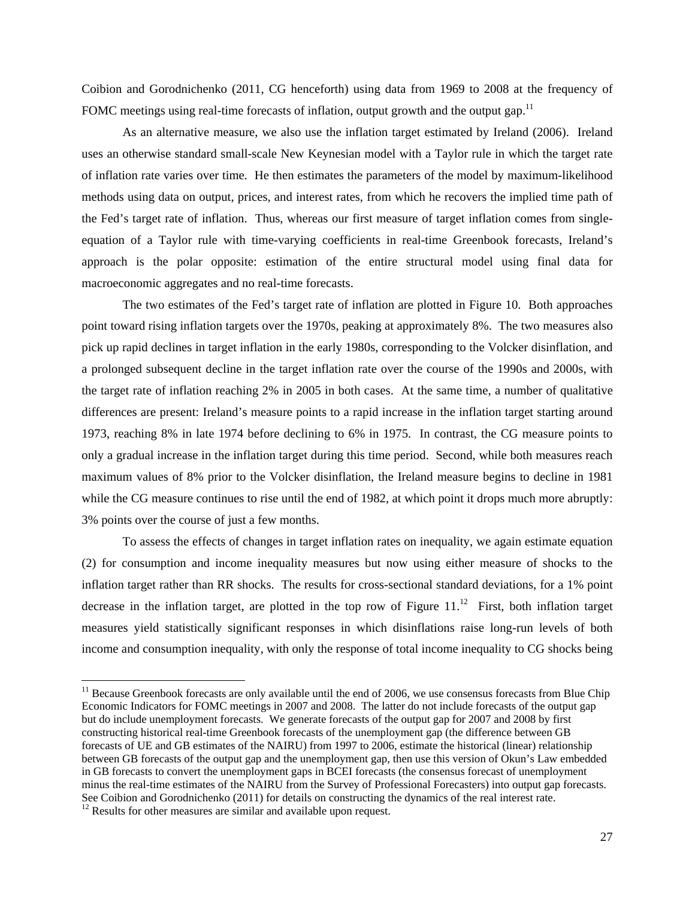Coibion and Gorodnichenko (2011, CG henceforth) using data from 1969 to 2008 at the frequency of FOMC meetings using real-time forecasts of inflation, output growth and the output gap.[11]

As an alternative measure, we also use the inflation target estimated by Ireland (2006). Ireland uses an otherwise standard small-scale New Keynesian model with a Taylor rule in which the target rate of inflation rate varies over time. He then estimates the parameters of the model by maximum-likelihood methods using data on output, prices, and interest rates, from which he recovers the implied time path of the Fed's target rate of inflation. Thus, whereas our first measure of target inflation comes from single-equation of a Taylor rule with time-varying coefficients in real-time Greenbook forecasts, Ireland's approach is the polar opposite: estimation of the entire structural model using final data for macroeconomic aggregates and no real-time forecasts.

The two estimates of the Fed's target rate of inflation are plotted in Figure 10. Both approaches point toward rising inflation targets over the 1970s, peaking at approximately 8%. The two measures also pick up rapid declines in target inflation in the early 1980s, corresponding to the Volcker disinflation, and a prolonged subsequent decline in the target inflation rate over the course of the 1990s and 2000s, with the target rate of inflation reaching 2% in 2005 in both cases. At the same time, a number of qualitative differences are present: Ireland's measure points to a rapid increase in the inflation target starting around 1973, reaching 8% in late 1974 before declining to 6% in 1975. In contrast, the CG measure points to only a gradual increase in the inflation target during this time period. Second, while both measures reach maximum values of 8% prior to the Volcker disinflation, the Ireland measure begins to decline in 1981 while the CG measure continues to rise until the end of 1982, at which point it drops much more abruptly: 3% points over the course of just a few months.

To assess the effects of changes in target inflation rates on inequality, we again estimate equation (2) for consumption and income inequality measures but now using either measure of shocks to the inflation target rather than RR shocks. The results for cross-sectional standard deviations, for a 1% point decrease in the inflation target, are plotted in the top row of Figure 11.[12] First, both inflation target measures yield statistically significant responses in which disinflations raise long-run levels of both income and consumption inequality, with only the response of total income inequality to CG shocks being

---

[11] Because Greenbook forecasts are only available until the end of 2006, we use consensus forecasts from Blue Chip Economic Indicators for FOMC meetings in 2007 and 2008. The latter do not include forecasts of the output gap but do include unemployment forecasts. We generate forecasts of the output gap for 2007 and 2008 by first constructing historical real-time Greenbook forecasts of the unemployment gap (the difference between GB forecasts of UE and GB estimates of the NAIRU) from 1997 to 2006, estimate the historical (linear) relationship between GB forecasts of the output gap and the unemployment gap, then use this version of Okun's Law embedded in GB forecasts to convert the unemployment gaps in BCEI forecasts (the consensus forecast of unemployment minus the real-time estimates of the NAIRU from the Survey of Professional Forecasters) into output gap forecasts. See Coibion and Gorodnichenko (2011) for details on constructing the dynamics of the real interest rate.

[12] Results for other measures are similar and available upon request.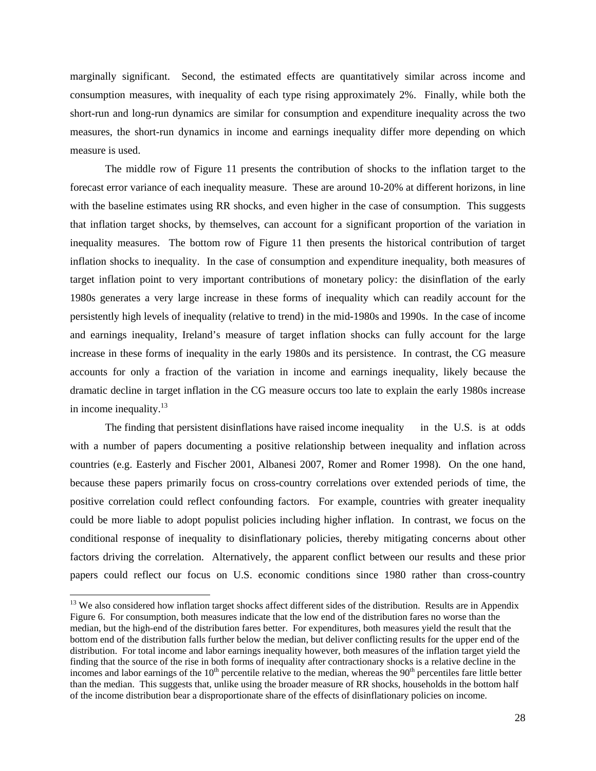marginally significant. Second, the estimated effects are quantitatively similar across income and consumption measures, with inequality of each type rising approximately 2%. Finally, while both the short-run and long-run dynamics are similar for consumption and expenditure inequality across the two measures, the short-run dynamics in income and earnings inequality differ more depending on which measure is used.

The middle row of Figure 11 presents the contribution of shocks to the inflation target to the forecast error variance of each inequality measure. These are around 10-20% at different horizons, in line with the baseline estimates using RR shocks, and even higher in the case of consumption. This suggests that inflation target shocks, by themselves, can account for a significant proportion of the variation in inequality measures. The bottom row of Figure 11 then presents the historical contribution of target inflation shocks to inequality. In the case of consumption and expenditure inequality, both measures of target inflation point to very important contributions of monetary policy: the disinflation of the early 1980s generates a very large increase in these forms of inequality which can readily account for the persistently high levels of inequality (relative to trend) in the mid-1980s and 1990s. In the case of income and earnings inequality, Ireland's measure of target inflation shocks can fully account for the large increase in these forms of inequality in the early 1980s and its persistence. In contrast, the CG measure accounts for only a fraction of the variation in income and earnings inequality, likely because the dramatic decline in target inflation in the CG measure occurs too late to explain the early 1980s increase in income inequality.[13]

The finding that persistent disinflations have raised income inequality in the U.S. is at odds with a number of papers documenting a positive relationship between inequality and inflation across countries (e.g. Easterly and Fischer 2001, Albanesi 2007, Romer and Romer 1998). On the one hand, because these papers primarily focus on cross-country correlations over extended periods of time, the positive correlation could reflect confounding factors. For example, countries with greater inequality could be more liable to adopt populist policies including higher inflation. In contrast, we focus on the conditional response of inequality to disinflationary policies, thereby mitigating concerns about other factors driving the correlation. Alternatively, the apparent conflict between our results and these prior papers could reflect our focus on U.S. economic conditions since 1980 rather than cross-country

[13] We also considered how inflation target shocks affect different sides of the distribution. Results are in Appendix Figure 6. For consumption, both measures indicate that the low end of the distribution fares no worse than the median, but the high-end of the distribution fares better. For expenditures, both measures yield the result that the bottom end of the distribution falls further below the median, but deliver conflicting results for the upper end of the distribution. For total income and labor earnings inequality however, both measures of the inflation target yield the finding that the source of the rise in both forms of inequality after contractionary shocks is a relative decline in the incomes and labor earnings of the 10th percentile relative to the median, whereas the 90th percentiles fare little better than the median. This suggests that, unlike using the broader measure of RR shocks, households in the bottom half of the income distribution bear a disproportionate share of the effects of disinflationary policies on income.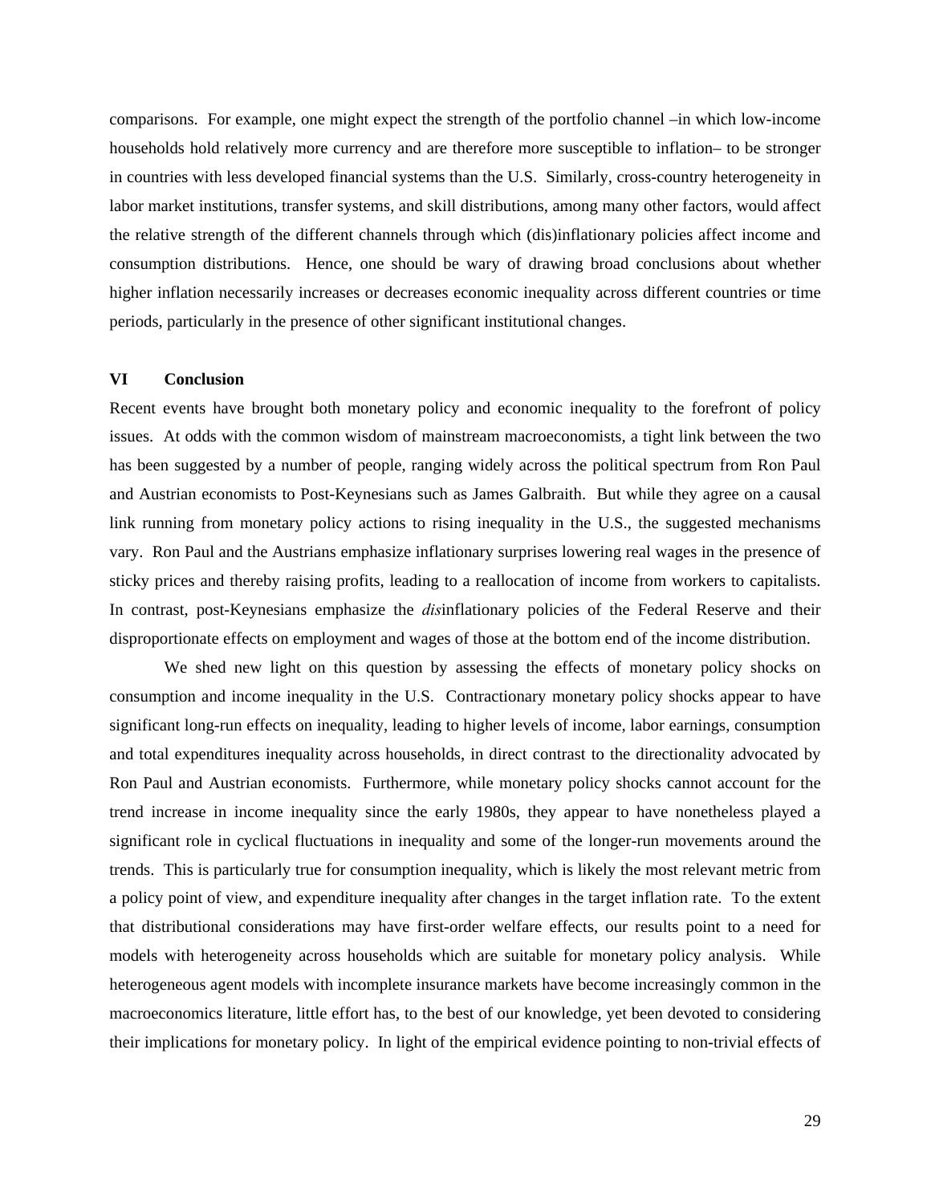comparisons. For example, one might expect the strength of the portfolio channel –in which low-income households hold relatively more currency and are therefore more susceptible to inflation– to be stronger in countries with less developed financial systems than the U.S. Similarly, cross-country heterogeneity in labor market institutions, transfer systems, and skill distributions, among many other factors, would affect the relative strength of the different channels through which (dis)inflationary policies affect income and consumption distributions. Hence, one should be wary of drawing broad conclusions about whether higher inflation necessarily increases or decreases economic inequality across different countries or time periods, particularly in the presence of other significant institutional changes.

## VI Conclusion

Recent events have brought both monetary policy and economic inequality to the forefront of policy issues. At odds with the common wisdom of mainstream macroeconomists, a tight link between the two has been suggested by a number of people, ranging widely across the political spectrum from Ron Paul and Austrian economists to Post-Keynesians such as James Galbraith. But while they agree on a causal link running from monetary policy actions to rising inequality in the U.S., the suggested mechanisms vary. Ron Paul and the Austrians emphasize inflationary surprises lowering real wages in the presence of sticky prices and thereby raising profits, leading to a reallocation of income from workers to capitalists. In contrast, post-Keynesians emphasize the *dis*inflationary policies of the Federal Reserve and their disproportionate effects on employment and wages of those at the bottom end of the income distribution.

We shed new light on this question by assessing the effects of monetary policy shocks on consumption and income inequality in the U.S. Contractionary monetary policy shocks appear to have significant long-run effects on inequality, leading to higher levels of income, labor earnings, consumption and total expenditures inequality across households, in direct contrast to the directionality advocated by Ron Paul and Austrian economists. Furthermore, while monetary policy shocks cannot account for the trend increase in income inequality since the early 1980s, they appear to have nonetheless played a significant role in cyclical fluctuations in inequality and some of the longer-run movements around the trends. This is particularly true for consumption inequality, which is likely the most relevant metric from a policy point of view, and expenditure inequality after changes in the target inflation rate. To the extent that distributional considerations may have first-order welfare effects, our results point to a need for models with heterogeneity across households which are suitable for monetary policy analysis. While heterogeneous agent models with incomplete insurance markets have become increasingly common in the macroeconomics literature, little effort has, to the best of our knowledge, yet been devoted to considering their implications for monetary policy. In light of the empirical evidence pointing to non-trivial effects of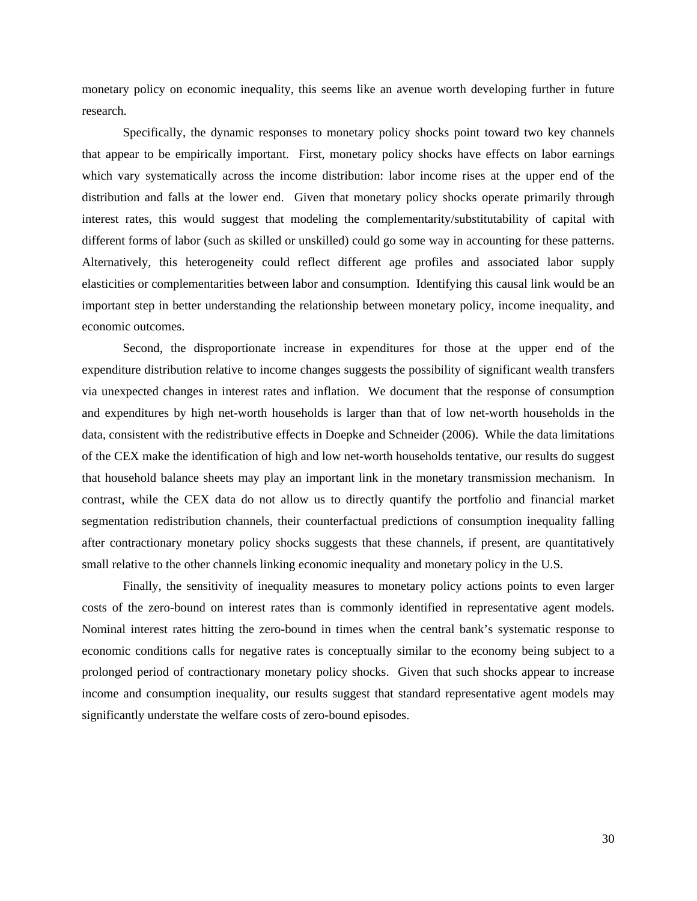monetary policy on economic inequality, this seems like an avenue worth developing further in future research.

Specifically, the dynamic responses to monetary policy shocks point toward two key channels that appear to be empirically important. First, monetary policy shocks have effects on labor earnings which vary systematically across the income distribution: labor income rises at the upper end of the distribution and falls at the lower end. Given that monetary policy shocks operate primarily through interest rates, this would suggest that modeling the complementarity/substitutability of capital with different forms of labor (such as skilled or unskilled) could go some way in accounting for these patterns. Alternatively, this heterogeneity could reflect different age profiles and associated labor supply elasticities or complementarities between labor and consumption. Identifying this causal link would be an important step in better understanding the relationship between monetary policy, income inequality, and economic outcomes.

Second, the disproportionate increase in expenditures for those at the upper end of the expenditure distribution relative to income changes suggests the possibility of significant wealth transfers via unexpected changes in interest rates and inflation. We document that the response of consumption and expenditures by high net-worth households is larger than that of low net-worth households in the data, consistent with the redistributive effects in Doepke and Schneider (2006). While the data limitations of the CEX make the identification of high and low net-worth households tentative, our results do suggest that household balance sheets may play an important link in the monetary transmission mechanism. In contrast, while the CEX data do not allow us to directly quantify the portfolio and financial market segmentation redistribution channels, their counterfactual predictions of consumption inequality falling after contractionary monetary policy shocks suggests that these channels, if present, are quantitatively small relative to the other channels linking economic inequality and monetary policy in the U.S.

Finally, the sensitivity of inequality measures to monetary policy actions points to even larger costs of the zero-bound on interest rates than is commonly identified in representative agent models. Nominal interest rates hitting the zero-bound in times when the central bank's systematic response to economic conditions calls for negative rates is conceptually similar to the economy being subject to a prolonged period of contractionary monetary policy shocks. Given that such shocks appear to increase income and consumption inequality, our results suggest that standard representative agent models may significantly understate the welfare costs of zero-bound episodes.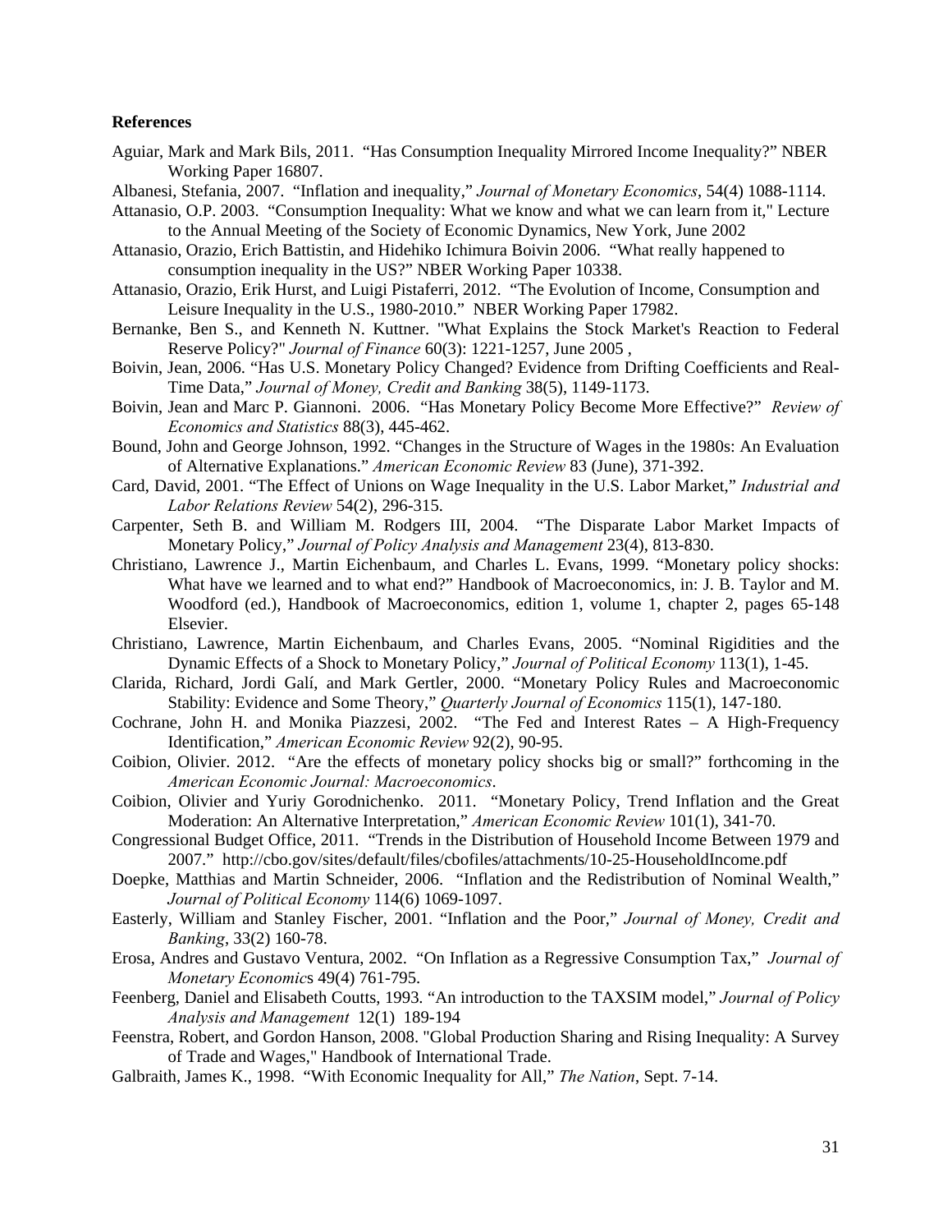**References**

Aguiar, Mark and Mark Bils, 2011. "Has Consumption Inequality Mirrored Income Inequality?" NBER Working Paper 16807.

Albanesi, Stefania, 2007. "Inflation and inequality," *Journal of Monetary Economics*, 54(4) 1088-1114.

Attanasio, O.P. 2003. "Consumption Inequality: What we know and what we can learn from it," Lecture to the Annual Meeting of the Society of Economic Dynamics, New York, June 2002

Attanasio, Orazio, Erich Battistin, and Hidehiko Ichimura Boivin 2006. "What really happened to consumption inequality in the US?" NBER Working Paper 10338.

Attanasio, Orazio, Erik Hurst, and Luigi Pistaferri, 2012. "The Evolution of Income, Consumption and Leisure Inequality in the U.S., 1980-2010." NBER Working Paper 17982.

Bernanke, Ben S., and Kenneth N. Kuttner. "What Explains the Stock Market's Reaction to Federal Reserve Policy?" *Journal of Finance* 60(3): 1221-1257, June 2005 ,

Boivin, Jean, 2006. "Has U.S. Monetary Policy Changed? Evidence from Drifting Coefficients and Real-Time Data," *Journal of Money, Credit and Banking* 38(5), 1149-1173.

Boivin, Jean and Marc P. Giannoni. 2006. "Has Monetary Policy Become More Effective?" *Review of Economics and Statistics* 88(3), 445-462.

Bound, John and George Johnson, 1992. "Changes in the Structure of Wages in the 1980s: An Evaluation of Alternative Explanations." *American Economic Review* 83 (June), 371-392.

Card, David, 2001. "The Effect of Unions on Wage Inequality in the U.S. Labor Market," *Industrial and Labor Relations Review* 54(2), 296-315.

Carpenter, Seth B. and William M. Rodgers III, 2004. "The Disparate Labor Market Impacts of Monetary Policy," *Journal of Policy Analysis and Management* 23(4), 813-830.

Christiano, Lawrence J., Martin Eichenbaum, and Charles L. Evans, 1999. "Monetary policy shocks: What have we learned and to what end?" Handbook of Macroeconomics, in: J. B. Taylor and M. Woodford (ed.), Handbook of Macroeconomics, edition 1, volume 1, chapter 2, pages 65-148 Elsevier.

Christiano, Lawrence, Martin Eichenbaum, and Charles Evans, 2005. "Nominal Rigidities and the Dynamic Effects of a Shock to Monetary Policy," *Journal of Political Economy* 113(1), 1-45.

Clarida, Richard, Jordi Galí, and Mark Gertler, 2000. "Monetary Policy Rules and Macroeconomic Stability: Evidence and Some Theory," *Quarterly Journal of Economics* 115(1), 147-180.

Cochrane, John H. and Monika Piazzesi, 2002. "The Fed and Interest Rates – A High-Frequency Identification," *American Economic Review* 92(2), 90-95.

Coibion, Olivier. 2012. "Are the effects of monetary policy shocks big or small?" forthcoming in the *American Economic Journal: Macroeconomics*.

Coibion, Olivier and Yuriy Gorodnichenko. 2011. "Monetary Policy, Trend Inflation and the Great Moderation: An Alternative Interpretation," *American Economic Review* 101(1), 341-70.

Congressional Budget Office, 2011. "Trends in the Distribution of Household Income Between 1979 and 2007." http://cbo.gov/sites/default/files/cbofiles/attachments/10-25-HouseholdIncome.pdf

Doepke, Matthias and Martin Schneider, 2006. "Inflation and the Redistribution of Nominal Wealth," *Journal of Political Economy* 114(6) 1069-1097.

Easterly, William and Stanley Fischer, 2001. "Inflation and the Poor," *Journal of Money, Credit and Banking*, 33(2) 160-78.

Erosa, Andres and Gustavo Ventura, 2002. "On Inflation as a Regressive Consumption Tax," *Journal of Monetary Economics* 49(4) 761-795.

Feenberg, Daniel and Elisabeth Coutts, 1993. "An introduction to the TAXSIM model," *Journal of Policy Analysis and Management* 12(1) 189-194

Feenstra, Robert, and Gordon Hanson, 2008. "Global Production Sharing and Rising Inequality: A Survey of Trade and Wages," Handbook of International Trade.

Galbraith, James K., 1998. "With Economic Inequality for All," *The Nation*, Sept. 7-14.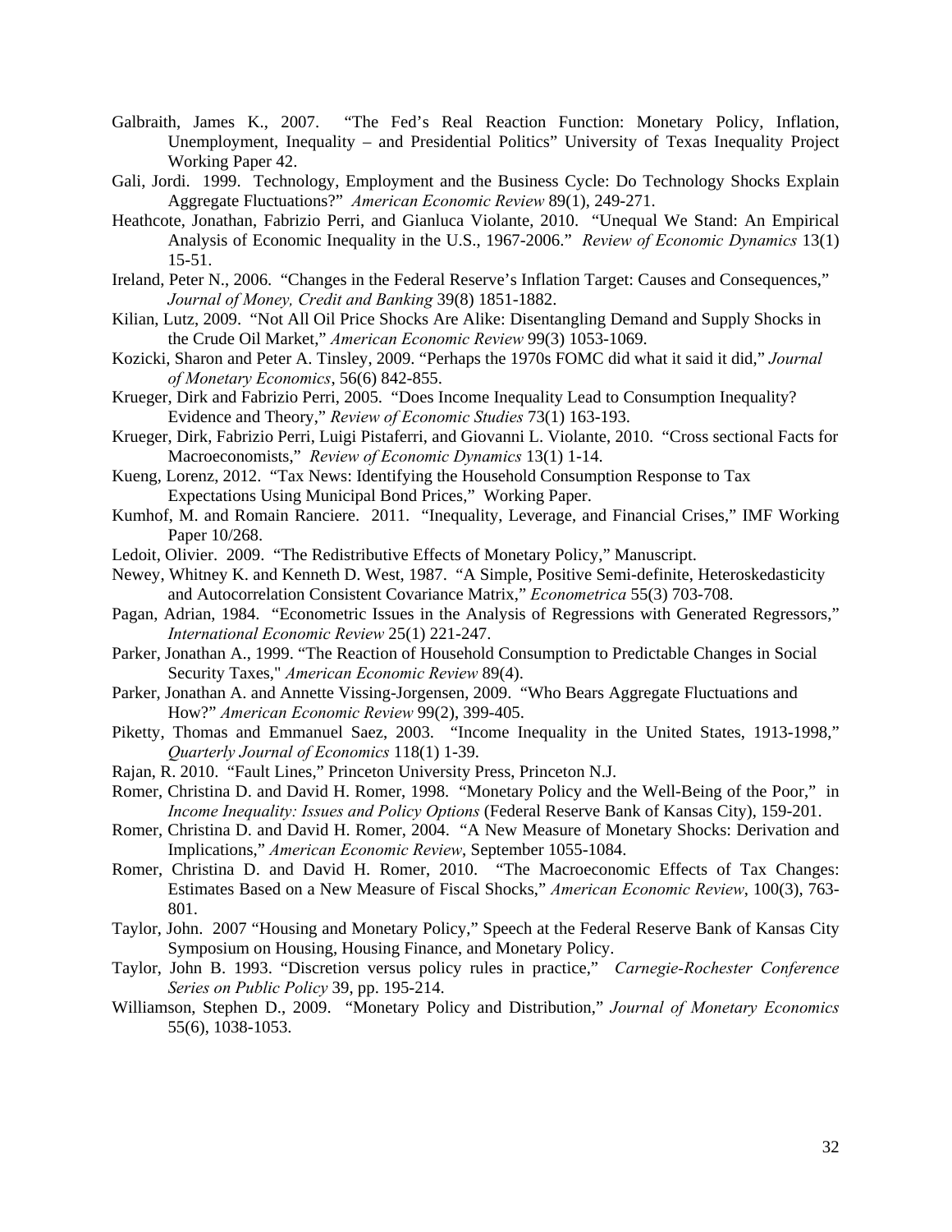Galbraith, James K., 2007. "The Fed's Real Reaction Function: Monetary Policy, Inflation, Unemployment, Inequality – and Presidential Politics" University of Texas Inequality Project Working Paper 42.

Gali, Jordi. 1999. Technology, Employment and the Business Cycle: Do Technology Shocks Explain Aggregate Fluctuations?" *American Economic Review* 89(1), 249-271.

Heathcote, Jonathan, Fabrizio Perri, and Gianluca Violante, 2010. "Unequal We Stand: An Empirical Analysis of Economic Inequality in the U.S., 1967-2006." *Review of Economic Dynamics* 13(1) 15-51.

Ireland, Peter N., 2006. "Changes in the Federal Reserve's Inflation Target: Causes and Consequences," *Journal of Money, Credit and Banking* 39(8) 1851-1882.

Kilian, Lutz, 2009. "Not All Oil Price Shocks Are Alike: Disentangling Demand and Supply Shocks in the Crude Oil Market," *American Economic Review* 99(3) 1053-1069.

Kozicki, Sharon and Peter A. Tinsley, 2009. "Perhaps the 1970s FOMC did what it said it did," *Journal of Monetary Economics*, 56(6) 842-855.

Krueger, Dirk and Fabrizio Perri, 2005. "Does Income Inequality Lead to Consumption Inequality? Evidence and Theory," *Review of Economic Studies* 73(1) 163-193.

Krueger, Dirk, Fabrizio Perri, Luigi Pistaferri, and Giovanni L. Violante, 2010. "Cross sectional Facts for Macroeconomists," *Review of Economic Dynamics* 13(1) 1-14.

Kueng, Lorenz, 2012. "Tax News: Identifying the Household Consumption Response to Tax Expectations Using Municipal Bond Prices," Working Paper.

Kumhof, M. and Romain Ranciere. 2011. "Inequality, Leverage, and Financial Crises," IMF Working Paper 10/268.

Ledoit, Olivier. 2009. "The Redistributive Effects of Monetary Policy," Manuscript.

Newey, Whitney K. and Kenneth D. West, 1987. "A Simple, Positive Semi-definite, Heteroskedasticity and Autocorrelation Consistent Covariance Matrix," *Econometrica* 55(3) 703-708.

Pagan, Adrian, 1984. "Econometric Issues in the Analysis of Regressions with Generated Regressors," *International Economic Review* 25(1) 221-247.

Parker, Jonathan A., 1999. "The Reaction of Household Consumption to Predictable Changes in Social Security Taxes," *American Economic Review* 89(4).

Parker, Jonathan A. and Annette Vissing-Jorgensen, 2009. "Who Bears Aggregate Fluctuations and How?" *American Economic Review* 99(2), 399-405.

Piketty, Thomas and Emmanuel Saez, 2003. "Income Inequality in the United States, 1913-1998," *Quarterly Journal of Economics* 118(1) 1-39.

Rajan, R. 2010. "Fault Lines," Princeton University Press, Princeton N.J.

Romer, Christina D. and David H. Romer, 1998. "Monetary Policy and the Well-Being of the Poor," in *Income Inequality: Issues and Policy Options* (Federal Reserve Bank of Kansas City), 159-201.

Romer, Christina D. and David H. Romer, 2004. "A New Measure of Monetary Shocks: Derivation and Implications," *American Economic Review*, September 1055-1084.

Romer, Christina D. and David H. Romer, 2010. "The Macroeconomic Effects of Tax Changes: Estimates Based on a New Measure of Fiscal Shocks," *American Economic Review*, 100(3), 763-801.

Taylor, John. 2007 "Housing and Monetary Policy," Speech at the Federal Reserve Bank of Kansas City Symposium on Housing, Housing Finance, and Monetary Policy.

Taylor, John B. 1993. "Discretion versus policy rules in practice," *Carnegie-Rochester Conference Series on Public Policy* 39, pp. 195-214.

Williamson, Stephen D., 2009. "Monetary Policy and Distribution," *Journal of Monetary Economics* 55(6), 1038-1053.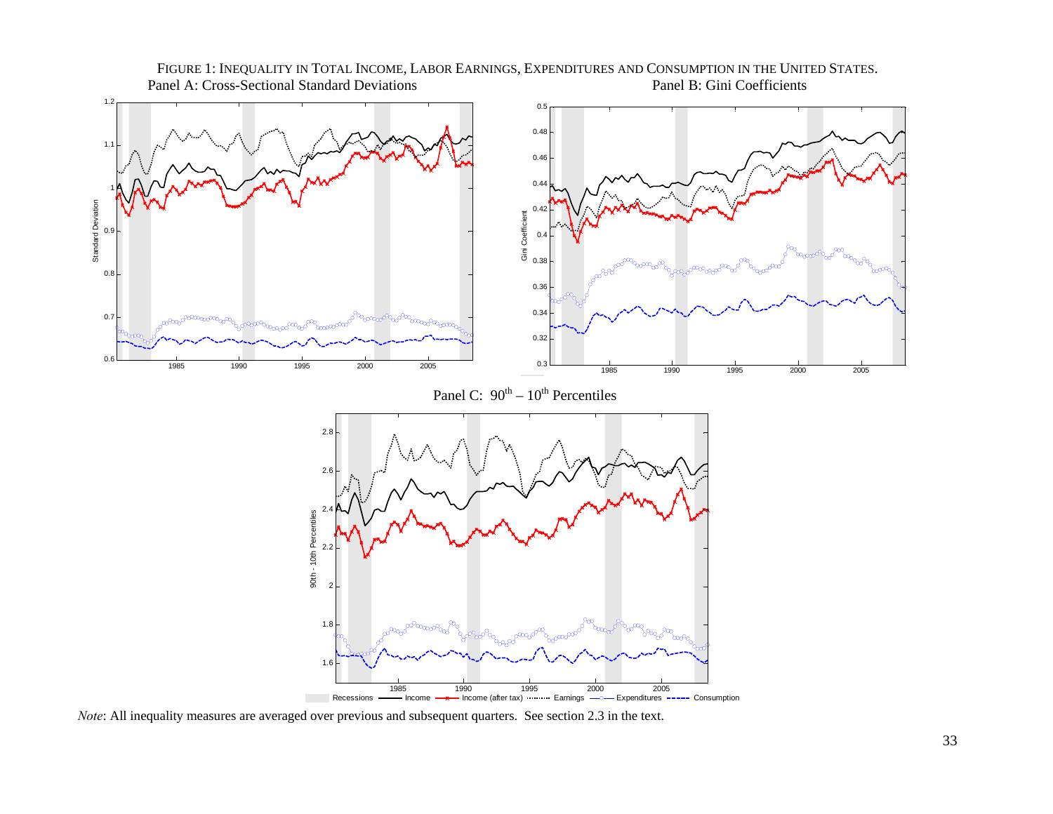FIGURE 1: INEQUALITY IN TOTAL INCOME, LABOR EARNINGS, EXPENDITURES AND CONSUMPTION IN THE UNITED STATES.

Panel A: Cross-Sectional Standard Deviations

Panel B: Gini Coefficients

Panel C: $90^{th} - 10^{th}$ Percentiles

*Note*: All inequality measures are averaged over previous and subsequent quarters. See section 2.3 in the text.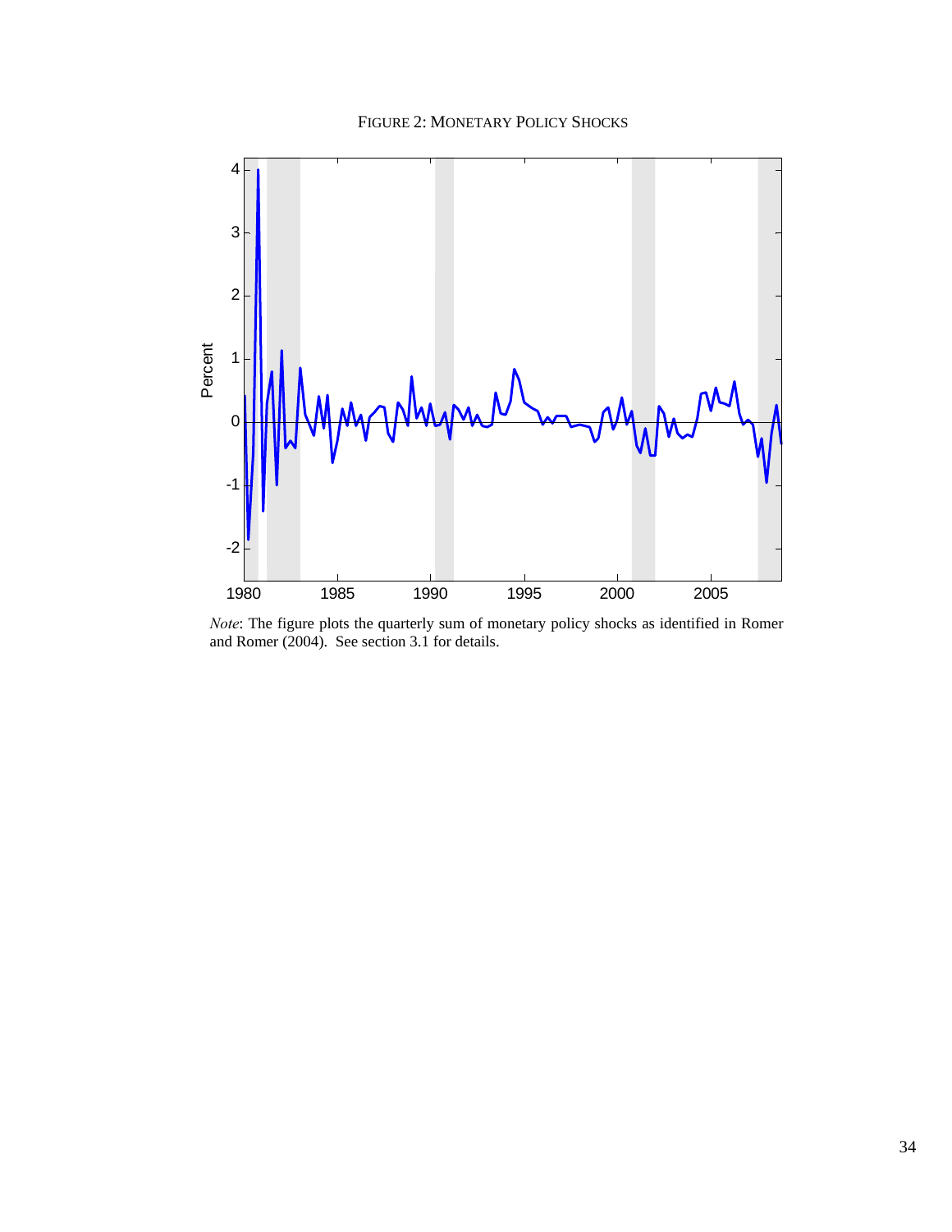FIGURE 2: MONETARY POLICY SHOCKS

*Note*: The figure plots the quarterly sum of monetary policy shocks as identified in Romer and Romer (2004). See section 3.1 for details.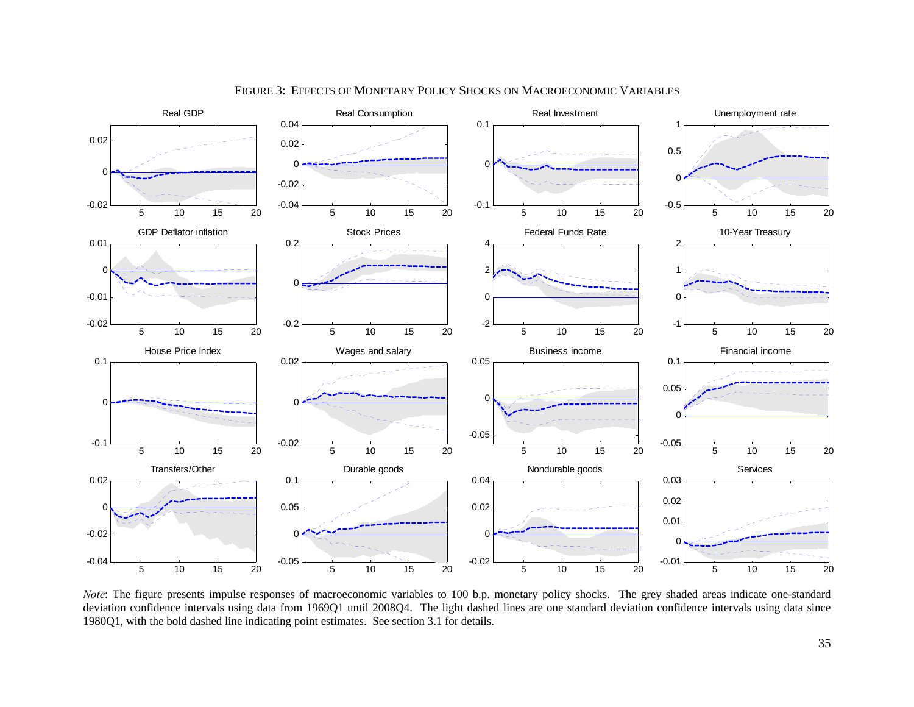FIGURE 3: EFFECTS OF MONETARY POLICY SHOCKS ON MACROECONOMIC VARIABLES

*Note*: The figure presents impulse responses of macroeconomic variables to 100 b.p. monetary policy shocks. The grey shaded areas indicate one-standard deviation confidence intervals using data from 1969Q1 until 2008Q4. The light dashed lines are one standard deviation confidence intervals using data since 1980Q1, with the bold dashed line indicating point estimates. See section 3.1 for details.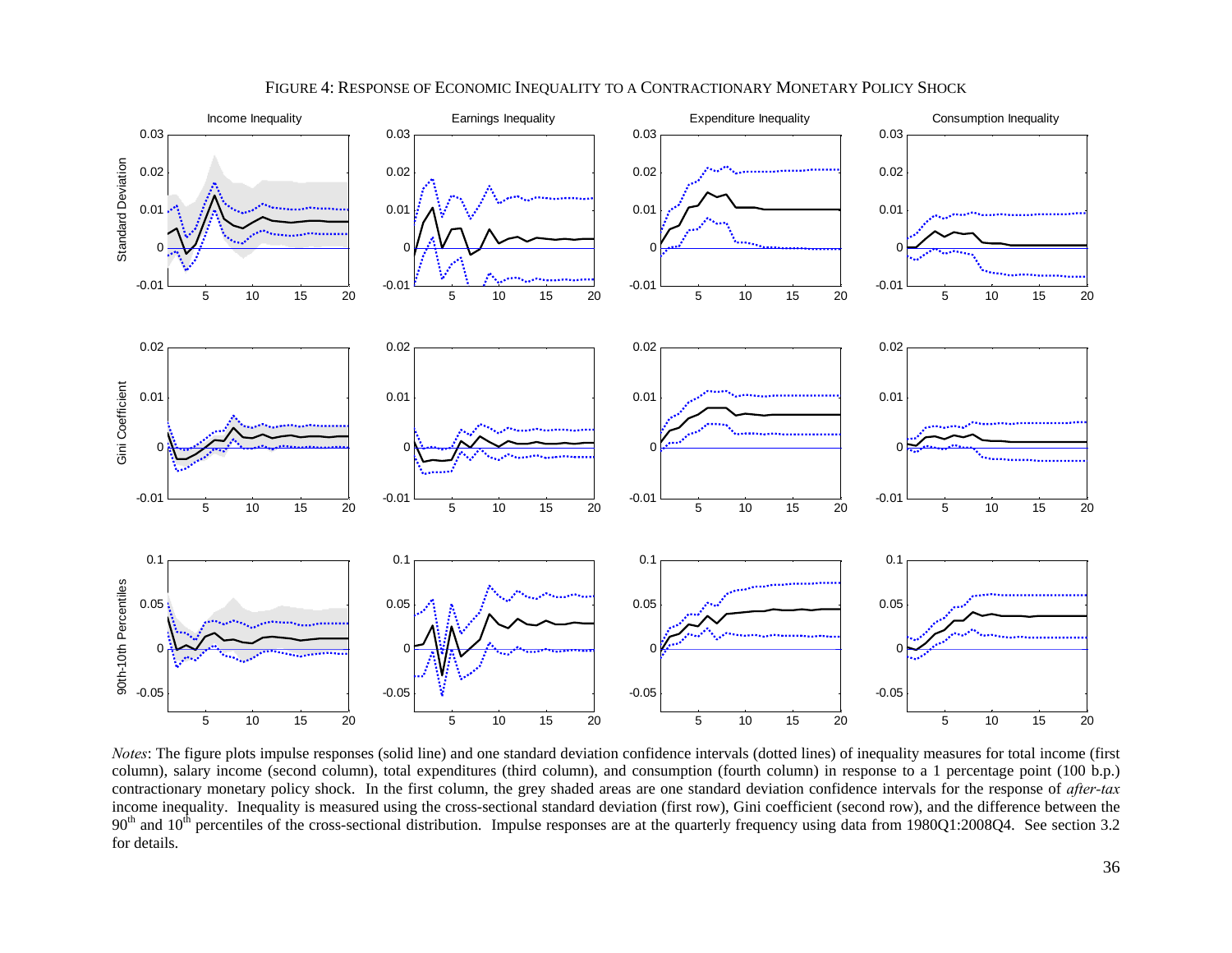FIGURE 4: RESPONSE OF ECONOMIC INEQUALITY TO A CONTRACTIONARY MONETARY POLICY SHOCK

*Notes*: The figure plots impulse responses (solid line) and one standard deviation confidence intervals (dotted lines) of inequality measures for total income (first column), salary income (second column), total expenditures (third column), and consumption (fourth column) in response to a 1 percentage point (100 b.p.) contractionary monetary policy shock. In the first column, the grey shaded areas are one standard deviation confidence intervals for the response of *after-tax* income inequality. Inequality is measured using the cross-sectional standard deviation (first row), Gini coefficient (second row), and the difference between the $90^{th}$ and $10^{th}$ percentiles of the cross-sectional distribution. Impulse responses are at the quarterly frequency using data from 1980Q1:2008Q4. See section 3.2 for details.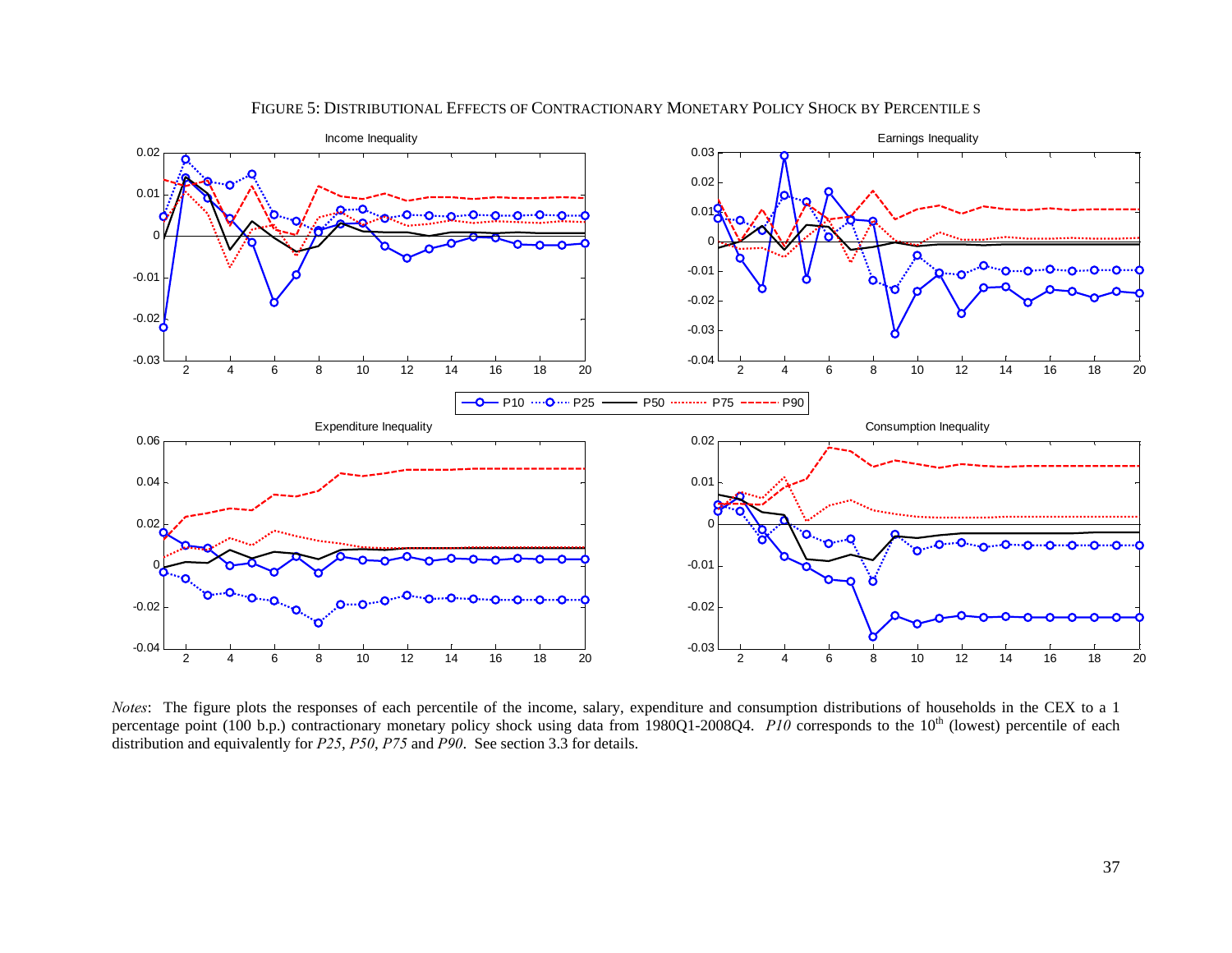FIGURE 5: DISTRIBUTIONAL EFFECTS OF CONTRACTIONARY MONETARY POLICY SHOCK BY PERCENTILE S

*Notes*: The figure plots the responses of each percentile of the income, salary, expenditure and consumption distributions of households in the CEX to a 1 percentage point (100 b.p.) contractionary monetary policy shock using data from 1980Q1-2008Q4. *P10* corresponds to the 10th (lowest) percentile of each distribution and equivalently for *P25*, *P50*, *P75* and *P90*. See section 3.3 for details.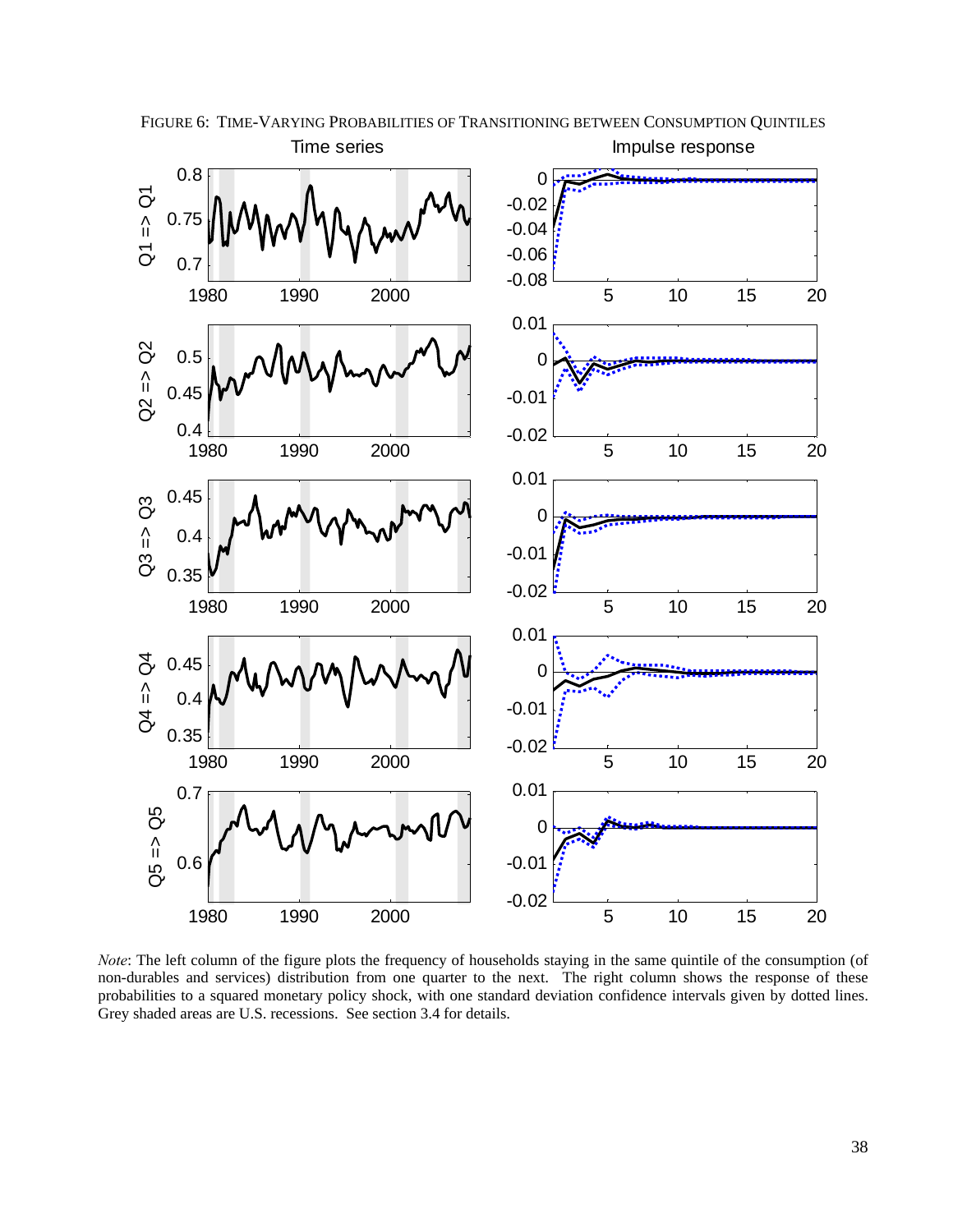FIGURE 6: TIME-VARYING PROBABILITIES OF TRANSITIONING BETWEEN CONSUMPTION QUINTILES

*Note*: The left column of the figure plots the frequency of households staying in the same quintile of the consumption (of non-durables and services) distribution from one quarter to the next. The right column shows the response of these probabilities to a squared monetary policy shock, with one standard deviation confidence intervals given by dotted lines. Grey shaded areas are U.S. recessions. See section 3.4 for details.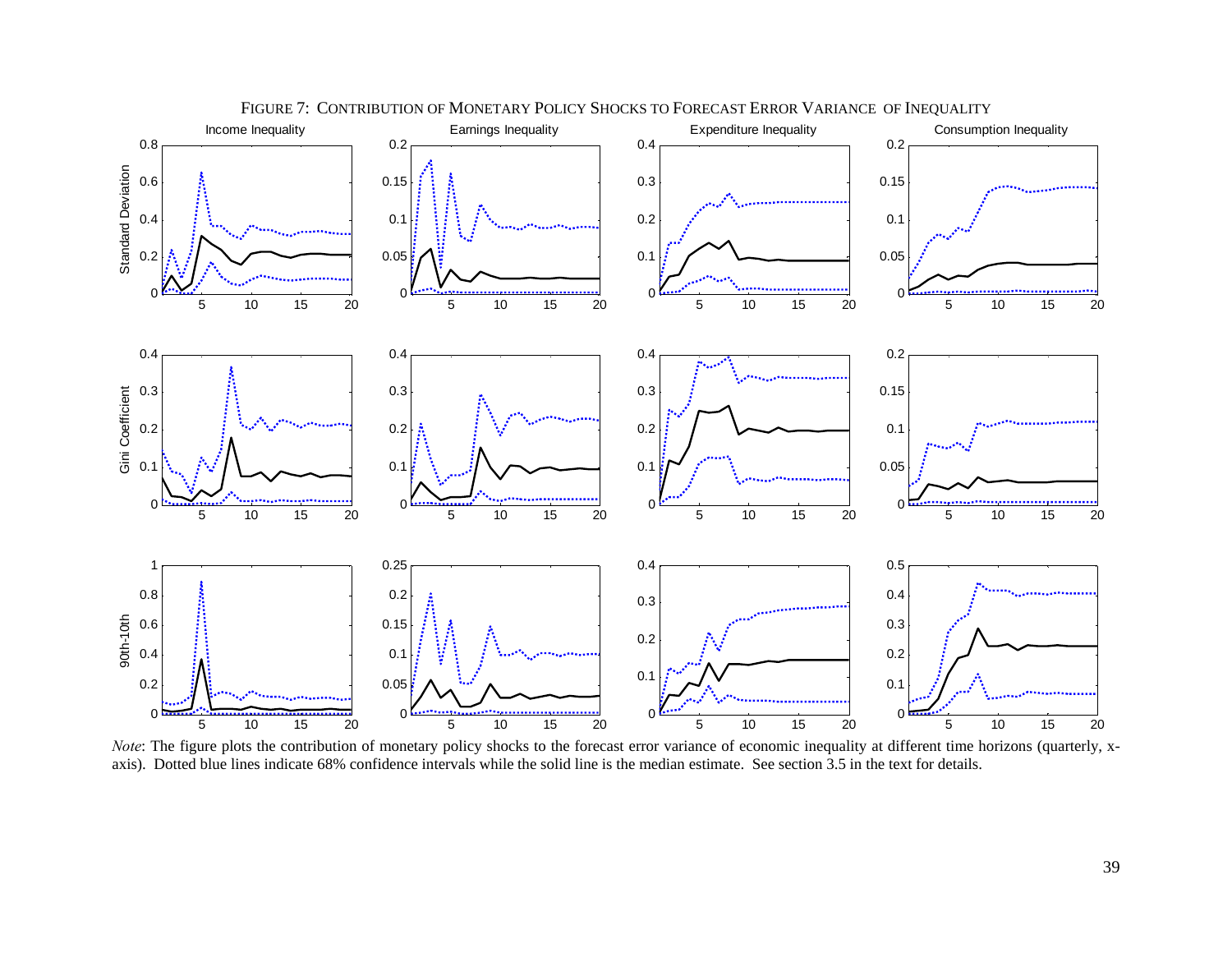FIGURE 7: CONTRIBUTION OF MONETARY POLICY SHOCKS TO FORECAST ERROR VARIANCE OF INEQUALITY

*Note*: The figure plots the contribution of monetary policy shocks to the forecast error variance of economic inequality at different time horizons (quarterly, x-axis). Dotted blue lines indicate 68% confidence intervals while the solid line is the median estimate. See section 3.5 in the text for details.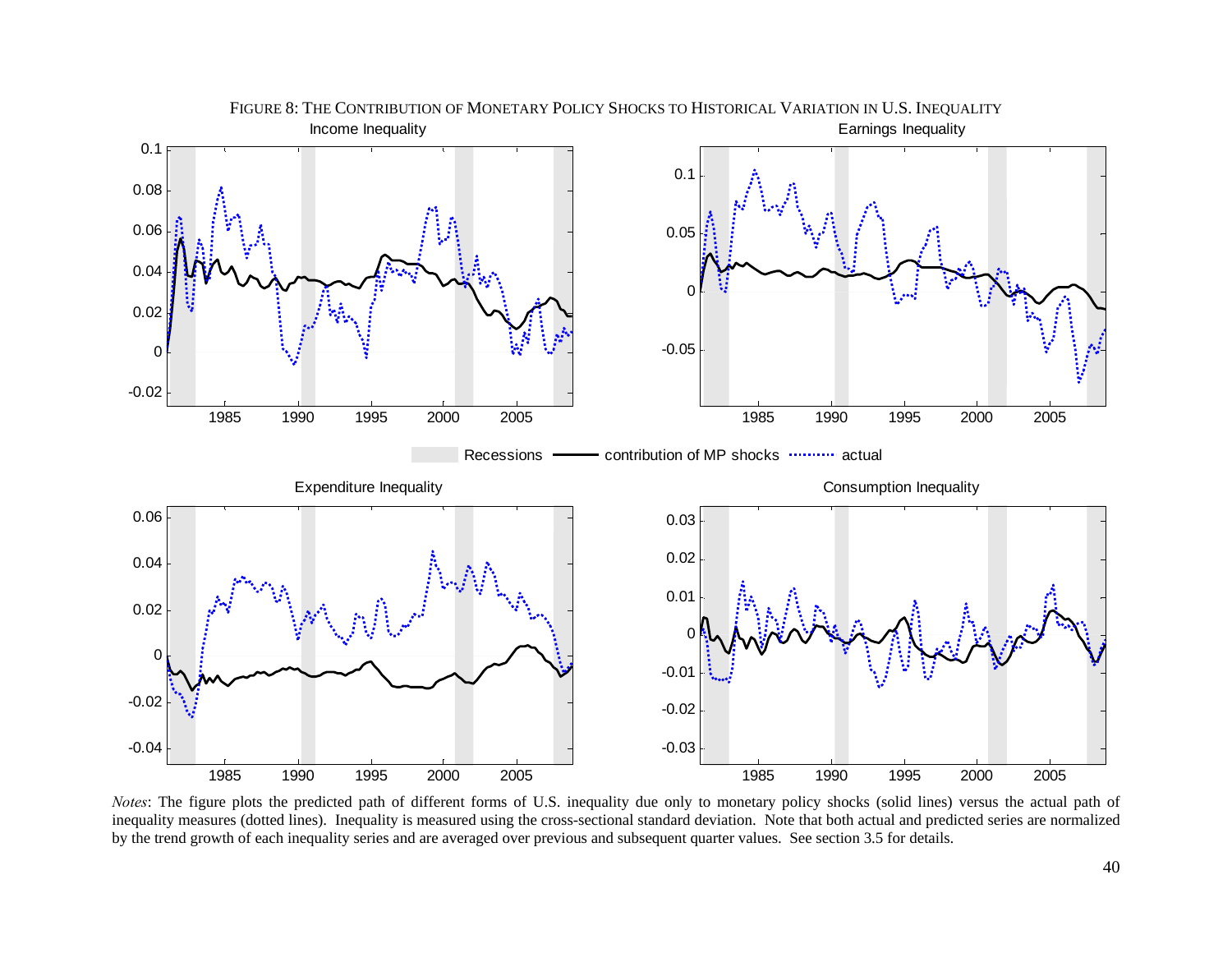FIGURE 8: THE CONTRIBUTION OF MONETARY POLICY SHOCKS TO HISTORICAL VARIATION IN U.S. INEQUALITY

*Notes*: The figure plots the predicted path of different forms of U.S. inequality due only to monetary policy shocks (solid lines) versus the actual path of inequality measures (dotted lines). Inequality is measured using the cross-sectional standard deviation. Note that both actual and predicted series are normalized by the trend growth of each inequality series and are averaged over previous and subsequent quarter values. See section 3.5 for details.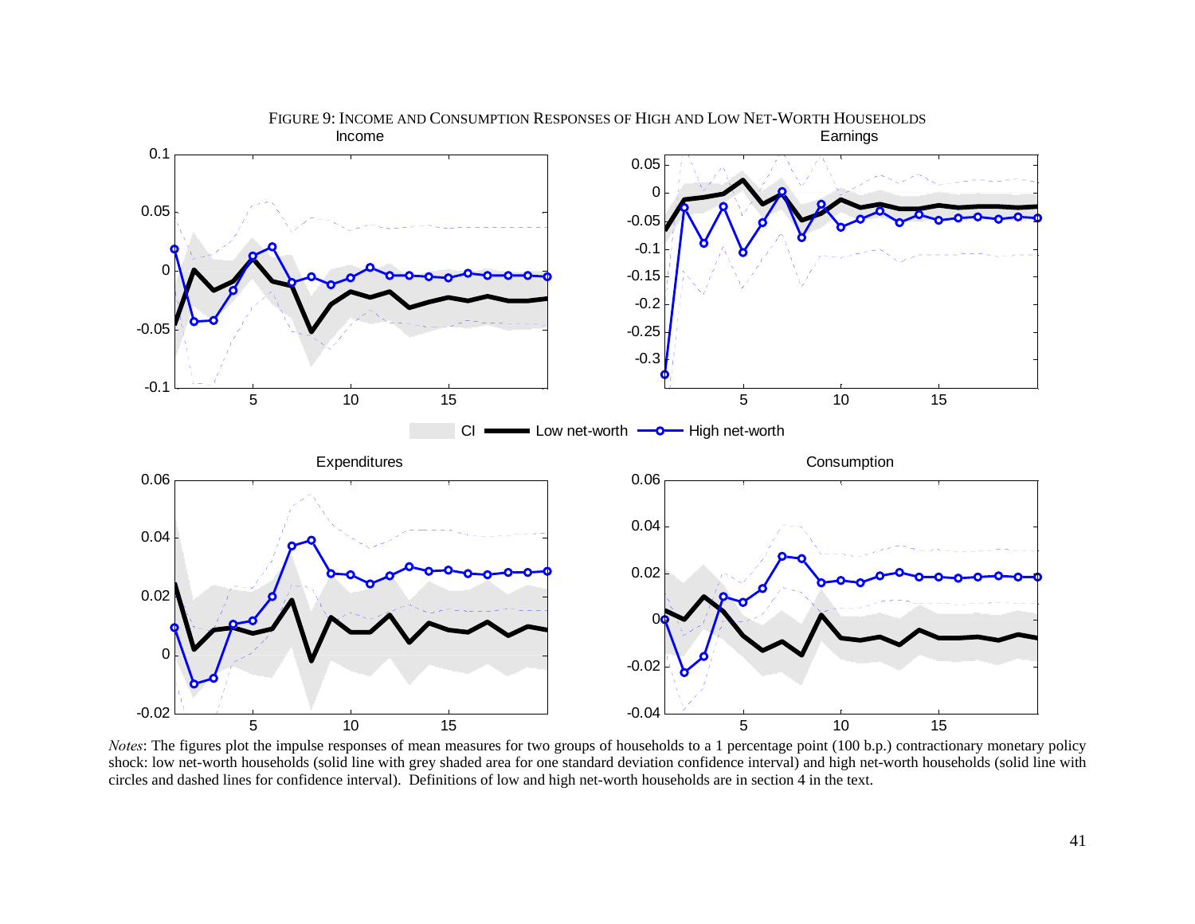FIGURE 9: INCOME AND CONSUMPTION RESPONSES OF HIGH AND LOW NET-WORTH HOUSEHOLDS

*Notes*: The figures plot the impulse responses of mean measures for two groups of households to a 1 percentage point (100 b.p.) contractionary monetary policy shock: low net-worth households (solid line with grey shaded area for one standard deviation confidence interval) and high net-worth households (solid line with circles and dashed lines for confidence interval). Definitions of low and high net-worth households are in section 4 in the text.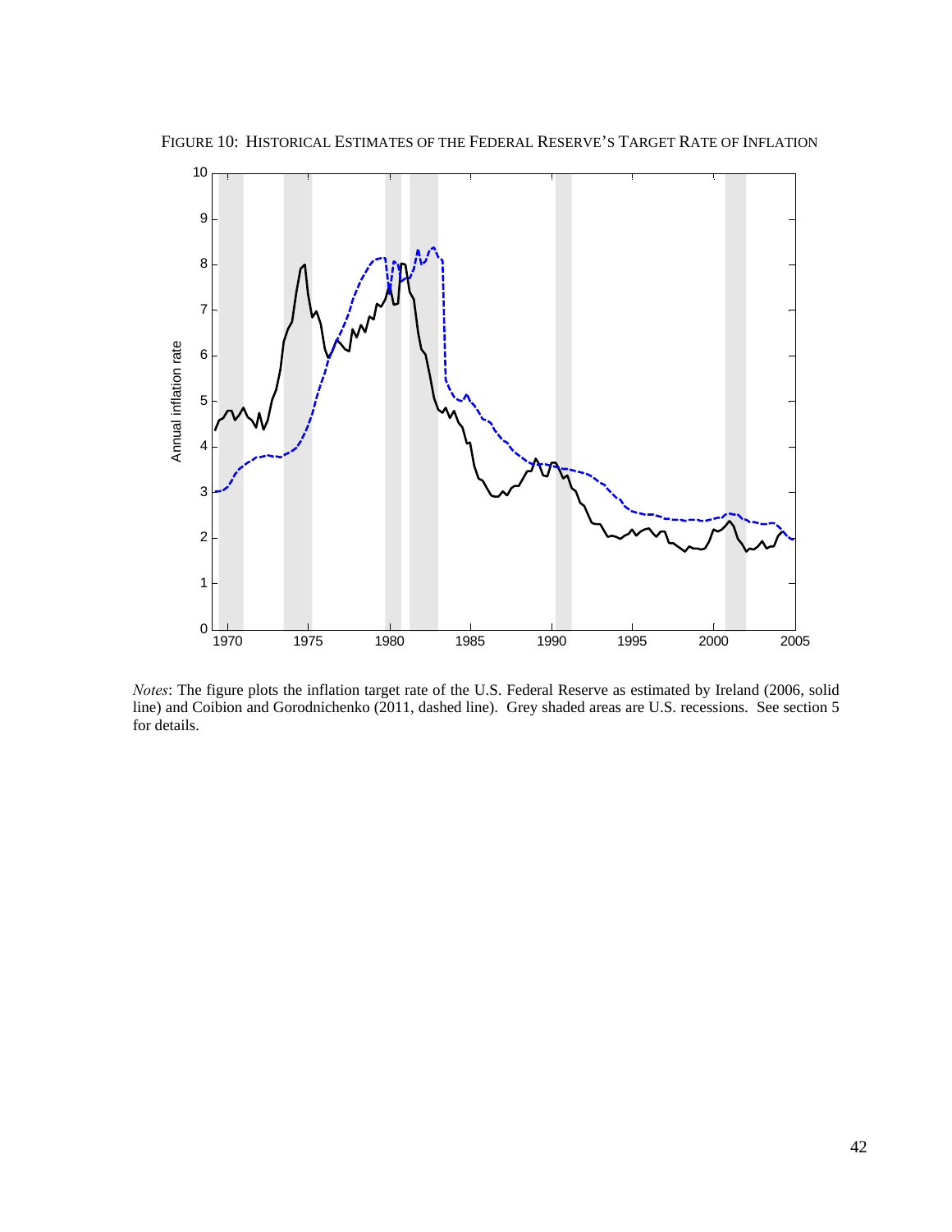FIGURE 10: HISTORICAL ESTIMATES OF THE FEDERAL RESERVE'S TARGET RATE OF INFLATION

*Notes*: The figure plots the inflation target rate of the U.S. Federal Reserve as estimated by Ireland (2006, solid line) and Coibion and Gorodnichenko (2011, dashed line). Grey shaded areas are U.S. recessions. See section 5 for details.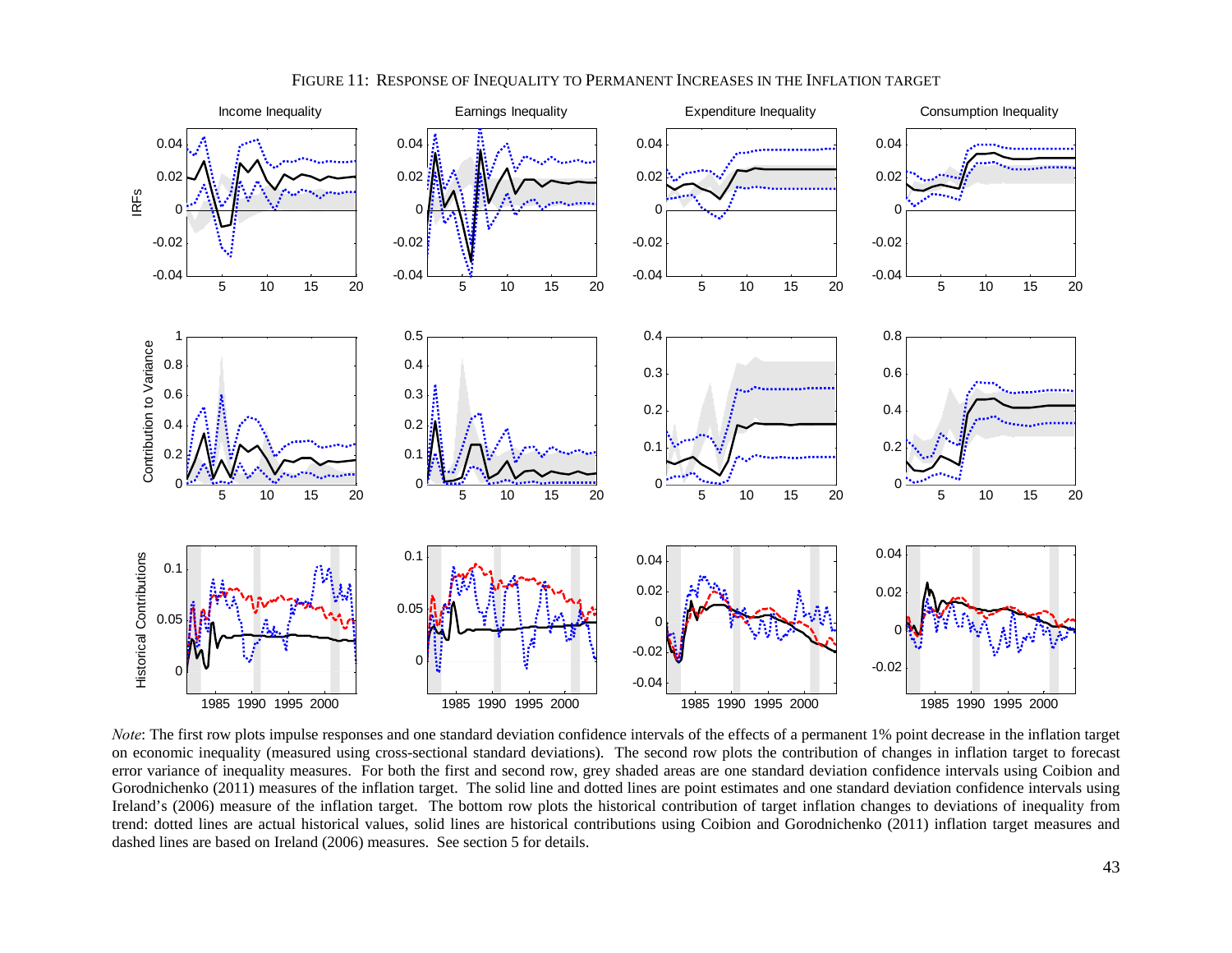FIGURE 11: RESPONSE OF INEQUALITY TO PERMANENT INCREASES IN THE INFLATION TARGET

*Note*: The first row plots impulse responses and one standard deviation confidence intervals of the effects of a permanent 1% point decrease in the inflation target on economic inequality (measured using cross-sectional standard deviations). The second row plots the contribution of changes in inflation target to forecast error variance of inequality measures. For both the first and second row, grey shaded areas are one standard deviation confidence intervals using Coibion and Gorodnichenko (2011) measures of the inflation target. The solid line and dotted lines are point estimates and one standard deviation confidence intervals using Ireland's (2006) measure of the inflation target. The bottom row plots the historical contribution of target inflation changes to deviations of inequality from trend: dotted lines are actual historical values, solid lines are historical contributions using Coibion and Gorodnichenko (2011) inflation target measures and dashed lines are based on Ireland (2006) measures. See section 5 for details.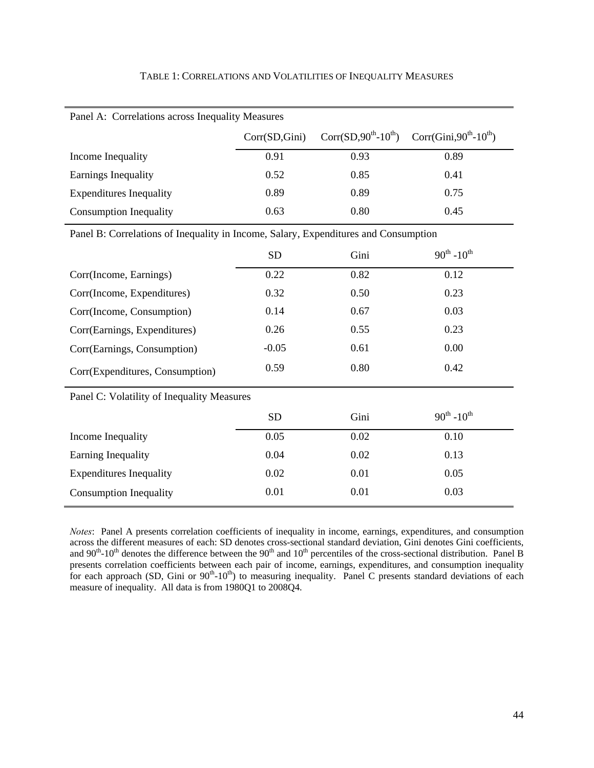TABLE 1: CORRELATIONS AND VOLATILITIES OF INEQUALITY MEASURES

| Panel A: Correlations across Inequality Measures | | | |
|---|---|---|---|
| | Corr(SD,Gini) | Corr(SD,$90^{th}$-$10^{th}$) | Corr(Gini,$90^{th}$-$10^{th}$) |
| Income Inequality | 0.91 | 0.93 | 0.89 |
| Earnings Inequality | 0.52 | 0.85 | 0.41 |
| Expenditures Inequality | 0.89 | 0.89 | 0.75 |
| Consumption Inequality | 0.63 | 0.80 | 0.45 |
| **Panel B: Correlations of Inequality in Income, Salary, Expenditures and Consumption** | | | |
| | SD | Gini | $90^{th}$ -$10^{th}$ |
| Corr(Income, Earnings) | 0.22 | 0.82 | 0.12 |
| Corr(Income, Expenditures) | 0.32 | 0.50 | 0.23 |
| Corr(Income, Consumption) | 0.14 | 0.67 | 0.03 |
| Corr(Earnings, Expenditures) | 0.26 | 0.55 | 0.23 |
| Corr(Earnings, Consumption) | -0.05 | 0.61 | 0.00 |
| Corr(Expenditures, Consumption) | 0.59 | 0.80 | 0.42 |
| **Panel C: Volatility of Inequality Measures** | | | |
| | SD | Gini | $90^{th}$ -$10^{th}$ |
| Income Inequality | 0.05 | 0.02 | 0.10 |
| Earning Inequality | 0.04 | 0.02 | 0.13 |
| Expenditures Inequality | 0.02 | 0.01 | 0.05 |
| Consumption Inequality | 0.01 | 0.01 | 0.03 |

*Notes*: Panel A presents correlation coefficients of inequality in income, earnings, expenditures, and consumption across the different measures of each: SD denotes cross-sectional standard deviation, Gini denotes Gini coefficients, and $90^{th}$-$10^{th}$ denotes the difference between the $90^{th}$ and $10^{th}$ percentiles of the cross-sectional distribution. Panel B presents correlation coefficients between each pair of income, earnings, expenditures, and consumption inequality for each approach (SD, Gini or $90^{th}$-$10^{th}$) to measuring inequality. Panel C presents standard deviations of each measure of inequality. All data is from 1980Q1 to 2008Q4.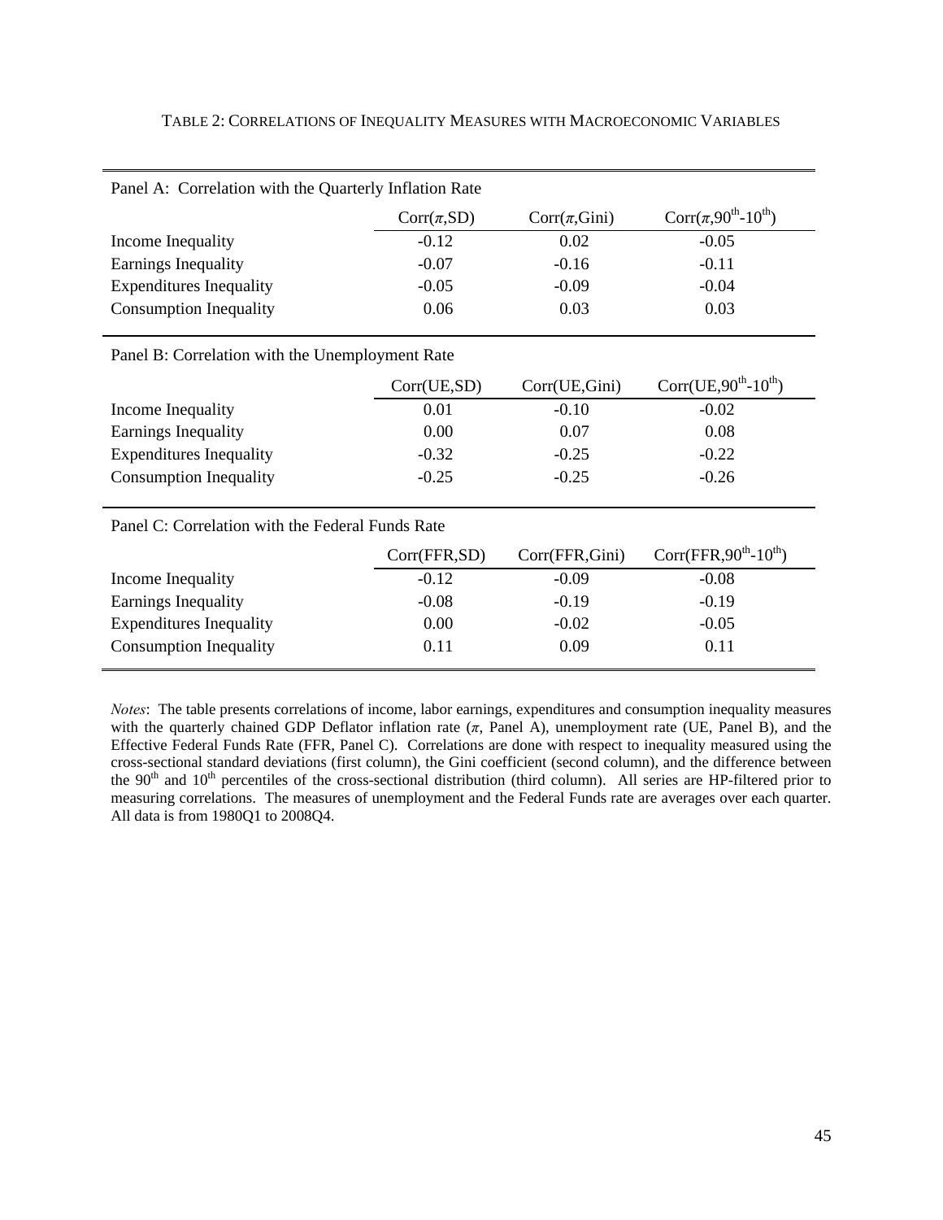TABLE 2: CORRELATIONS OF INEQUALITY MEASURES WITH MACROECONOMIC VARIABLES

| Panel A: Correlation with the Quarterly Inflation Rate | | | |
|---|---|---|---|
| | Corr($\pi$,SD) | Corr($\pi$,Gini) | Corr($\pi$,$90^{th}$-$10^{th}$) |
| Income Inequality | -0.12 | 0.02 | -0.05 |
| Earnings Inequality | -0.07 | -0.16 | -0.11 |
| Expenditures Inequality | -0.05 | -0.09 | -0.04 |
| Consumption Inequality | 0.06 | 0.03 | 0.03 |
| **Panel B: Correlation with the Unemployment Rate** | | | |
| | Corr(UE,SD) | Corr(UE,Gini) | Corr(UE,$90^{th}$-$10^{th}$) |
| Income Inequality | 0.01 | -0.10 | -0.02 |
| Earnings Inequality | 0.00 | 0.07 | 0.08 |
| Expenditures Inequality | -0.32 | -0.25 | -0.22 |
| Consumption Inequality | -0.25 | -0.25 | -0.26 |
| **Panel C: Correlation with the Federal Funds Rate** | | | |
| | Corr(FFR,SD) | Corr(FFR,Gini) | Corr(FFR,$90^{th}$-$10^{th}$) |
| Income Inequality | -0.12 | -0.09 | -0.08 |
| Earnings Inequality | -0.08 | -0.19 | -0.19 |
| Expenditures Inequality | 0.00 | -0.02 | -0.05 |
| Consumption Inequality | 0.11 | 0.09 | 0.11 |

*Notes*: The table presents correlations of income, labor earnings, expenditures and consumption inequality measures with the quarterly chained GDP Deflator inflation rate ($\pi$, Panel A), unemployment rate (UE, Panel B), and the Effective Federal Funds Rate (FFR, Panel C). Correlations are done with respect to inequality measured using the cross-sectional standard deviations (first column), the Gini coefficient (second column), and the difference between the $90^{th}$ and $10^{th}$ percentiles of the cross-sectional distribution (third column). All series are HP-filtered prior to measuring correlations. The measures of unemployment and the Federal Funds rate are averages over each quarter. All data is from 1980Q1 to 2008Q4.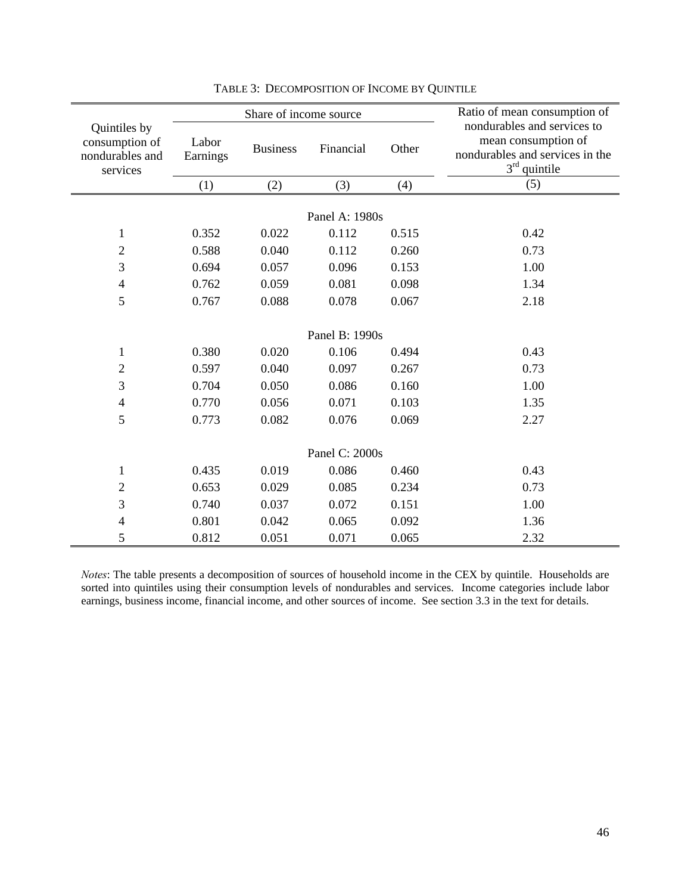TABLE 3: DECOMPOSITION OF INCOME BY QUINTILE

| Quintiles by consumption of nondurables and services | Share of income source | | | | Ratio of mean consumption of nondurables and services to mean consumption of nondurables and services in the 3rd quintile |
|---|---|---|---|---|---|
| | Labor Earnings | Business | Financial | Other | |
| | (1) | (2) | (3) | (4) | (5) |
| | | | Panel A: 1980s | | |
| 1 | 0.352 | 0.022 | 0.112 | 0.515 | 0.42 |
| 2 | 0.588 | 0.040 | 0.112 | 0.260 | 0.73 |
| 3 | 0.694 | 0.057 | 0.096 | 0.153 | 1.00 |
| 4 | 0.762 | 0.059 | 0.081 | 0.098 | 1.34 |
| 5 | 0.767 | 0.088 | 0.078 | 0.067 | 2.18 |
| | | | Panel B: 1990s | | |
| 1 | 0.380 | 0.020 | 0.106 | 0.494 | 0.43 |
| 2 | 0.597 | 0.040 | 0.097 | 0.267 | 0.73 |
| 3 | 0.704 | 0.050 | 0.086 | 0.160 | 1.00 |
| 4 | 0.770 | 0.056 | 0.071 | 0.103 | 1.35 |
| 5 | 0.773 | 0.082 | 0.076 | 0.069 | 2.27 |
| | | | Panel C: 2000s | | |
| 1 | 0.435 | 0.019 | 0.086 | 0.460 | 0.43 |
| 2 | 0.653 | 0.029 | 0.085 | 0.234 | 0.73 |
| 3 | 0.740 | 0.037 | 0.072 | 0.151 | 1.00 |
| 4 | 0.801 | 0.042 | 0.065 | 0.092 | 1.36 |
| 5 | 0.812 | 0.051 | 0.071 | 0.065 | 2.32 |

*Notes*: The table presents a decomposition of sources of household income in the CEX by quintile. Households are sorted into quintiles using their consumption levels of nondurables and services. Income categories include labor earnings, business income, financial income, and other sources of income. See section 3.3 in the text for details.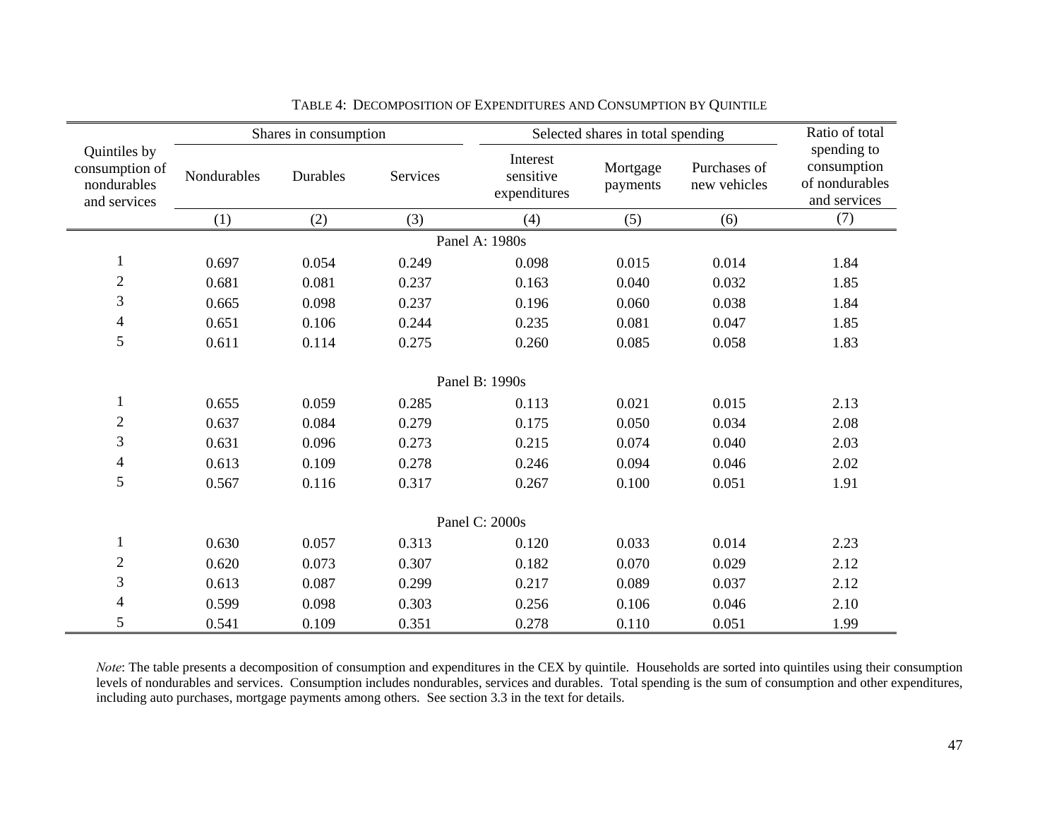TABLE 4: DECOMPOSITION OF EXPENDITURES AND CONSUMPTION BY QUINTILE

| Quintiles by consumption of nondurables and services | Shares in consumption | | | Selected shares in total spending | | | Ratio of total spending to consumption of nondurables and services |
|---|---|---|---|---|---|---|---|
| | Nondurables | Durables | Services | Interest sensitive expenditures | Mortgage payments | Purchases of new vehicles | |
| | (1) | (2) | (3) | (4) | (5) | (6) | (7) |
| Panel A: 1980s | | | | | | | |
| 1 | 0.697 | 0.054 | 0.249 | 0.098 | 0.015 | 0.014 | 1.84 |
| 2 | 0.681 | 0.081 | 0.237 | 0.163 | 0.040 | 0.032 | 1.85 |
| 3 | 0.665 | 0.098 | 0.237 | 0.196 | 0.060 | 0.038 | 1.84 |
| 4 | 0.651 | 0.106 | 0.244 | 0.235 | 0.081 | 0.047 | 1.85 |
| 5 | 0.611 | 0.114 | 0.275 | 0.260 | 0.085 | 0.058 | 1.83 |
| Panel B: 1990s | | | | | | | |
| 1 | 0.655 | 0.059 | 0.285 | 0.113 | 0.021 | 0.015 | 2.13 |
| 2 | 0.637 | 0.084 | 0.279 | 0.175 | 0.050 | 0.034 | 2.08 |
| 3 | 0.631 | 0.096 | 0.273 | 0.215 | 0.074 | 0.040 | 2.03 |
| 4 | 0.613 | 0.109 | 0.278 | 0.246 | 0.094 | 0.046 | 2.02 |
| 5 | 0.567 | 0.116 | 0.317 | 0.267 | 0.100 | 0.051 | 1.91 |
| Panel C: 2000s | | | | | | | |
| 1 | 0.630 | 0.057 | 0.313 | 0.120 | 0.033 | 0.014 | 2.23 |
| 2 | 0.620 | 0.073 | 0.307 | 0.182 | 0.070 | 0.029 | 2.12 |
| 3 | 0.613 | 0.087 | 0.299 | 0.217 | 0.089 | 0.037 | 2.12 |
| 4 | 0.599 | 0.098 | 0.303 | 0.256 | 0.106 | 0.046 | 2.10 |
| 5 | 0.541 | 0.109 | 0.351 | 0.278 | 0.110 | 0.051 | 1.99 |

*Note*: The table presents a decomposition of consumption and expenditures in the CEX by quintile. Households are sorted into quintiles using their consumption levels of nondurables and services. Consumption includes nondurables, services and durables. Total spending is the sum of consumption and other expenditures, including auto purchases, mortgage payments among others. See section 3.3 in the text for details.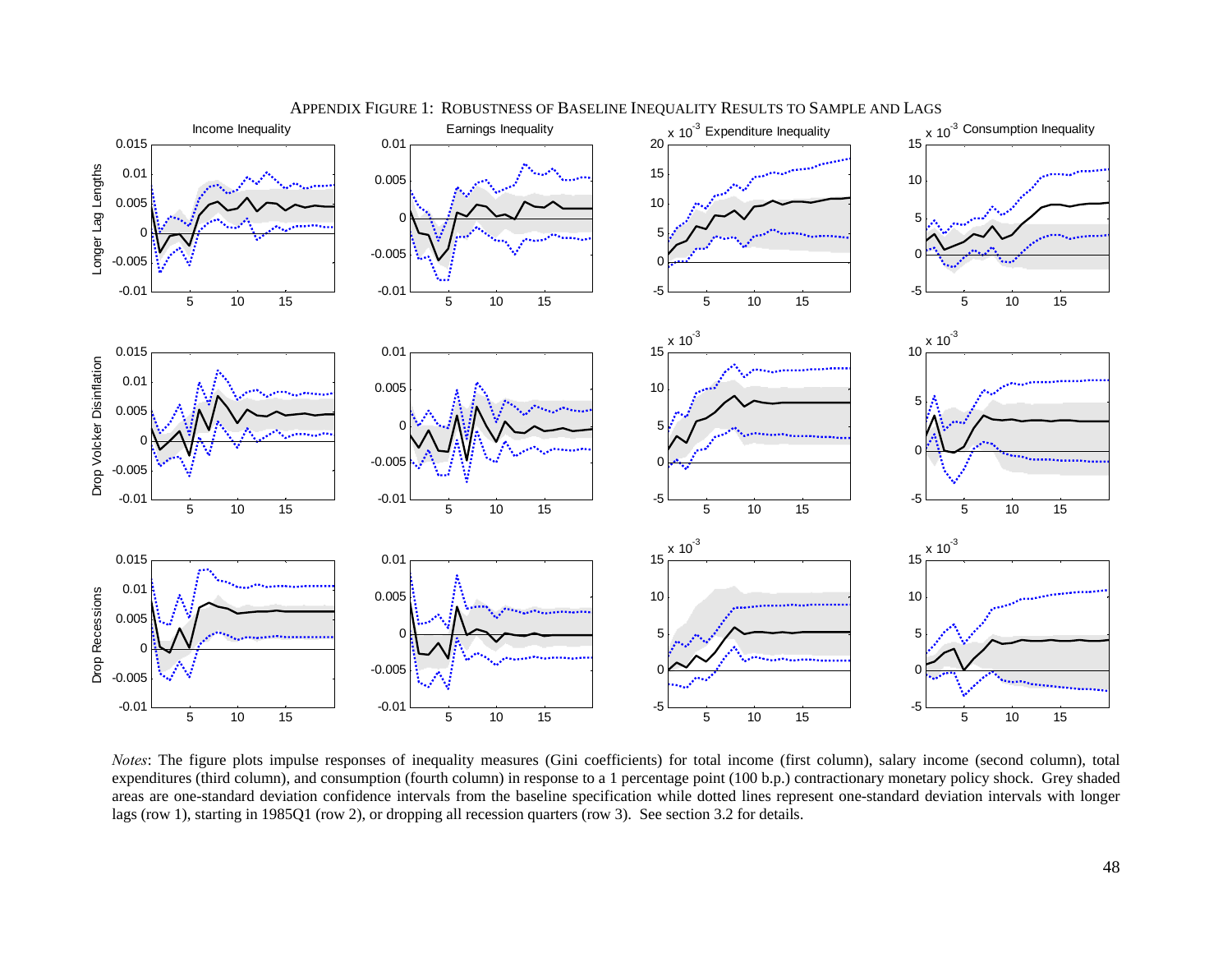APPENDIX FIGURE 1: ROBUSTNESS OF BASELINE INEQUALITY RESULTS TO SAMPLE AND LAGS

*Notes*: The figure plots impulse responses of inequality measures (Gini coefficients) for total income (first column), salary income (second column), total expenditures (third column), and consumption (fourth column) in response to a 1 percentage point (100 b.p.) contractionary monetary policy shock. Grey shaded areas are one-standard deviation confidence intervals from the baseline specification while dotted lines represent one-standard deviation intervals with longer lags (row 1), starting in 1985Q1 (row 2), or dropping all recession quarters (row 3). See section 3.2 for details.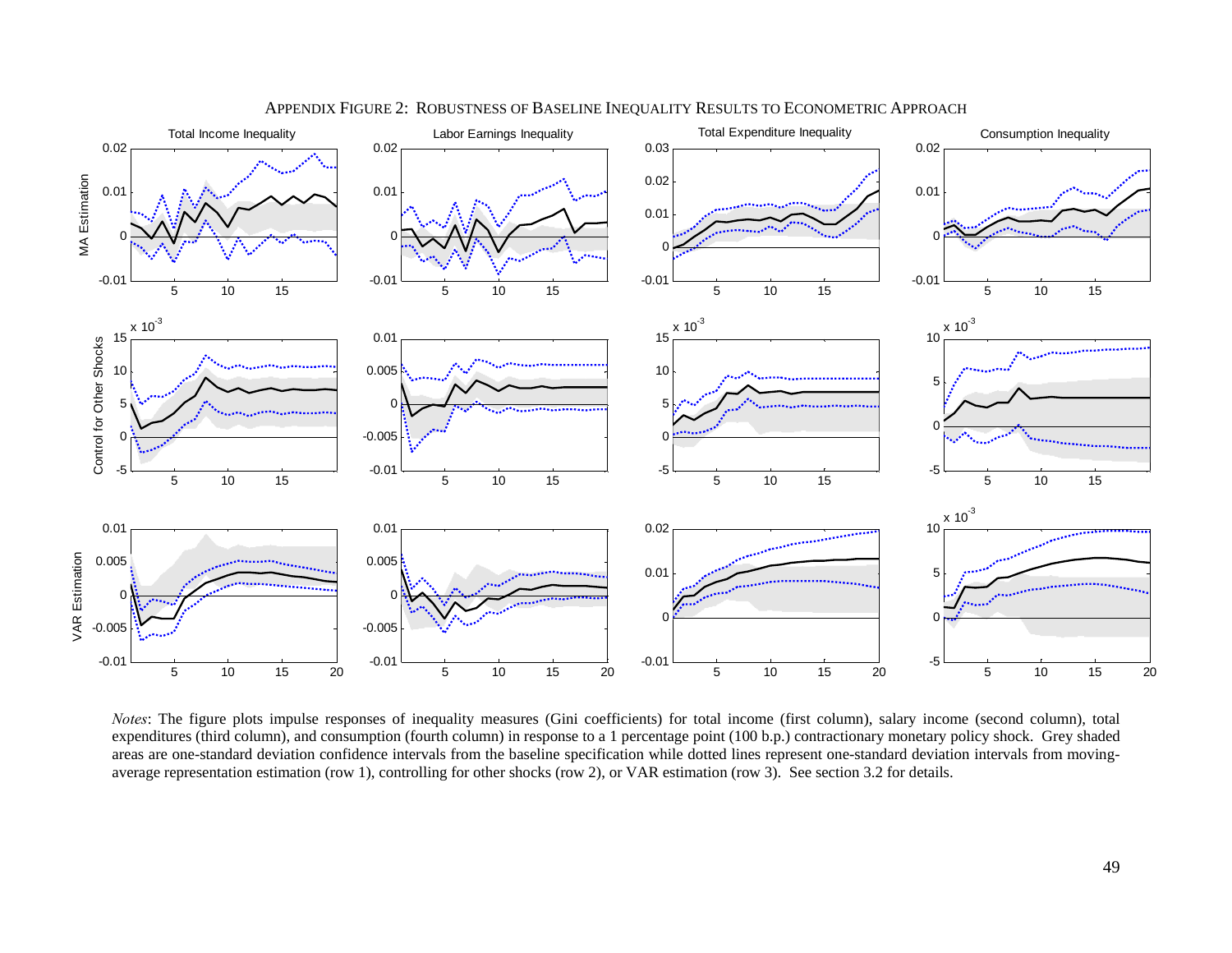APPENDIX FIGURE 2: ROBUSTNESS OF BASELINE INEQUALITY RESULTS TO ECONOMETRIC APPROACH

*Notes*: The figure plots impulse responses of inequality measures (Gini coefficients) for total income (first column), salary income (second column), total expenditures (third column), and consumption (fourth column) in response to a 1 percentage point (100 b.p.) contractionary monetary policy shock. Grey shaded areas are one-standard deviation confidence intervals from the baseline specification while dotted lines represent one-standard deviation intervals from moving-average representation estimation (row 1), controlling for other shocks (row 2), or VAR estimation (row 3). See section 3.2 for details.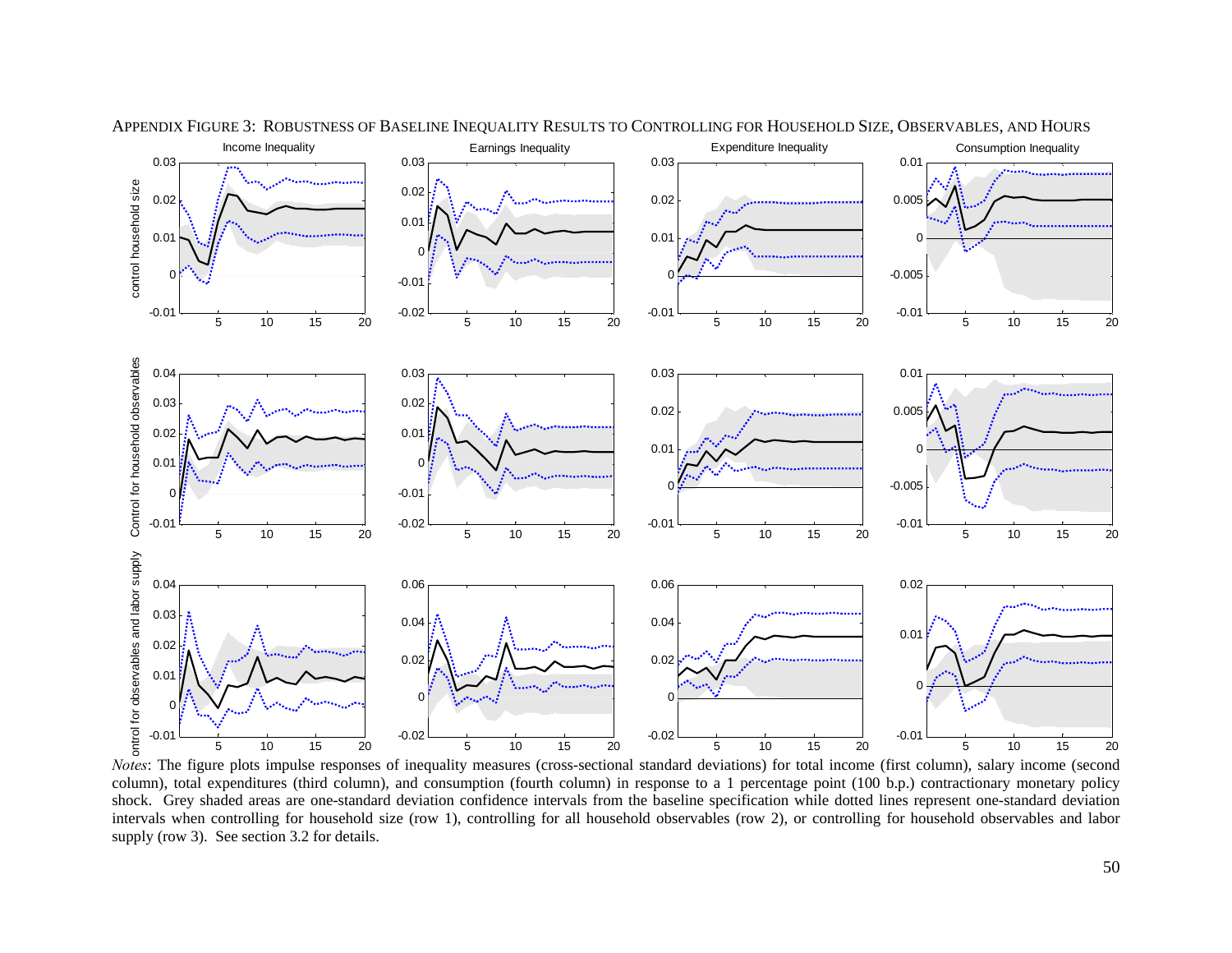Appendix Figure 3: Robustness of Baseline Inequality Results to Controlling for Household Size, Observables, and Hours

*Notes*: The figure plots impulse responses of inequality measures (cross-sectional standard deviations) for total income (first column), salary income (second column), total expenditures (third column), and consumption (fourth column) in response to a 1 percentage point (100 b.p.) contractionary monetary policy shock. Grey shaded areas are one-standard deviation confidence intervals from the baseline specification while dotted lines represent one-standard deviation intervals when controlling for household size (row 1), controlling for all household observables (row 2), or controlling for household observables and labor supply (row 3). See section 3.2 for details.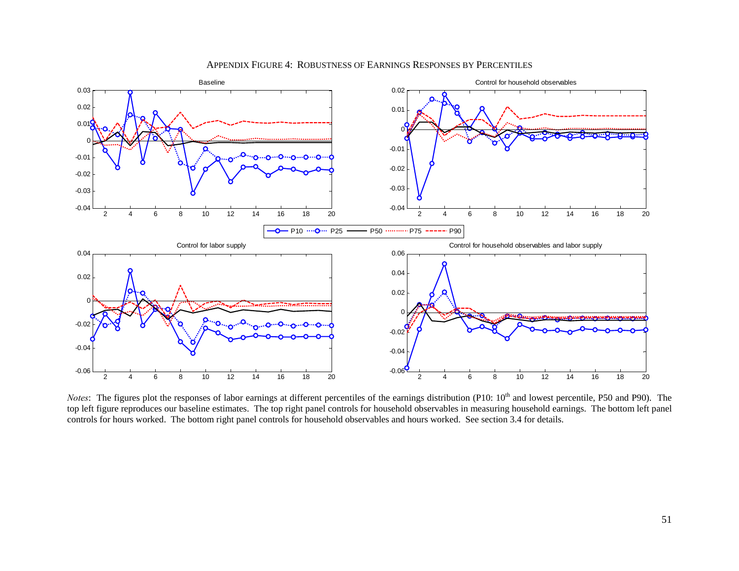APPENDIX FIGURE 4: ROBUSTNESS OF EARNINGS RESPONSES BY PERCENTILES

*Notes*: The figures plot the responses of labor earnings at different percentiles of the earnings distribution (P10: 10th and lowest percentile, P50 and P90). The top left figure reproduces our baseline estimates. The top right panel controls for household observables in measuring household earnings. The bottom left panel controls for hours worked. The bottom right panel controls for household observables and hours worked. See section 3.4 for details.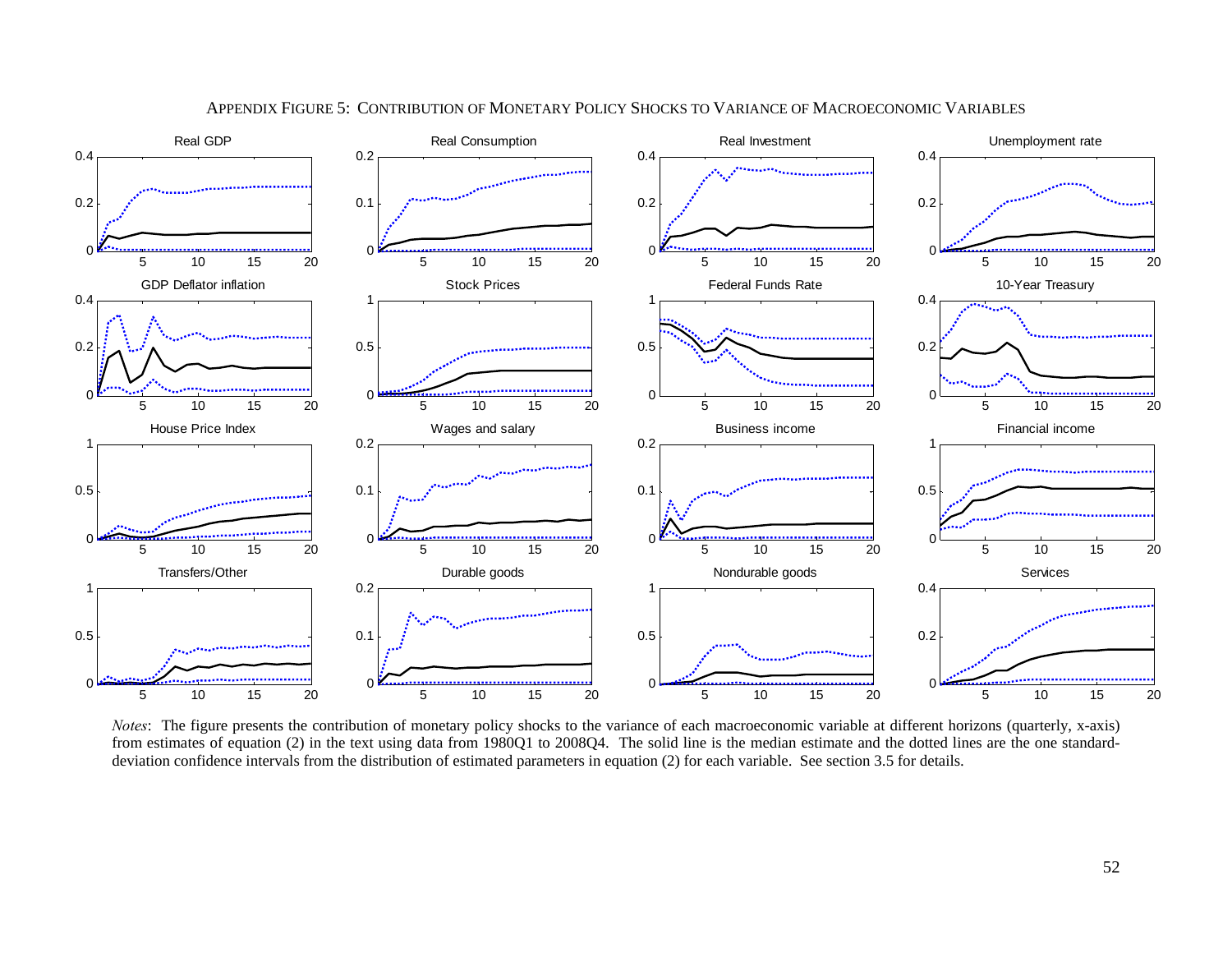APPENDIX FIGURE 5: CONTRIBUTION OF MONETARY POLICY SHOCKS TO VARIANCE OF MACROECONOMIC VARIABLES

*Notes*: The figure presents the contribution of monetary policy shocks to the variance of each macroeconomic variable at different horizons (quarterly, x-axis) from estimates of equation (2) in the text using data from 1980Q1 to 2008Q4. The solid line is the median estimate and the dotted lines are the one standard-deviation confidence intervals from the distribution of estimated parameters in equation (2) for each variable. See section 3.5 for details.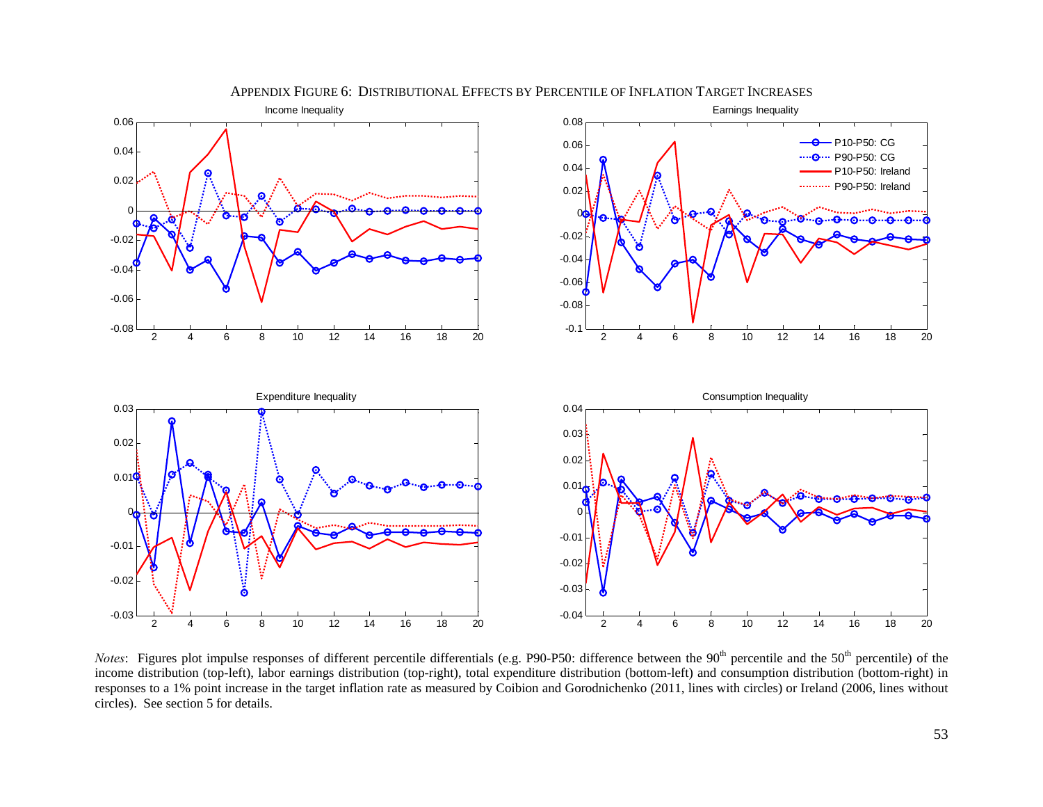APPENDIX FIGURE 6: DISTRIBUTIONAL EFFECTS BY PERCENTILE OF INFLATION TARGET INCREASES

Income Inequality

Earnings Inequality

P10-P50: CG
P90-P50: CG
P10-P50: Ireland
P90-P50: Ireland

Expenditure Inequality

Consumption Inequality

*Notes*: Figures plot impulse responses of different percentile differentials (e.g. P90-P50: difference between the 90th percentile and the 50th percentile) of the income distribution (top-left), labor earnings distribution (top-right), total expenditure distribution (bottom-left) and consumption distribution (bottom-right) in responses to a 1% point increase in the target inflation rate as measured by Coibion and Gorodnichenko (2011, lines with circles) or Ireland (2006, lines without circles). See section 5 for details.